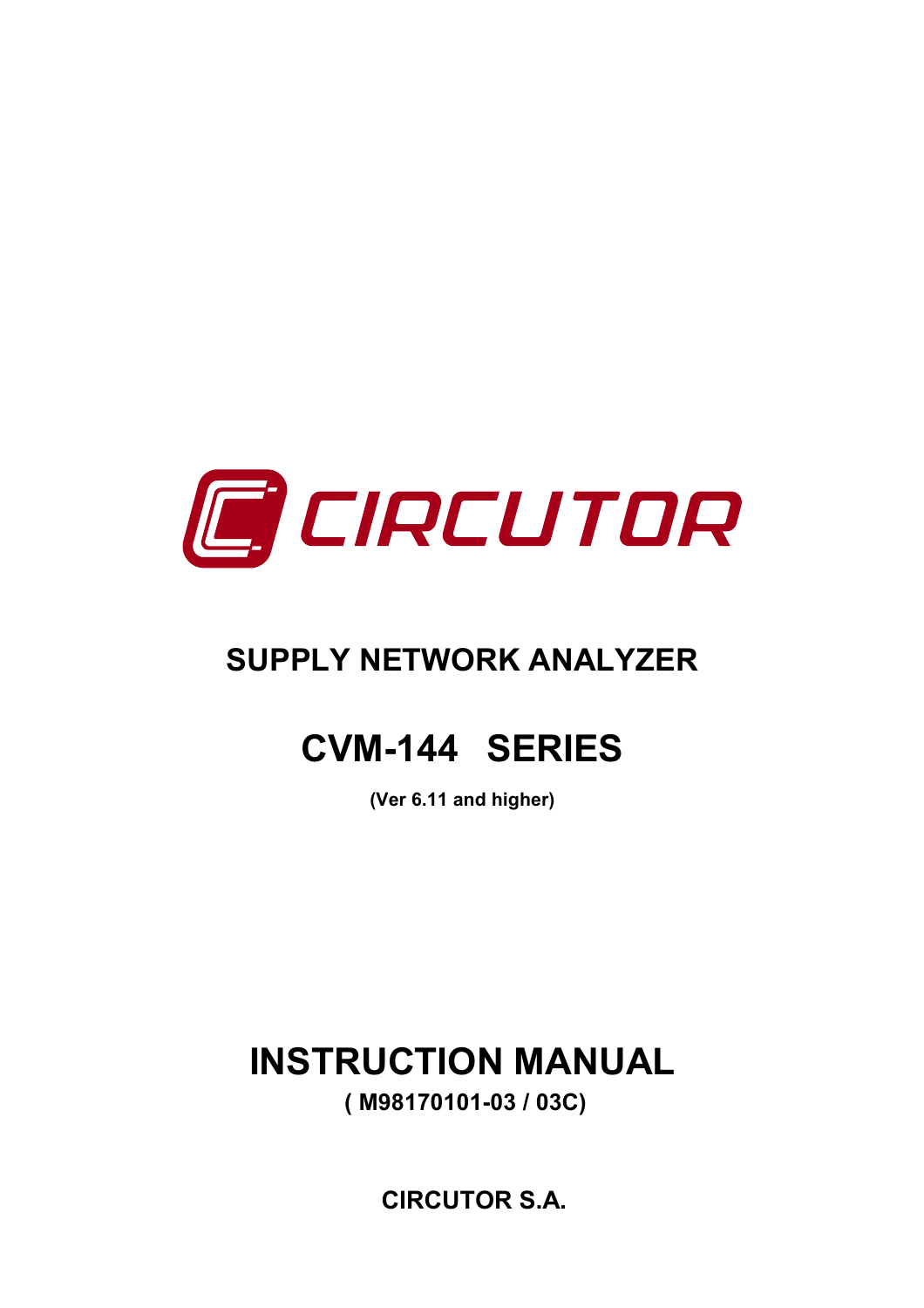CIRCUTOR

# SUPPLY NETWORK ANALYZER

# CVM-144 SERIES

**(Ver 6.11 and higher)**

# INSTRUCTION MANUAL

**( M98170101-03 / 03C)**

**CIRCUTOR S.A.**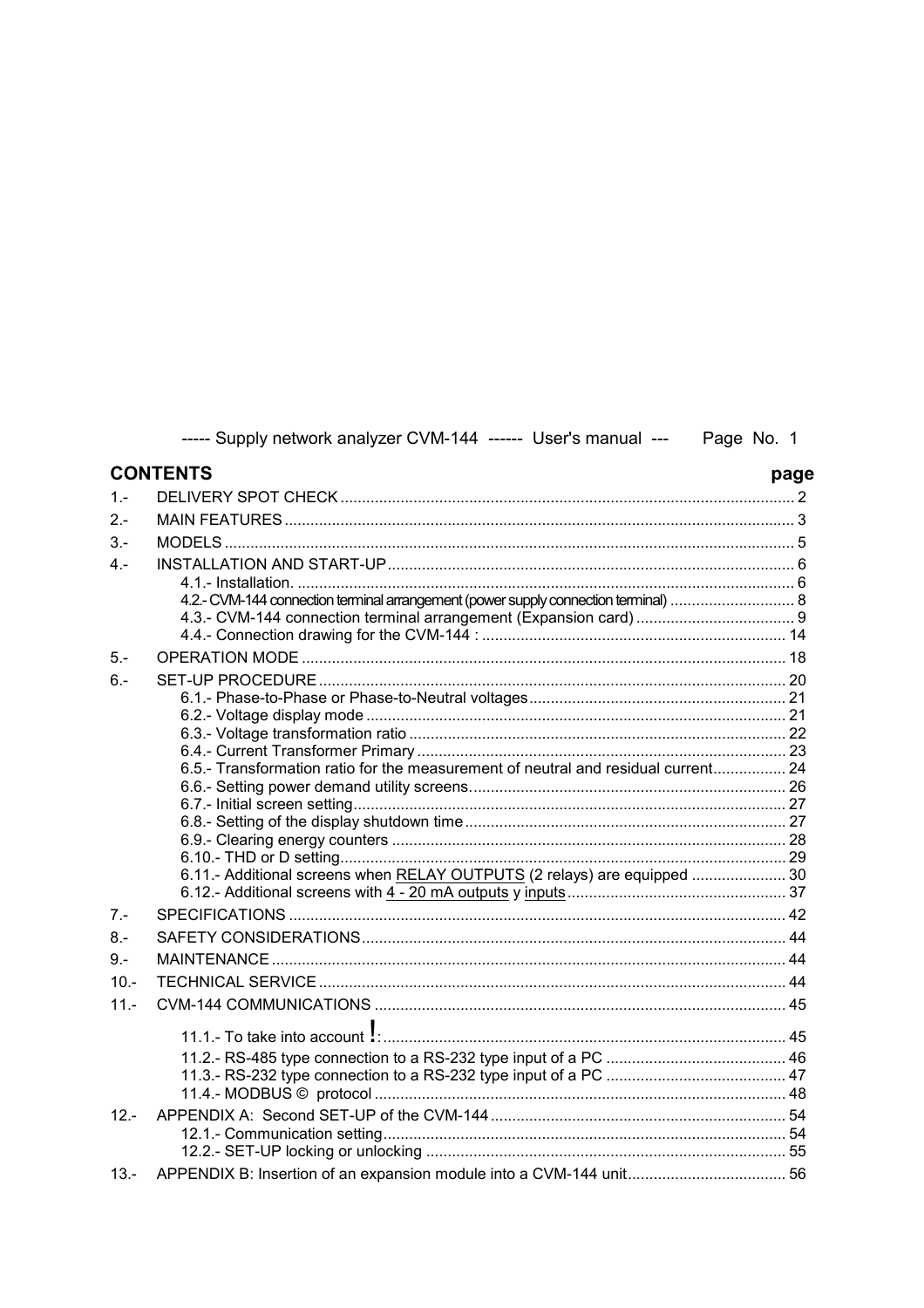## CONTENTS

| | | page |
|---|---|---|
| 1.- | DELIVERY SPOT CHECK | 2 |
| 2.- | MAIN FEATURES | 3 |
| 3.- | MODELS | 5 |
| 4.- | INSTALLATION AND START-UP | 6 |
| | 4.1.- Installation. | 6 |
| | 4.2.- CVM-144 connection terminal arrangement (power supply connection terminal) | 8 |
| | 4.3.- CVM-144 connection terminal arrangement (Expansion card) | 9 |
| | 4.4.- Connection drawing for the CVM-144 : | 14 |
| 5.- | OPERATION MODE | 18 |
| 6.- | SET-UP PROCEDURE | 20 |
| | 6.1.- Phase-to-Phase or Phase-to-Neutral voltages | 21 |
| | 6.2.- Voltage display mode | 21 |
| | 6.3.- Voltage transformation ratio | 22 |
| | 6.4.- Current Transformer Primary | 23 |
| | 6.5.- Transformation ratio for the measurement of neutral and residual current | 24 |
| | 6.6.- Setting power demand utility screens. | 26 |
| | 6.7.- Initial screen setting | 27 |
| | 6.8.- Setting of the display shutdown time | 27 |
| | 6.9.- Clearing energy counters | 28 |
| | 6.10.- THD or D setting | 29 |
| | 6.11.- Additional screens when <u>RELAY OUTPUTS</u> (2 relays) are equipped | 30 |
| | 6.12.- Additional screens with <u>4 - 20 mA outputs</u> y <u>inputs</u> | 37 |
| 7.- | SPECIFICATIONS | 42 |
| 8.- | SAFETY CONSIDERATIONS | 44 |
| 9.- | MAINTENANCE | 44 |
| 10.- | TECHNICAL SERVICE | 44 |
| 11.- | CVM-144 COMMUNICATIONS | 45 |
| | 11.1.- To take into account !: | 45 |
| | 11.2.- RS-485 type connection to a RS-232 type input of a PC | 46 |
| | 11.3.- RS-232 type connection to a RS-232 type input of a PC | 47 |
| | 11.4.- MODBUS © protocol | 48 |
| 12.- | APPENDIX A: Second SET-UP of the CVM-144 | 54 |
| | 12.1.- Communication setting | 54 |
| | 12.2.- SET-UP locking or unlocking | 55 |
| 13.- | APPENDIX B: Insertion of an expansion module into a CVM-144 unit | 56 |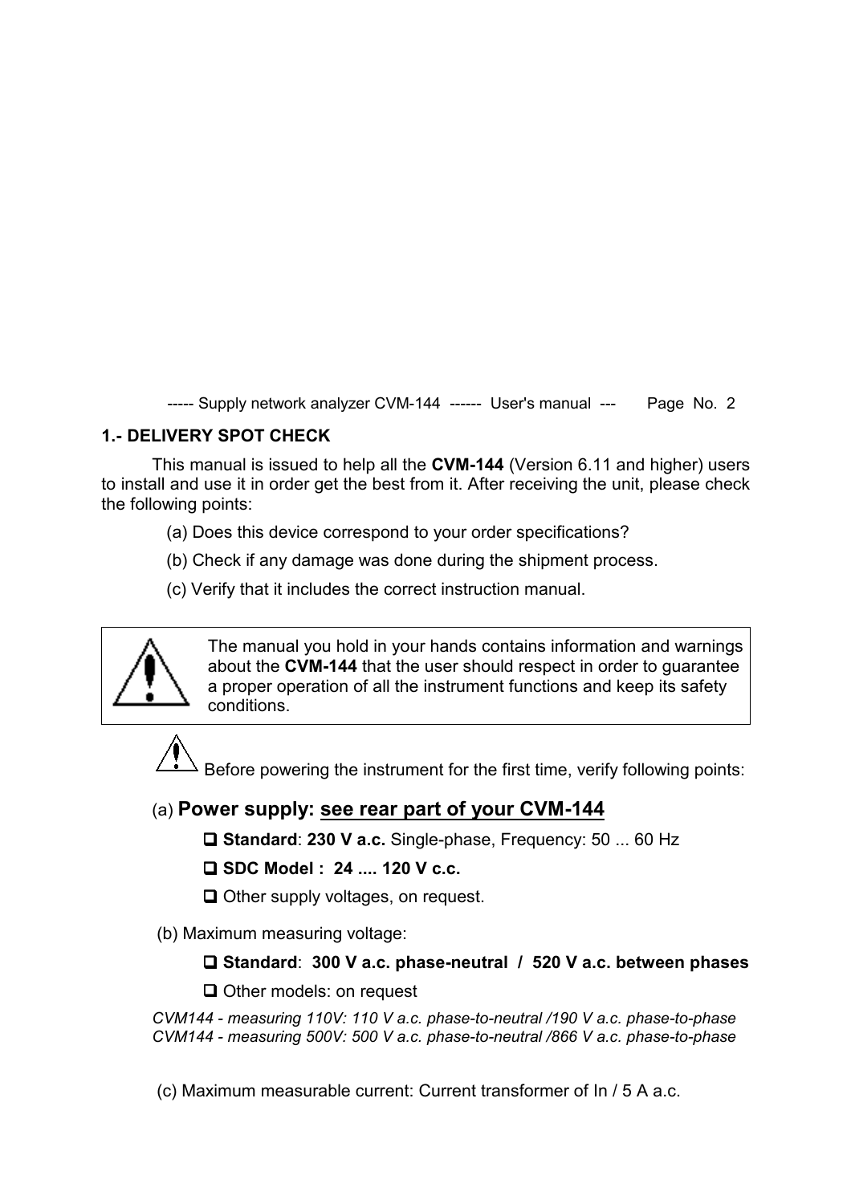## 1.- DELIVERY SPOT CHECK

This manual is issued to help all the **CVM-144** (Version 6.11 and higher) users to install and use it in order get the best from it. After receiving the unit, please check the following points:

(a) Does this device correspond to your order specifications?

(b) Check if any damage was done during the shipment process.

(c) Verify that it includes the correct instruction manual.

> The manual you hold in your hands contains information and warnings about the **CVM-144** that the user should respect in order to guarantee a proper operation of all the instrument functions and keep its safety conditions.

Before powering the instrument for the first time, verify following points:

(a) **Power supply: see rear part of your CVM-144**

- **Standard**: **230 V a.c.** Single-phase, Frequency: 50 ... 60 Hz
- **SDC Model : 24 .... 120 V c.c.**
- Other supply voltages, on request.

(b) Maximum measuring voltage:

- **Standard**: **300 V a.c. phase-neutral / 520 V a.c. between phases**
- Other models: on request

*CVM144 - measuring 110V: 110 V a.c. phase-to-neutral /190 V a.c. phase-to-phase*
*CVM144 - measuring 500V: 500 V a.c. phase-to-neutral /866 V a.c. phase-to-phase*

(c) Maximum measurable current: Current transformer of In / 5 A a.c.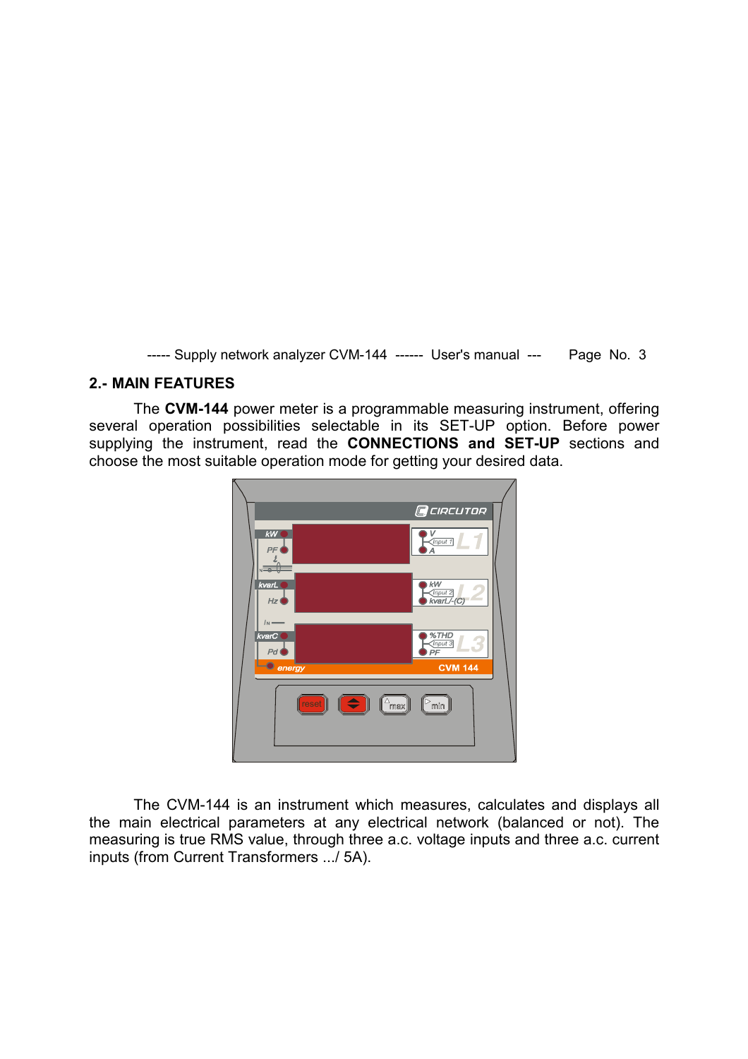## 2.- MAIN FEATURES

The **CVM-144** power meter is a programmable measuring instrument, offering several operation possibilities selectable in its SET-UP option. Before power supplying the instrument, read the **CONNECTIONS and SET-UP** sections and choose the most suitable operation mode for getting your desired data.

The CVM-144 is an instrument which measures, calculates and displays all the main electrical parameters at any electrical network (balanced or not). The measuring is true RMS value, through three a.c. voltage inputs and three a.c. current inputs (from Current Transformers .../ 5A).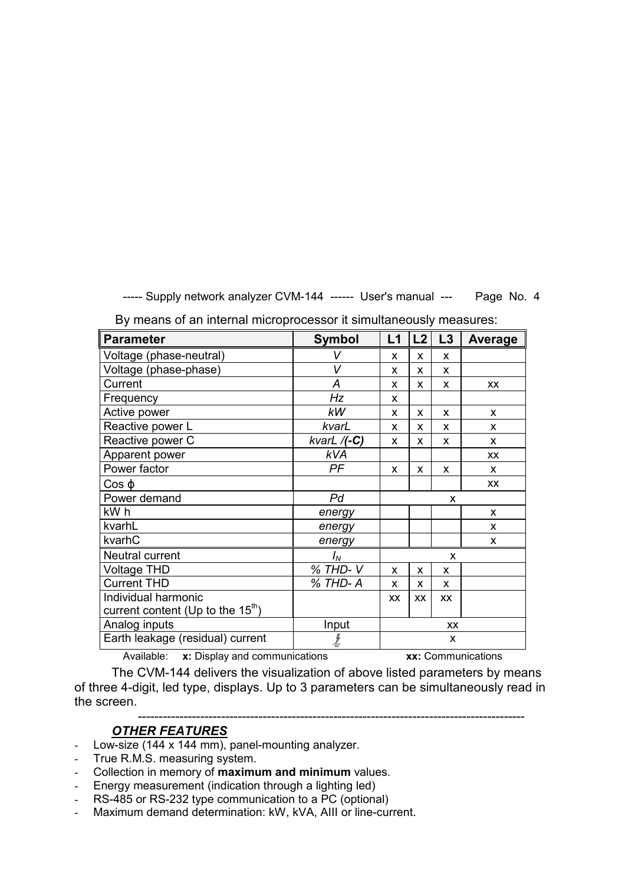By means of an internal microprocessor it simultaneously measures:

| Parameter | Symbol | L1 | L2 | L3 | Average |
|---|---|---|---|---|---|
| Voltage (phase-neutral) | *V* | x | x | x | |
| Voltage (phase-phase) | *V* | x | x | x | |
| Current | *A* | x | x | x | xx |
| Frequency | *Hz* | x | | | |
| Active power | *kW* | x | x | x | x |
| Reactive power L | *kvarL* | x | x | x | x |
| Reactive power C | *kvarL /**(-C)*** | x | x | x | x |
| Apparent power | *kVA* | | | | xx |
| Power factor | *PF* | x | x | x | x |
| Cos ϕ | | | | | xx |
| Power demand | *Pd* | x | | | |
| kW h | *energy* | | | | x |
| kvarhL | *energy* | | | | x |
| kvarhC | *energy* | | | | x |
| Neutral current | $I_N$ | x | | | |
| Voltage THD | *% THD- V* | x | x | x | |
| Current THD | *% THD- A* | x | x | x | |
| Individual harmonic current content (Up to the 15th) | | xx | xx | xx | |
| Analog inputs | Input | xx | | | |
| Earth leakage (residual) current | ⏚ | x | | | |

Available: **x:** Display and communications **xx:** Communications

The CVM-144 delivers the visualization of above listed parameters by means of three 4-digit, led type, displays. Up to 3 parameters can be simultaneously read in the screen.

---

## ***OTHER FEATURES***

- Low-size (144 x 144 mm), panel-mounting analyzer.
- True R.M.S. measuring system.
- Collection in memory of **maximum and minimum** values.
- Energy measurement (indication through a lighting led)
- RS-485 or RS-232 type communication to a PC (optional)
- Maximum demand determination: kW, kVA, AIII or line-current.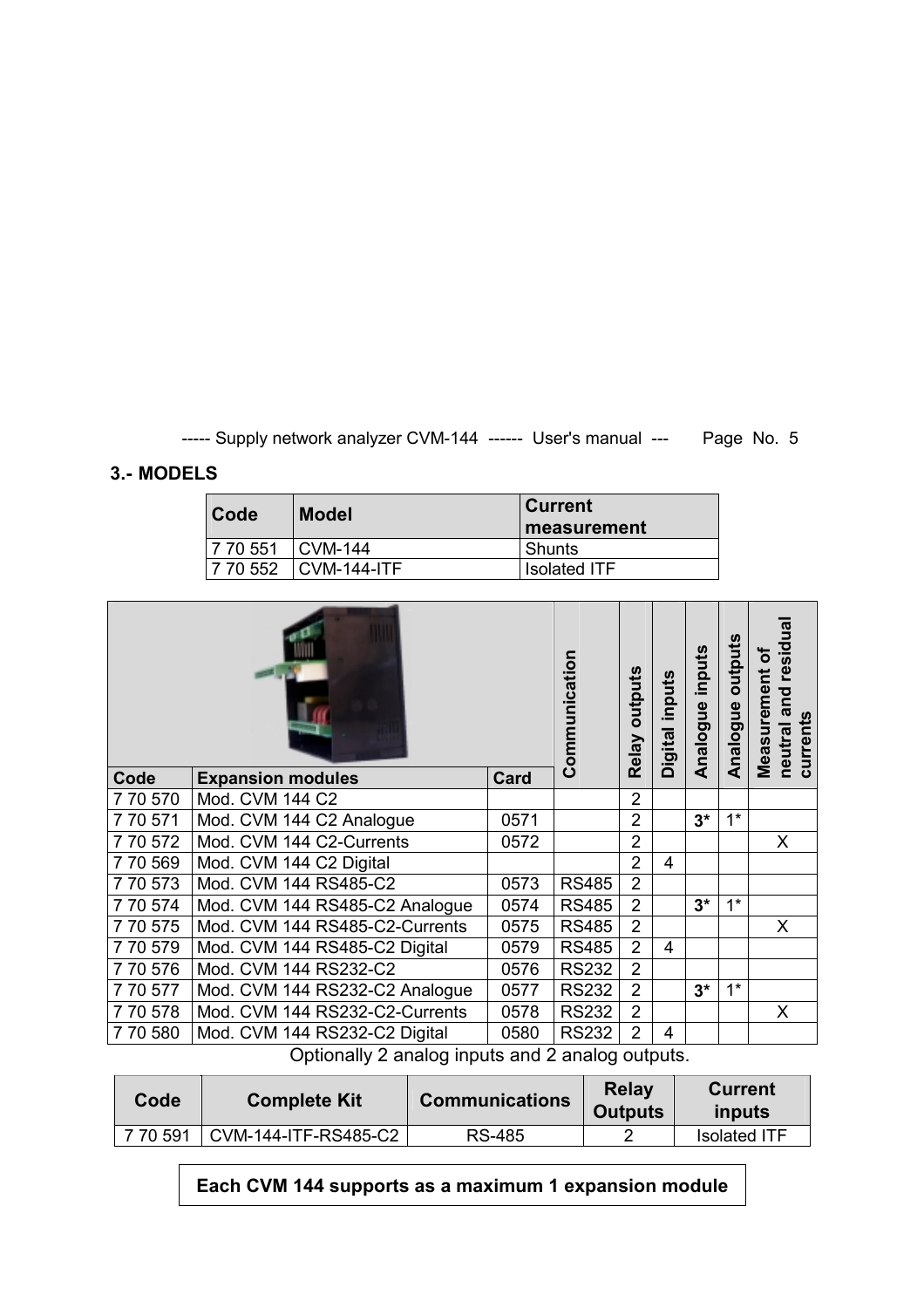## 3.- MODELS

| Code | Model | Current measurement |
|---|---|---|
| 7 70 551 | CVM-144 | Shunts |
| 7 70 552 | CVM-144-ITF | Isolated ITF |

| Code | Expansion modules | Card | Communication | Relay outputs | Digital inputs | Analogue inputs | Analogue outputs | Measurement of neutral and residual currents |
|---|---|---|---|---|---|---|---|---|
| 7 70 570 | Mod. CVM 144 C2 | | | 2 | | | | |
| 7 70 571 | Mod. CVM 144 C2 Analogue | 0571 | | 2 | | **3*** | 1* | |
| 7 70 572 | Mod. CVM 144 C2-Currents | 0572 | | 2 | | | | X |
| 7 70 569 | Mod. CVM 144 C2 Digital | | | 2 | 4 | | | |
| 7 70 573 | Mod. CVM 144 RS485-C2 | 0573 | RS485 | 2 | | | | |
| 7 70 574 | Mod. CVM 144 RS485-C2 Analogue | 0574 | RS485 | 2 | | **3*** | 1* | |
| 7 70 575 | Mod. CVM 144 RS485-C2-Currents | 0575 | RS485 | 2 | | | | X |
| 7 70 579 | Mod. CVM 144 RS485-C2 Digital | 0579 | RS485 | 2 | 4 | | | |
| 7 70 576 | Mod. CVM 144 RS232-C2 | 0576 | RS232 | 2 | | | | |
| 7 70 577 | Mod. CVM 144 RS232-C2 Analogue | 0577 | RS232 | 2 | | **3*** | 1* | |
| 7 70 578 | Mod. CVM 144 RS232-C2-Currents | 0578 | RS232 | 2 | | | | X |
| 7 70 580 | Mod. CVM 144 RS232-C2 Digital | 0580 | RS232 | 2 | 4 | | | |

Optionally 2 analog inputs and 2 analog outputs.

| Code | Complete Kit | Communications | Relay Outputs | Current inputs |
|---|---|---|---|---|
| 7 70 591 | CVM-144-ITF-RS485-C2 | RS-485 | 2 | Isolated ITF |

**Each CVM 144 supports as a maximum 1 expansion module**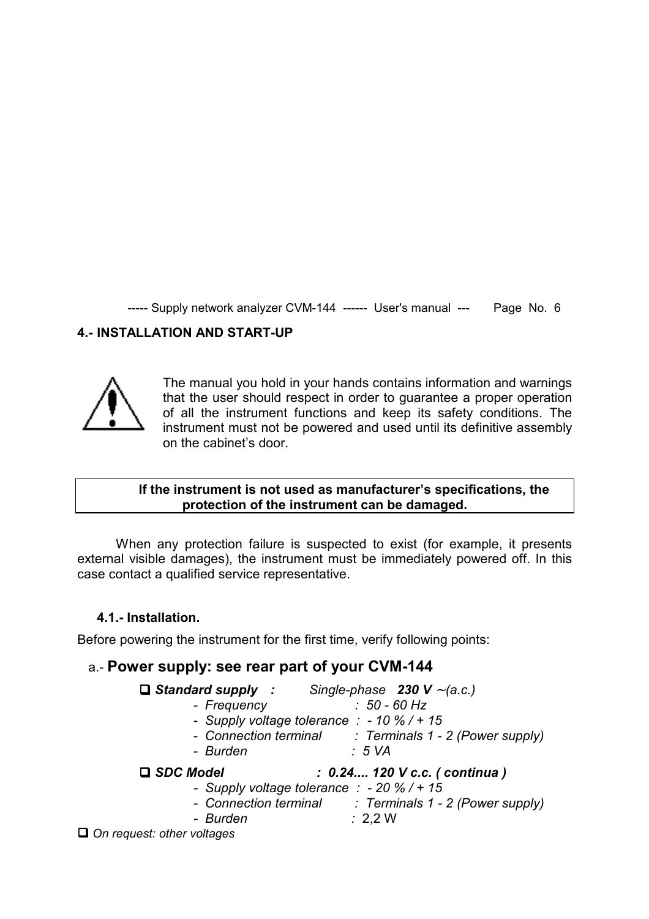## 4.- INSTALLATION AND START-UP

The manual you hold in your hands contains information and warnings that the user should respect in order to guarantee a proper operation of all the instrument functions and keep its safety conditions. The instrument must not be powered and used until its definitive assembly on the cabinet's door.

**If the instrument is not used as manufacturer's specifications, the protection of the instrument can be damaged.**

When any protection failure is suspected to exist (for example, it presents external visible damages), the instrument must be immediately powered off. In this case contact a qualified service representative.

### 4.1.- Installation.

Before powering the instrument for the first time, verify following points:

a.- **Power supply: see rear part of your CVM-144**

- ***Standard supply :*** *Single-phase* ***230 V*** *~(a.c.)*
  - *Frequency : 50 - 60 Hz*
  - *Supply voltage tolerance : - 10 % / + 15*
  - *Connection terminal : Terminals 1 - 2 (Power supply)*
  - *Burden : 5 VA*
- ***SDC Model : 0.24.... 120 V c.c. ( continua )***
  - *Supply voltage tolerance : - 20 % / + 15*
  - *Connection terminal : Terminals 1 - 2 (Power supply)*
  - *Burden :* 2,2 W
- *On request: other voltages*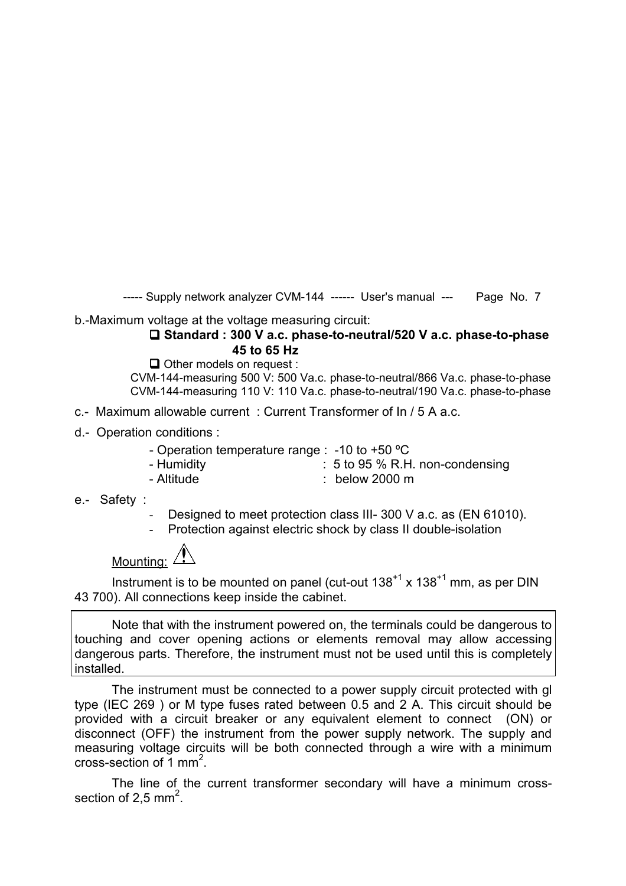b.-Maximum voltage at the voltage measuring circuit:

- **Standard : 300 V a.c. phase-to-neutral/520 V a.c. phase-to-phase 45 to 65 Hz**
- Other models on request :

  CVM-144-measuring 500 V: 500 Va.c. phase-to-neutral/866 Va.c. phase-to-phase
  CVM-144-measuring 110 V: 110 Va.c. phase-to-neutral/190 Va.c. phase-to-phase

c.- Maximum allowable current : Current Transformer of In / 5 A a.c.

d.- Operation conditions :

- Operation temperature range : -10 to +50 ºC
- Humidity : 5 to 95 % R.H. non-condensing
- Altitude : below 2000 m

e.- Safety :

- Designed to meet protection class III- 300 V a.c. as (EN 61010).
- Protection against electric shock by class II double-isolation

Mounting: ⚠

Instrument is to be mounted on panel (cut-out $138^{+1}$ x $138^{+1}$ mm, as per DIN 43 700). All connections keep inside the cabinet.

Note that with the instrument powered on, the terminals could be dangerous to touching and cover opening actions or elements removal may allow accessing dangerous parts. Therefore, the instrument must not be used until this is completely installed.

The instrument must be connected to a power supply circuit protected with gl type (IEC 269 ) or M type fuses rated between 0.5 and 2 A. This circuit should be provided with a circuit breaker or any equivalent element to connect (ON) or disconnect (OFF) the instrument from the power supply network. The supply and measuring voltage circuits will be both connected through a wire with a minimum cross-section of 1 $mm^2$.

The line of the current transformer secondary will have a minimum cross-section of 2,5 $mm^2$.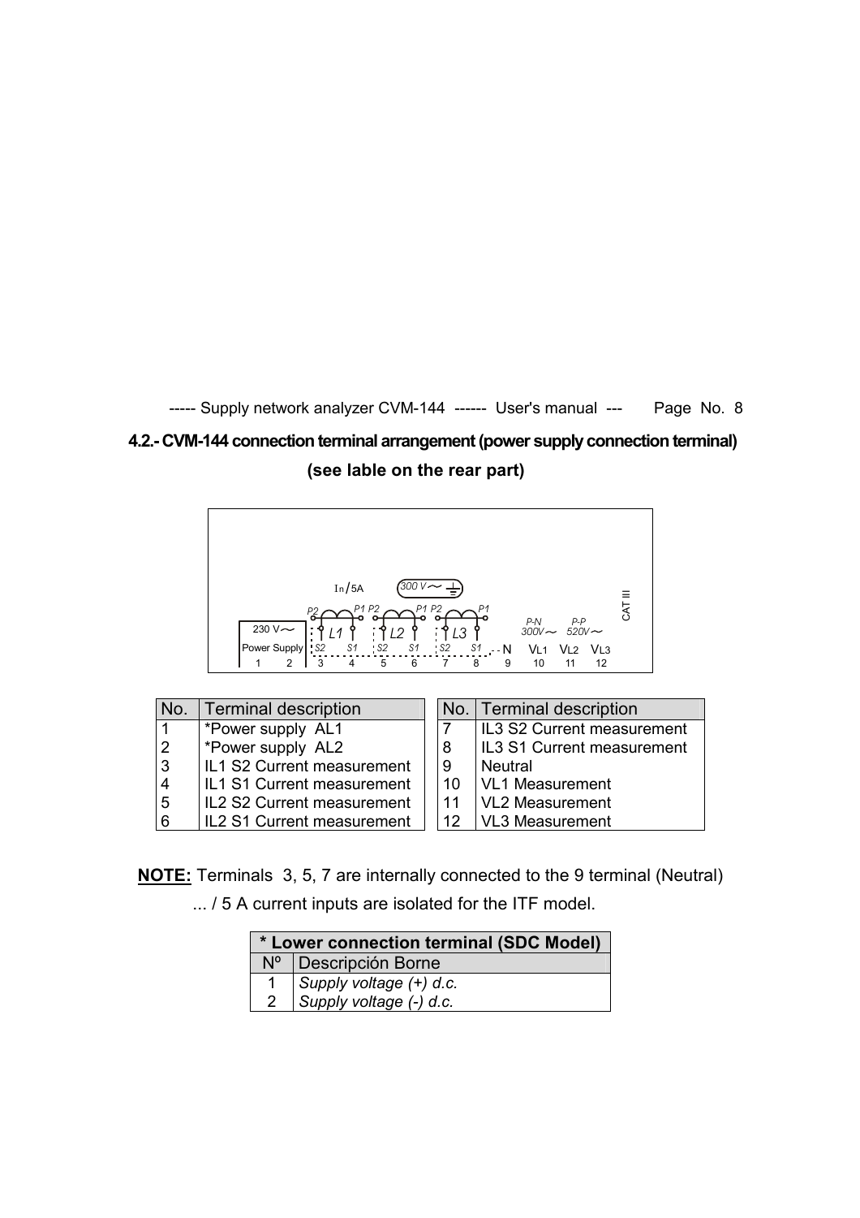## 4.2.- CVM-144 connection terminal arrangement (power supply connection terminal)

**(see lable on the rear part)**

| No. | Terminal description |
|---|---|
| 1 | *Power supply AL1 |
| 2 | *Power supply AL2 |
| 3 | IL1 S2 Current measurement |
| 4 | IL1 S1 Current measurement |
| 5 | IL2 S2 Current measurement |
| 6 | IL2 S1 Current measurement |

| No. | Terminal description |
|---|---|
| 7 | IL3 S2 Current measurement |
| 8 | IL3 S1 Current measurement |
| 9 | Neutral |
| 10 | VL1 Measurement |
| 11 | VL2 Measurement |
| 12 | VL3 Measurement |

**NOTE:** Terminals 3, 5, 7 are internally connected to the 9 terminal (Neutral)

... / 5 A current inputs are isolated for the ITF model.

| * Lower connection terminal (SDC Model) | |
|---|---|
| Nº | Descripción Borne |
| 1 | *Supply voltage (+) d.c.* |
| 2 | *Supply voltage (-) d.c.* |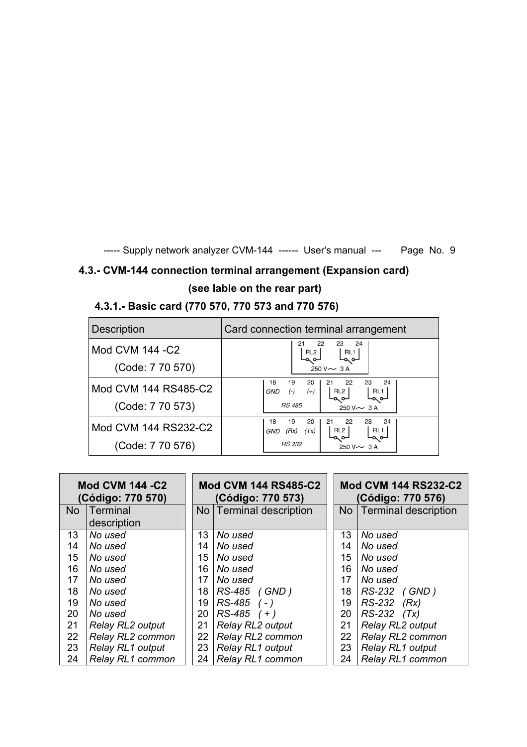## 4.3.- CVM-144 connection terminal arrangement (Expansion card)

**(see lable on the rear part)**

### 4.3.1.- Basic card (770 570, 770 573 and 770 576)

| Description | Card connection terminal arrangement |
|---|---|
| Mod CVM 144 -C2 (Code: 7 70 570) | 21 22 23 24 — RL2, RL1 — 250 V~ 3 A |
| Mod CVM 144 RS485-C2 (Code: 7 70 573) | 18 19 20 — GND (-) (+) — RS 485; 21 22 23 24 — RL2, RL1 — 250 V~ 3 A |
| Mod CVM 144 RS232-C2 (Code: 7 70 576) | 18 19 20 — GND (Rx) (Tx) — RS 232; 21 22 23 24 — RL2, RL1 — 250 V~ 3 A |

**Mod CVM 144 -C2 (Código: 770 570)**

| No | Terminal description |
|---|---|
| 13 | *No used* |
| 14 | *No used* |
| 15 | *No used* |
| 16 | *No used* |
| 17 | *No used* |
| 18 | *No used* |
| 19 | *No used* |
| 20 | *No used* |
| 21 | *Relay RL2 output* |
| 22 | *Relay RL2 common* |
| 23 | *Relay RL1 output* |
| 24 | *Relay RL1 common* |

**Mod CVM 144 RS485-C2 (Código: 770 573)**

| No | Terminal description |
|---|---|
| 13 | *No used* |
| 14 | *No used* |
| 15 | *No used* |
| 16 | *No used* |
| 17 | *No used* |
| 18 | *RS-485 ( GND )* |
| 19 | *RS-485 ( - )* |
| 20 | *RS-485 ( + )* |
| 21 | *Relay RL2 output* |
| 22 | *Relay RL2 common* |
| 23 | *Relay RL1 output* |
| 24 | *Relay RL1 common* |

**Mod CVM 144 RS232-C2 (Código: 770 576)**

| No | Terminal description |
|---|---|
| 13 | *No used* |
| 14 | *No used* |
| 15 | *No used* |
| 16 | *No used* |
| 17 | *No used* |
| 18 | *RS-232 ( GND )* |
| 19 | *RS-232 (Rx)* |
| 20 | *RS-232 (Tx)* |
| 21 | *Relay RL2 output* |
| 22 | *Relay RL2 common* |
| 23 | *Relay RL1 output* |
| 24 | *Relay RL1 common* |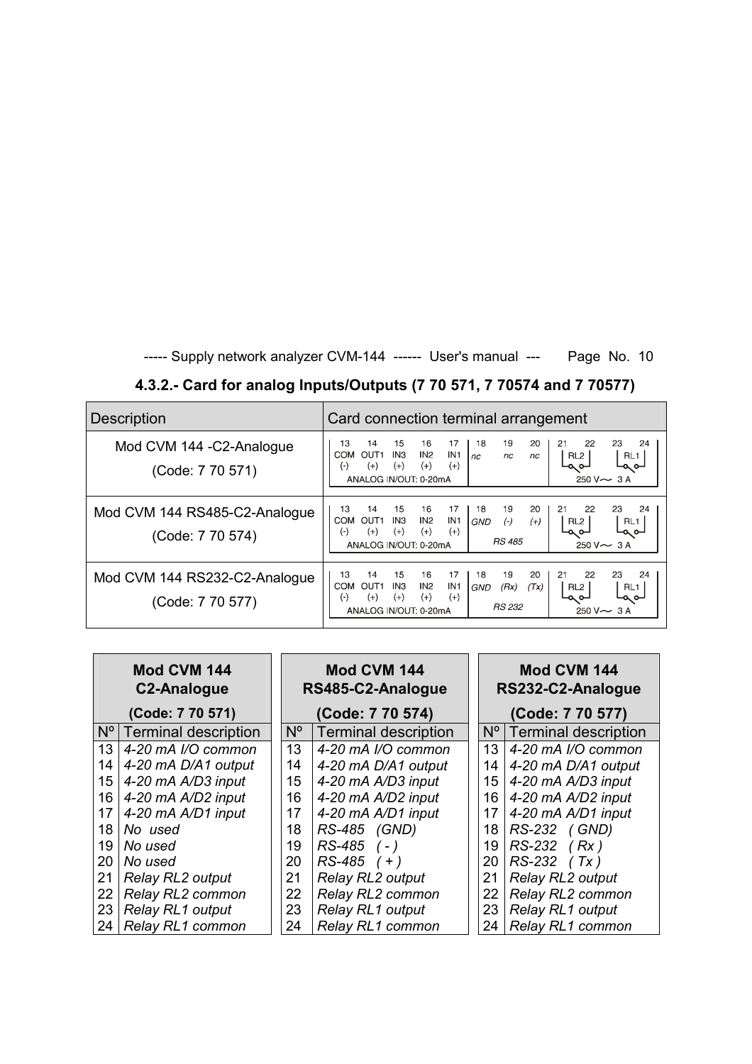### 4.3.2.- Card for analog Inputs/Outputs (7 70 571, 7 70574 and 7 70577)

| Description | Card connection terminal arrangement |
|---|---|
| Mod CVM 144 -C2-Analogue (Code: 7 70 571) | 13 COM (-), 14 OUT1 (+), 15 IN3 (+), 16 IN2 (+), 17 IN1 (+) — ANALOG IN/OUT: 0-20mA; 18 nc, 19 nc, 20 nc; 21 22 RL2, 23 24 RL1 — 250 V~ 3 A |
| Mod CVM 144 RS485-C2-Analogue (Code: 7 70 574) | 13 COM (-), 14 OUT1 (+), 15 IN3 (+), 16 IN2 (+), 17 IN1 (+) — ANALOG IN/OUT: 0-20mA; 18 GND, 19 (-), 20 (+) — RS 485; 21 22 RL2, 23 24 RL1 — 250 V~ 3 A |
| Mod CVM 144 RS232-C2-Analogue (Code: 7 70 577) | 13 COM (-), 14 OUT1 (+), 15 IN3 (+), 16 IN2 (+), 17 IN1 (+) — ANALOG IN/OUT: 0-20mA; 18 GND, 19 (Rx), 20 (Tx) — RS 232; 21 22 RL2, 23 24 RL1 — 250 V~ 3 A |

| **Mod CVM 144 C2-Analogue (Code: 7 70 571)** | |
|---|---|
| Nº | Terminal description |
| 13 | *4-20 mA I/O common* |
| 14 | *4-20 mA D/A1 output* |
| 15 | *4-20 mA A/D3 input* |
| 16 | *4-20 mA A/D2 input* |
| 17 | *4-20 mA A/D1 input* |
| 18 | *No used* |
| 19 | *No used* |
| 20 | *No used* |
| 21 | *Relay RL2 output* |
| 22 | *Relay RL2 common* |
| 23 | *Relay RL1 output* |
| 24 | *Relay RL1 common* |

| **Mod CVM 144 RS485-C2-Analogue (Code: 7 70 574)** | |
|---|---|
| Nº | Terminal description |
| 13 | *4-20 mA I/O common* |
| 14 | *4-20 mA D/A1 output* |
| 15 | *4-20 mA A/D3 input* |
| 16 | *4-20 mA A/D2 input* |
| 17 | *4-20 mA A/D1 input* |
| 18 | *RS-485 (GND)* |
| 19 | *RS-485 ( - )* |
| 20 | *RS-485 ( + )* |
| 21 | *Relay RL2 output* |
| 22 | *Relay RL2 common* |
| 23 | *Relay RL1 output* |
| 24 | *Relay RL1 common* |

| **Mod CVM 144 RS232-C2-Analogue (Code: 7 70 577)** | |
|---|---|
| Nº | Terminal description |
| 13 | *4-20 mA I/O common* |
| 14 | *4-20 mA D/A1 output* |
| 15 | *4-20 mA A/D3 input* |
| 16 | *4-20 mA A/D2 input* |
| 17 | *4-20 mA A/D1 input* |
| 18 | *RS-232 ( GND)* |
| 19 | *RS-232 ( Rx )* |
| 20 | *RS-232 ( Tx )* |
| 21 | *Relay RL2 output* |
| 22 | *Relay RL2 common* |
| 23 | *Relay RL1 output* |
| 24 | *Relay RL1 common* |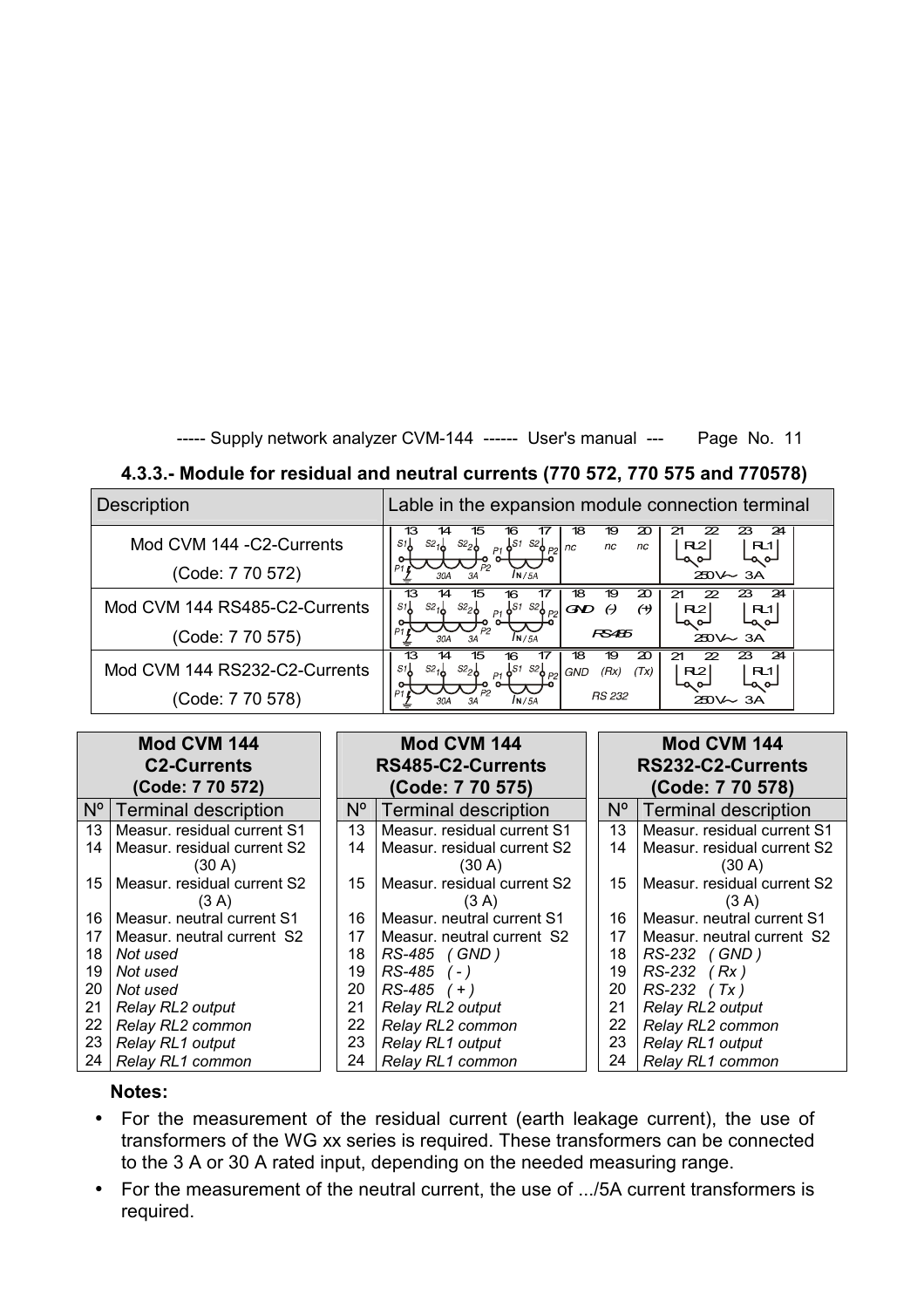### 4.3.3.- Module for residual and neutral currents (770 572, 770 575 and 770578)

| Description | Lable in the expansion module connection terminal |
|---|---|
| Mod CVM 144 -C2-Currents<br>(Code: 7 70 572) | 13 14 15 16 17 (S1, S2 30A, S2 3A, P1, P2; S1 S2 $I_N$/5A) \| 18 19 20: nc nc nc \| 21 22 23 24: RL2 RL1 250V~ 3A |
| Mod CVM 144 RS485-C2-Currents<br>(Code: 7 70 575) | 13 14 15 16 17 (S1, S2 30A, S2 3A, P1, P2; S1 S2 $I_N$/5A) \| 18 19 20: GND (-) (+) RS485 \| 21 22 23 24: RL2 RL1 250V~ 3A |
| Mod CVM 144 RS232-C2-Currents<br>(Code: 7 70 578) | 13 14 15 16 17 (S1, S2 30A, S2 3A, P1, P2; S1 S2 $I_N$/5A) \| 18 19 20: GND (Rx) (Tx) RS 232 \| 21 22 23 24: RL2 RL1 250V~ 3A |

**Mod CVM 144 C2-Currents (Code: 7 70 572)**

| Nº | Terminal description |
|---|---|
| 13 | Measur. residual current S1 |
| 14 | Measur. residual current S2 (30 A) |
| 15 | Measur. residual current S2 (3 A) |
| 16 | Measur. neutral current S1 |
| 17 | Measur. neutral current S2 |
| 18 | *Not used* |
| 19 | *Not used* |
| 20 | *Not used* |
| 21 | *Relay RL2 output* |
| 22 | *Relay RL2 common* |
| 23 | *Relay RL1 output* |
| 24 | *Relay RL1 common* |

**Mod CVM 144 RS485-C2-Currents (Code: 7 70 575)**

| Nº | Terminal description |
|---|---|
| 13 | Measur. residual current S1 |
| 14 | Measur. residual current S2 (30 A) |
| 15 | Measur. residual current S2 (3 A) |
| 16 | Measur. neutral current S1 |
| 17 | Measur. neutral current S2 |
| 18 | *RS-485 ( GND )* |
| 19 | *RS-485 ( - )* |
| 20 | *RS-485 ( + )* |
| 21 | *Relay RL2 output* |
| 22 | *Relay RL2 common* |
| 23 | *Relay RL1 output* |
| 24 | *Relay RL1 common* |

**Mod CVM 144 RS232-C2-Currents (Code: 7 70 578)**

| Nº | Terminal description |
|---|---|
| 13 | Measur. residual current S1 |
| 14 | Measur. residual current S2 (30 A) |
| 15 | Measur. residual current S2 (3 A) |
| 16 | Measur. neutral current S1 |
| 17 | Measur. neutral current S2 |
| 18 | *RS-232 ( GND )* |
| 19 | *RS-232 ( Rx )* |
| 20 | *RS-232 ( Tx )* |
| 21 | *Relay RL2 output* |
| 22 | *Relay RL2 common* |
| 23 | *Relay RL1 output* |
| 24 | *Relay RL1 common* |

**Notes:**

- For the measurement of the residual current (earth leakage current), the use of transformers of the WG xx series is required. These transformers can be connected to the 3 A or 30 A rated input, depending on the needed measuring range.
- For the measurement of the neutral current, the use of .../5A current transformers is required.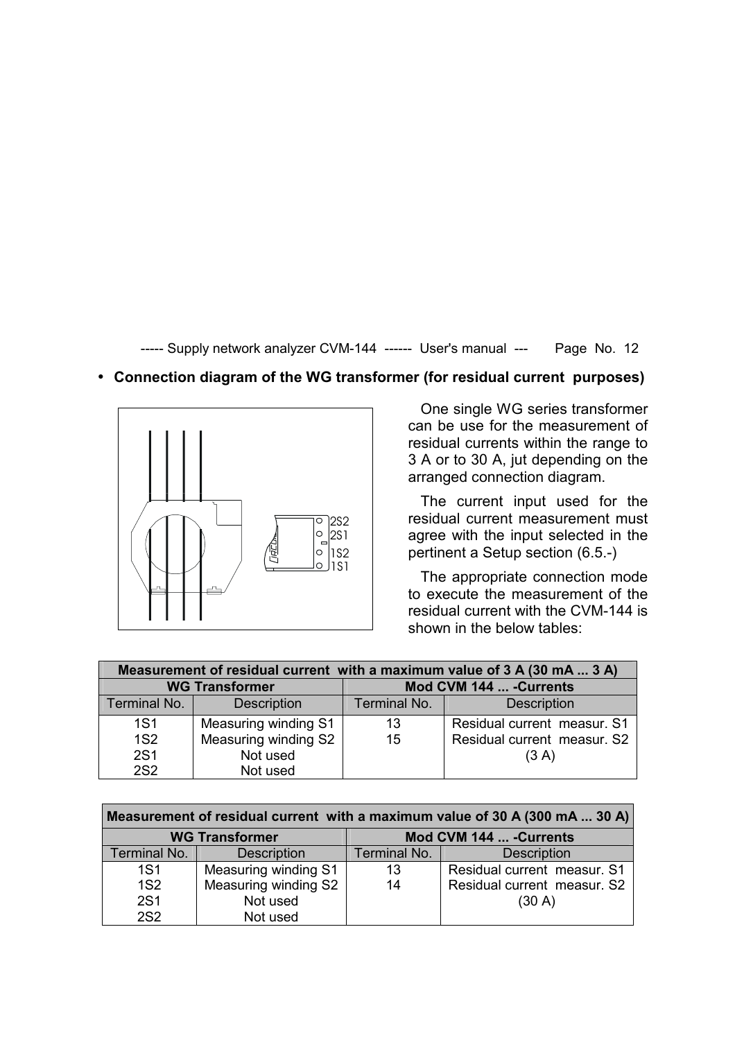- **Connection diagram of the WG transformer (for residual current purposes)**

One single WG series transformer can be use for the measurement of residual currents within the range to 3 A or to 30 A, jut depending on the arranged connection diagram.

The current input used for the residual current measurement must agree with the input selected in the pertinent a Setup section (6.5.-)

The appropriate connection mode to execute the measurement of the residual current with the CVM-144 is shown in the below tables:

| **Measurement of residual current with a maximum value of 3 A (30 mA ... 3 A)** | | | |
|---|---|---|---|
| **WG Transformer** | | **Mod CVM 144 ... -Currents** | |
| Terminal No. | Description | Terminal No. | Description |
| 1S1<br>1S2<br>2S1<br>2S2 | Measuring winding S1<br>Measuring winding S2<br>Not used<br>Not used | 13<br>15 | Residual current measur. S1<br>Residual current measur. S2<br>(3 A) |

| **Measurement of residual current with a maximum value of 30 A (300 mA ... 30 A)** | | | |
|---|---|---|---|
| **WG Transformer** | | **Mod CVM 144 ... -Currents** | |
| Terminal No. | Description | Terminal No. | Description |
| 1S1<br>1S2<br>2S1<br>2S2 | Measuring winding S1<br>Measuring winding S2<br>Not used<br>Not used | 13<br>14 | Residual current measur. S1<br>Residual current measur. S2<br>(30 A) |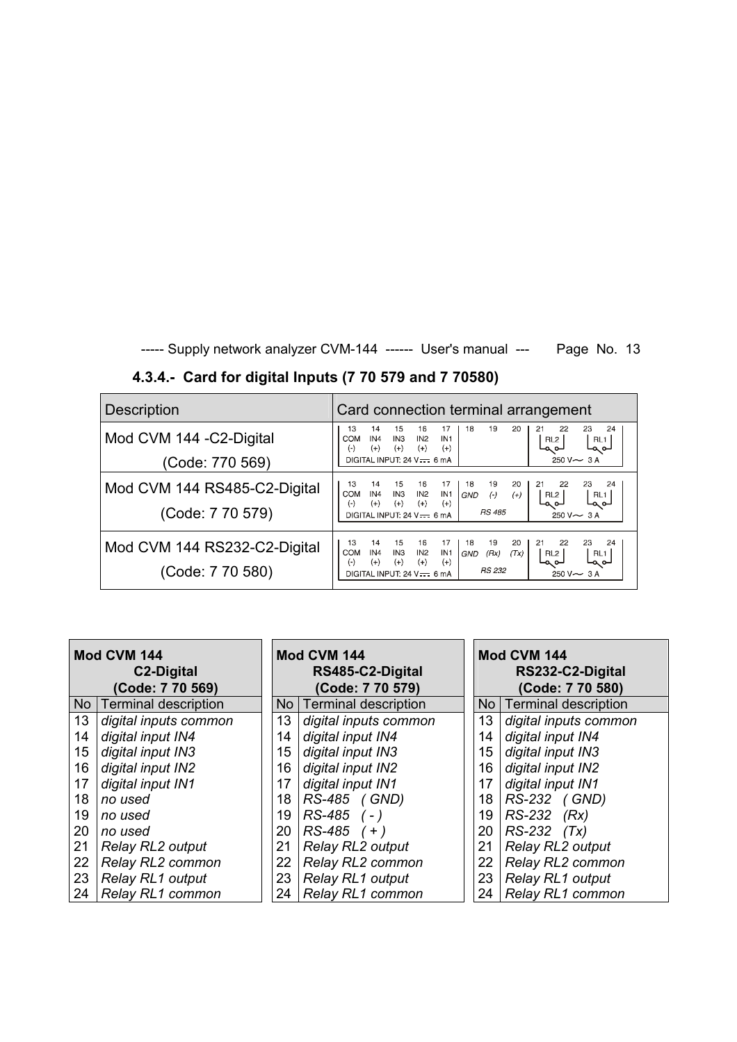#### 4.3.4.- Card for digital Inputs (7 70 579 and 7 70580)

| Description | Card connection terminal arrangement |
|---|---|
| Mod CVM 144 -C2-Digital (Code: 770 569) | 13 COM (-), 14 IN4 (+), 15 IN3 (+), 16 IN2 (+), 17 IN1 (+) DIGITAL INPUT: 24 V⎓ 6 mA; 18; 19; 20; 21 22 RL2; 23 24 RL1 250 V∼ 3 A |
| Mod CVM 144 RS485-C2-Digital (Code: 7 70 579) | 13 COM (-), 14 IN4 (+), 15 IN3 (+), 16 IN2 (+), 17 IN1 (+) DIGITAL INPUT: 24 V⎓ 6 mA; 18 GND, 19 (-), 20 (+) RS 485; 21 22 RL2; 23 24 RL1 250 V∼ 3 A |
| Mod CVM 144 RS232-C2-Digital (Code: 7 70 580) | 13 COM (-), 14 IN4 (+), 15 IN3 (+), 16 IN2 (+), 17 IN1 (+) DIGITAL INPUT: 24 V⎓ 6 mA; 18 GND, 19 (Rx), 20 (Tx) RS 232; 21 22 RL2; 23 24 RL1 250 V∼ 3 A |

| **Mod CVM 144 C2-Digital (Code: 7 70 569)** | |
|---|---|
| No | Terminal description |
| 13 | *digital inputs common* |
| 14 | *digital input IN4* |
| 15 | *digital input IN3* |
| 16 | *digital input IN2* |
| 17 | *digital input IN1* |
| 18 | *no used* |
| 19 | *no used* |
| 20 | *no used* |
| 21 | *Relay RL2 output* |
| 22 | *Relay RL2 common* |
| 23 | *Relay RL1 output* |
| 24 | *Relay RL1 common* |

| **Mod CVM 144 RS485-C2-Digital (Code: 7 70 579)** | |
|---|---|
| No | Terminal description |
| 13 | *digital inputs common* |
| 14 | *digital input IN4* |
| 15 | *digital input IN3* |
| 16 | *digital input IN2* |
| 17 | *digital input IN1* |
| 18 | *RS-485 ( GND)* |
| 19 | *RS-485 ( - )* |
| 20 | *RS-485 ( + )* |
| 21 | *Relay RL2 output* |
| 22 | *Relay RL2 common* |
| 23 | *Relay RL1 output* |
| 24 | *Relay RL1 common* |

| **Mod CVM 144 RS232-C2-Digital (Code: 7 70 580)** | |
|---|---|
| No | Terminal description |
| 13 | *digital inputs common* |
| 14 | *digital input IN4* |
| 15 | *digital input IN3* |
| 16 | *digital input IN2* |
| 17 | *digital input IN1* |
| 18 | *RS-232 ( GND)* |
| 19 | *RS-232 (Rx)* |
| 20 | *RS-232 (Tx)* |
| 21 | *Relay RL2 output* |
| 22 | *Relay RL2 common* |
| 23 | *Relay RL1 output* |
| 24 | *Relay RL1 common* |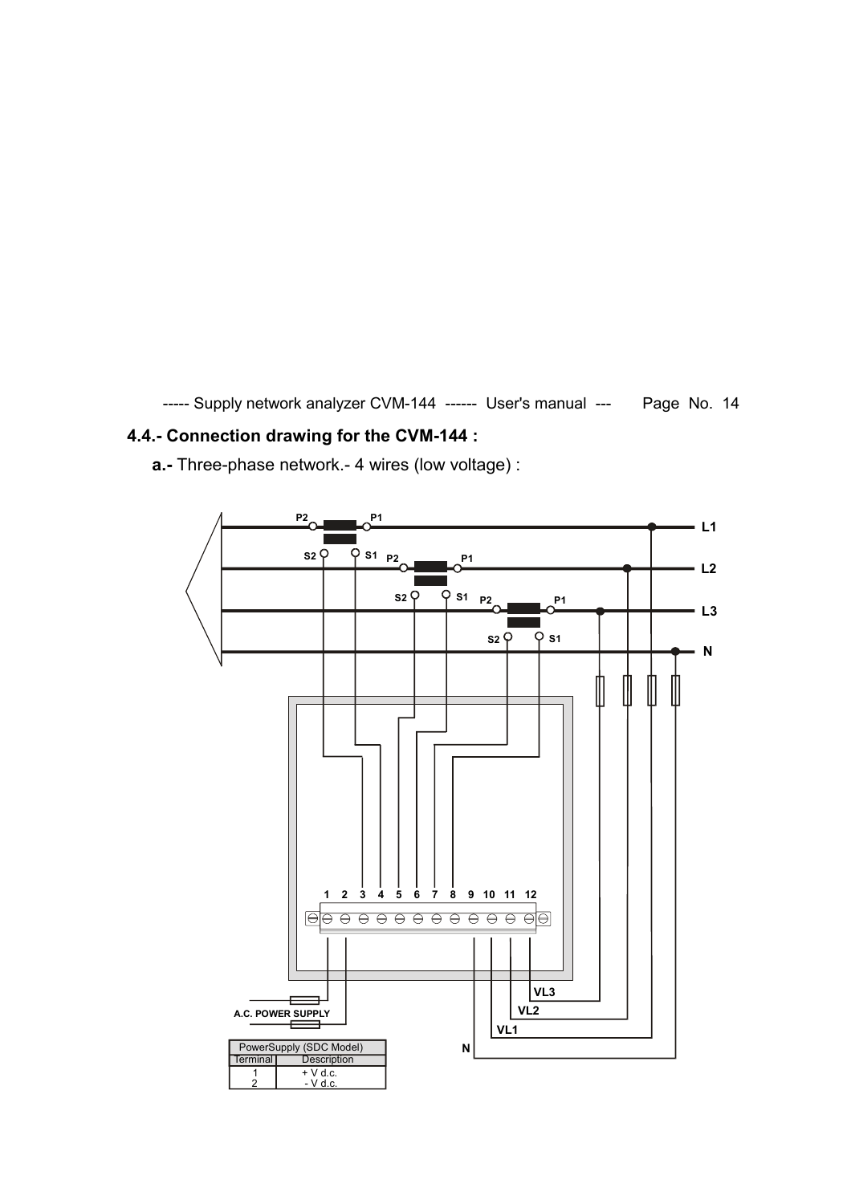## 4.4.- Connection drawing for the CVM-144 :

**a.-** Three-phase network.- 4 wires (low voltage) :

| PowerSupply (SDC Model) | |
|---|---|
| Terminal | Description |
| 1 | + V d.c. |
| 2 | - V d.c. |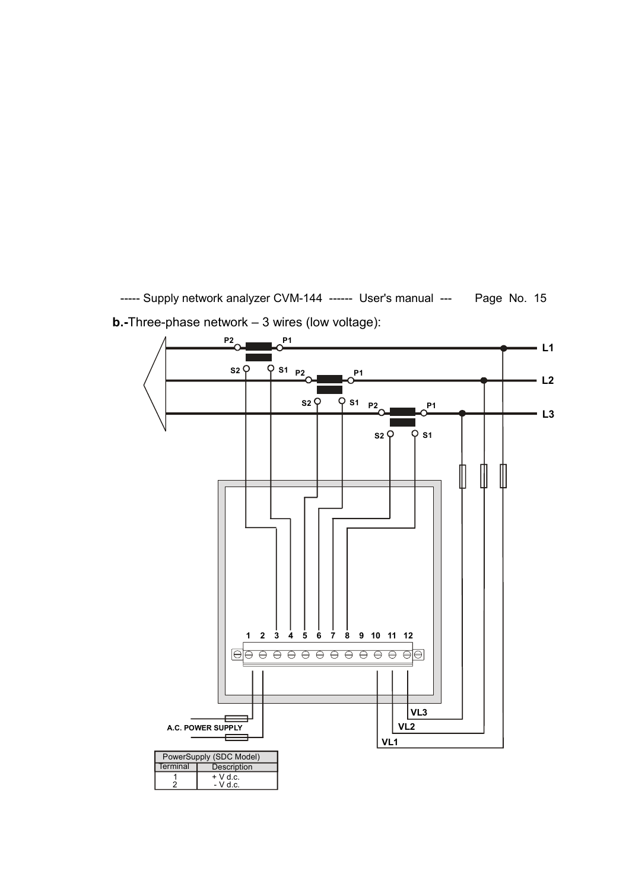**b.-**Three-phase network – 3 wires (low voltage):

| PowerSupply (SDC Model) | |
|---|---|
| Terminal | Description |
| 1 | + V d.c. |
| 2 | - V d.c. |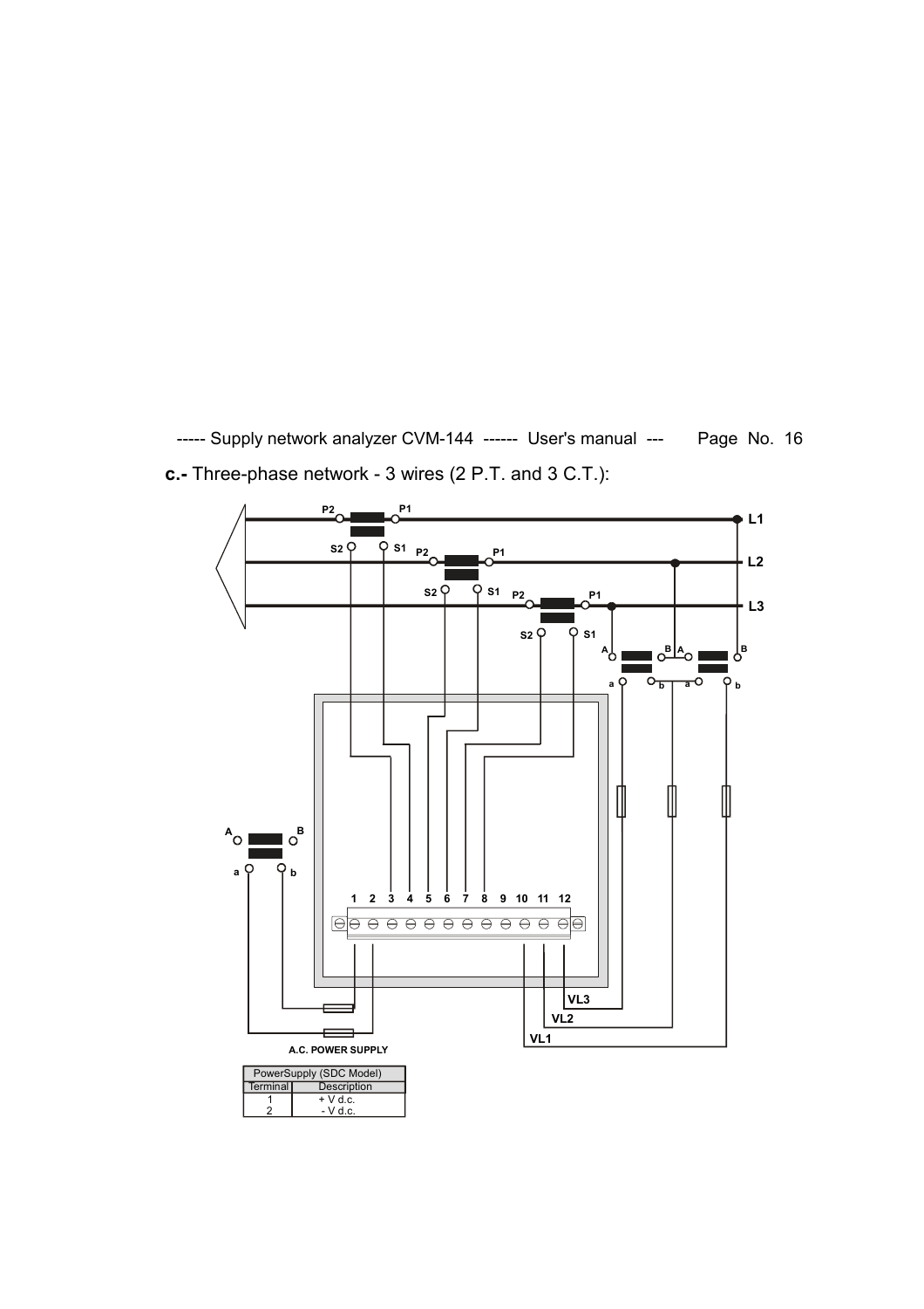**c.-** Three-phase network - 3 wires (2 P.T. and 3 C.T.):

A.C. POWER SUPPLY

| PowerSupply (SDC Model) | |
|---|---|
| Terminal | Description |
| 1 | + V d.c. |
| 2 | - V d.c. |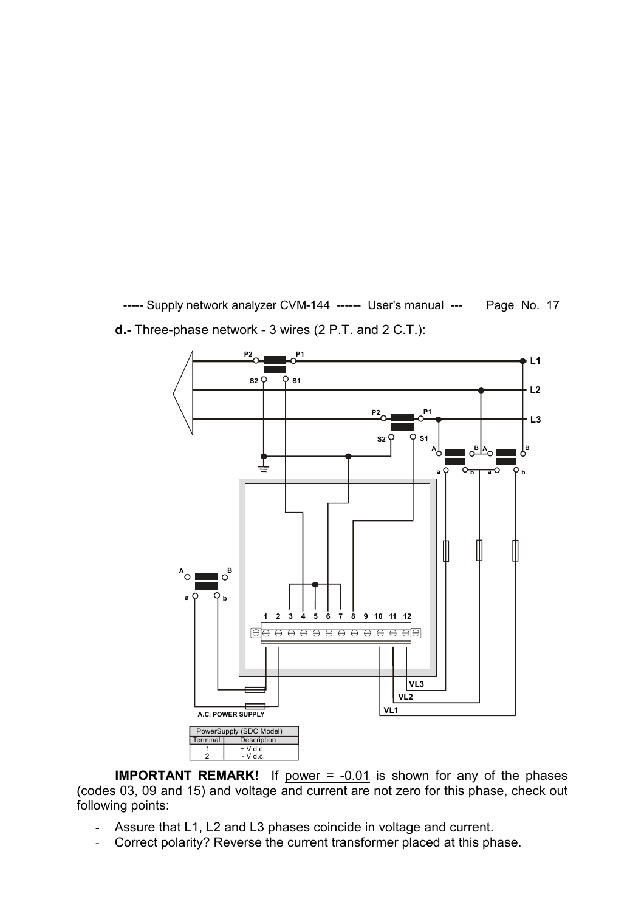**d.-** Three-phase network - 3 wires (2 P.T. and 2 C.T.):

| PowerSupply (SDC Model) | |
|---|---|
| Terminal | Description |
| 1 | + V d.c. |
| 2 | - V d.c. |

**IMPORTANT REMARK!** If power = -0.01 is shown for any of the phases (codes 03, 09 and 15) and voltage and current are not zero for this phase, check out following points:

- Assure that L1, L2 and L3 phases coincide in voltage and current.
- Correct polarity? Reverse the current transformer placed at this phase.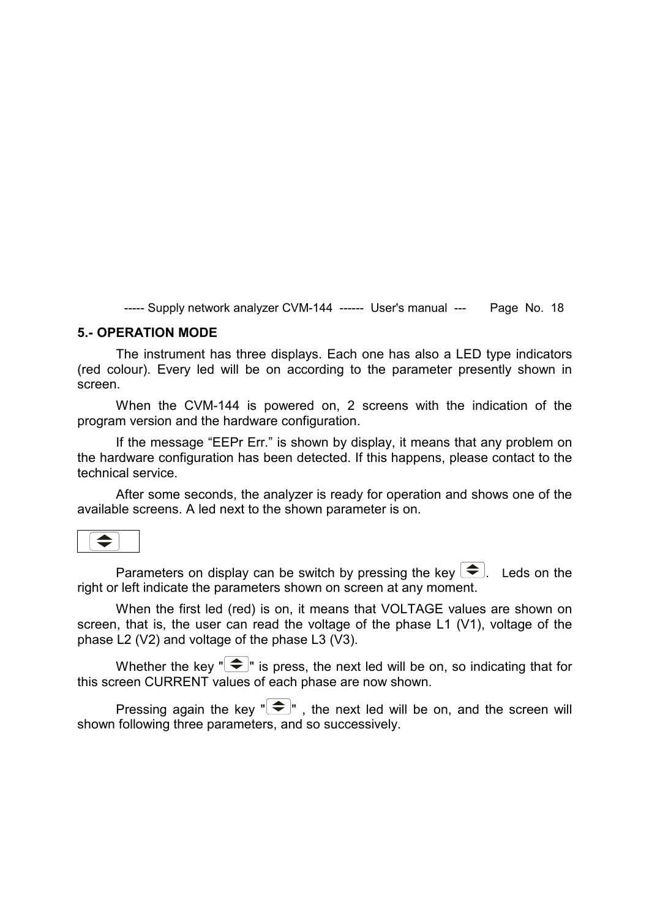## 5.- OPERATION MODE

The instrument has three displays. Each one has also a LED type indicators (red colour). Every led will be on according to the parameter presently shown in screen.

When the CVM-144 is powered on, 2 screens with the indication of the program version and the hardware configuration.

If the message “EEPr Err.” is shown by display, it means that any problem on the hardware configuration has been detected. If this happens, please contact to the technical service.

After some seconds, the analyzer is ready for operation and shows one of the available screens. A led next to the shown parameter is on.

Parameters on display can be switch by pressing the key . Leds on the right or left indicate the parameters shown on screen at any moment.

When the first led (red) is on, it means that VOLTAGE values are shown on screen, that is, the user can read the voltage of the phase L1 (V1), voltage of the phase L2 (V2) and voltage of the phase L3 (V3).

Whether the key "" is press, the next led will be on, so indicating that for this screen CURRENT values of each phase are now shown.

Pressing again the key "" , the next led will be on, and the screen will shown following three parameters, and so successively.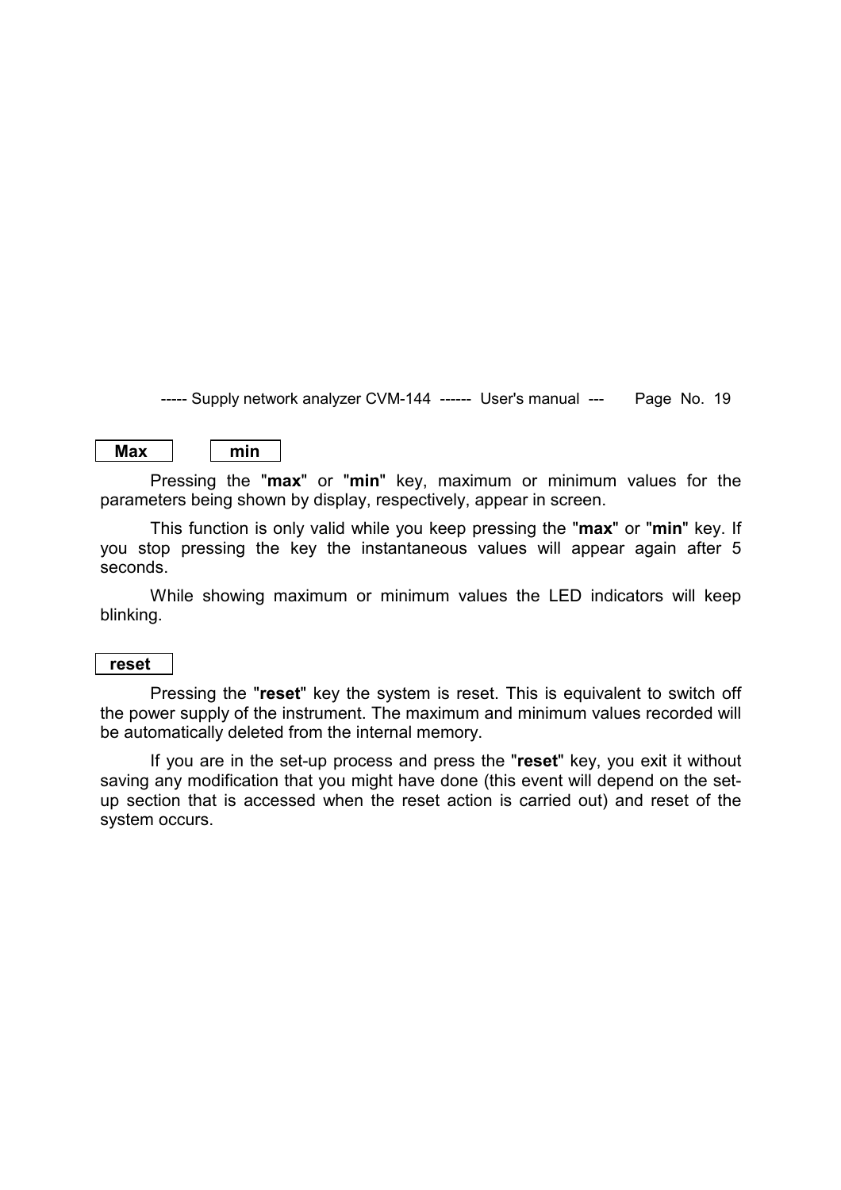**Max** **min**

Pressing the "**max**" or "**min**" key, maximum or minimum values for the parameters being shown by display, respectively, appear in screen.

This function is only valid while you keep pressing the "**max**" or "**min**" key. If you stop pressing the key the instantaneous values will appear again after 5 seconds.

While showing maximum or minimum values the LED indicators will keep blinking.

**reset**

Pressing the "**reset**" key the system is reset. This is equivalent to switch off the power supply of the instrument. The maximum and minimum values recorded will be automatically deleted from the internal memory.

If you are in the set-up process and press the "**reset**" key, you exit it without saving any modification that you might have done (this event will depend on the set-up section that is accessed when the reset action is carried out) and reset of the system occurs.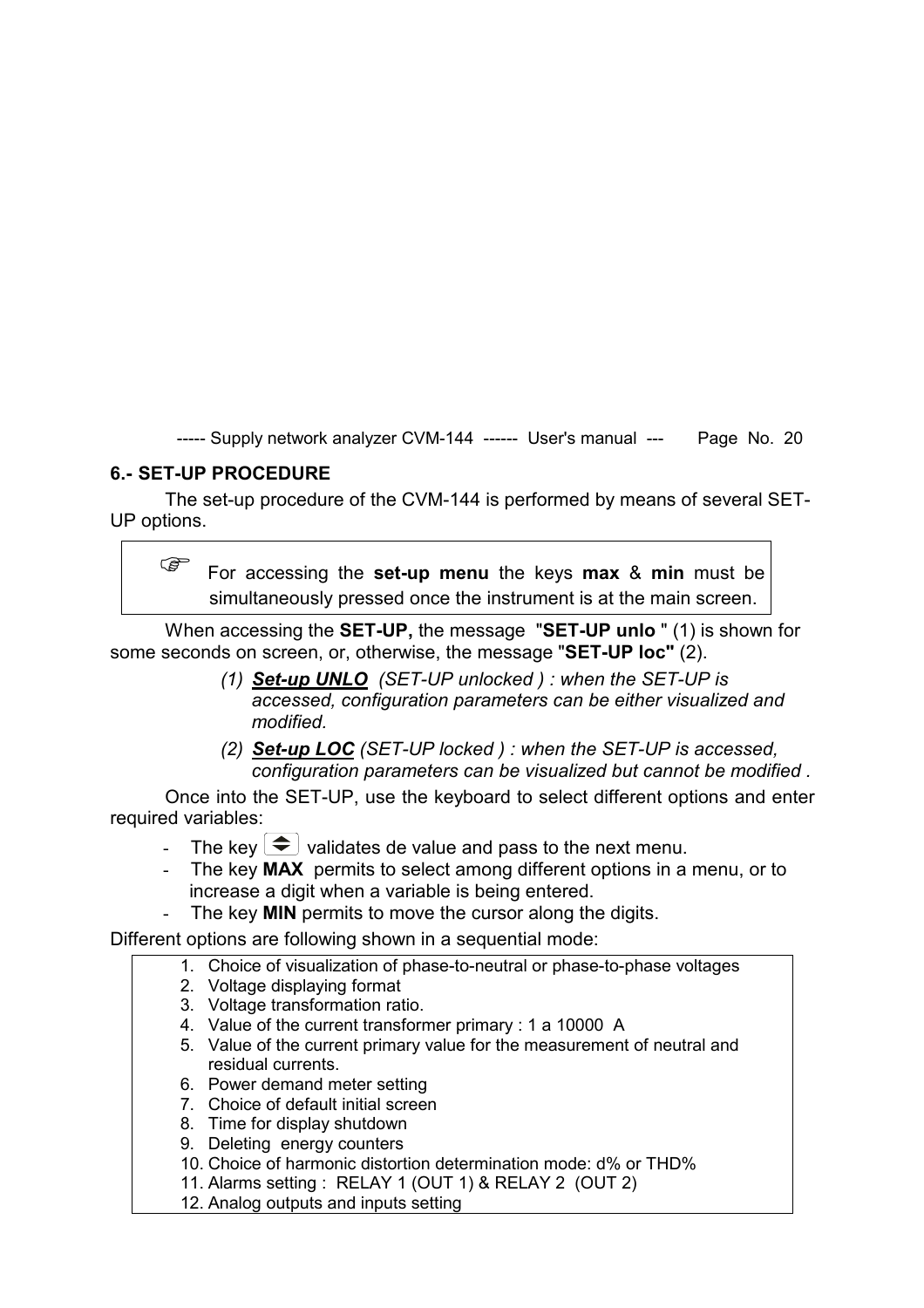## 6.- SET-UP PROCEDURE

The set-up procedure of the CVM-144 is performed by means of several SET-UP options.

> ☞ For accessing the **set-up menu** the keys **max** & **min** must be simultaneously pressed once the instrument is at the main screen.

When accessing the **SET-UP,** the message "**SET-UP unlo** " (1) is shown for some seconds on screen, or, otherwise, the message "**SET-UP loc"** (2).

*(1) **Set-up UNLO** (SET-UP unlocked ) : when the SET-UP is accessed, configuration parameters can be either visualized and modified.*

*(2) **Set-up LOC** (SET-UP locked ) : when the SET-UP is accessed, configuration parameters can be visualized but cannot be modified .*

Once into the SET-UP, use the keyboard to select different options and enter required variables:

- The key ⬍ validates de value and pass to the next menu.
- The key **MAX** permits to select among different options in a menu, or to increase a digit when a variable is being entered.
- The key **MIN** permits to move the cursor along the digits.

Different options are following shown in a sequential mode:

1. Choice of visualization of phase-to-neutral or phase-to-phase voltages
2. Voltage displaying format
3. Voltage transformation ratio.
4. Value of the current transformer primary : 1 a 10000 A
5. Value of the current primary value for the measurement of neutral and residual currents.
6. Power demand meter setting
7. Choice of default initial screen
8. Time for display shutdown
9. Deleting energy counters
10. Choice of harmonic distortion determination mode: d% or THD%
11. Alarms setting : RELAY 1 (OUT 1) & RELAY 2 (OUT 2)
12. Analog outputs and inputs setting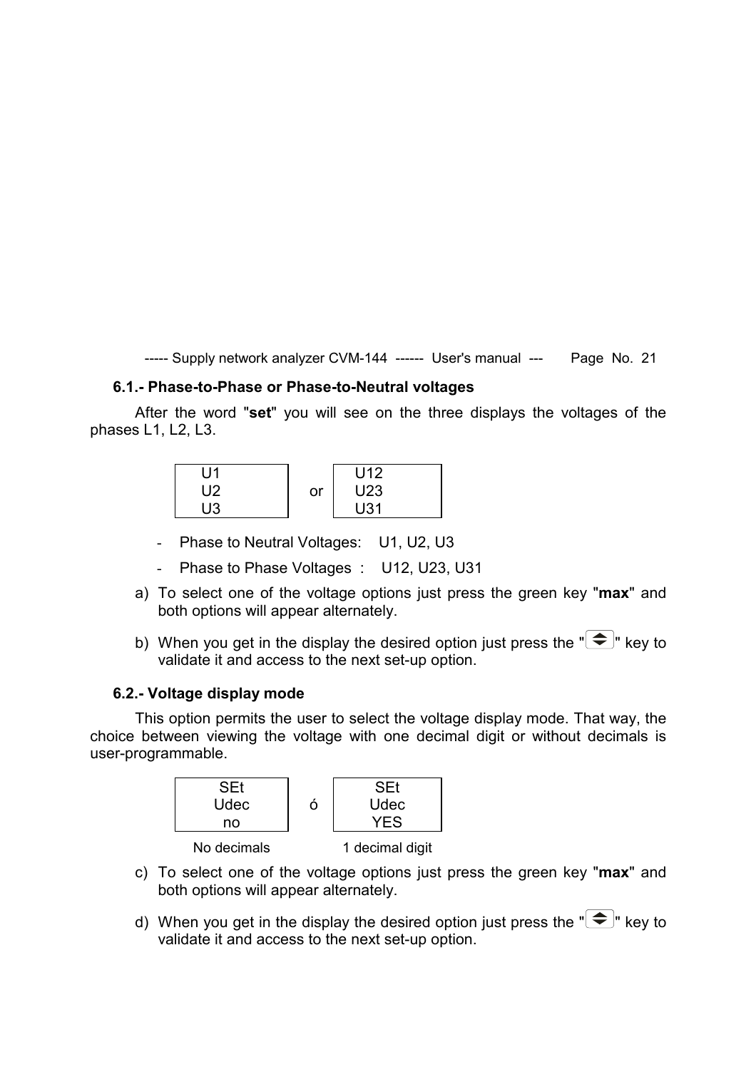### 6.1.- Phase-to-Phase or Phase-to-Neutral voltages

After the word "**set**" you will see on the three displays the voltages of the phases L1, L2, L3.

| U1<br>U2<br>U3 | or | U12<br>U23<br>U31 |
|---|---|---|

- Phase to Neutral Voltages: U1, U2, U3
- Phase to Phase Voltages : U12, U23, U31

a) To select one of the voltage options just press the green key "**max**" and both options will appear alternately.

b) When you get in the display the desired option just press the "⇕" key to validate it and access to the next set-up option.

### 6.2.- Voltage display mode

This option permits the user to select the voltage display mode. That way, the choice between viewing the voltage with one decimal digit or without decimals is user-programmable.

| SEt<br>Udec<br>no | ó | SEt<br>Udec<br>YES |
|---|---|---|
| No decimals | | 1 decimal digit |

c) To select one of the voltage options just press the green key "**max**" and both options will appear alternately.

d) When you get in the display the desired option just press the "⇕" key to validate it and access to the next set-up option.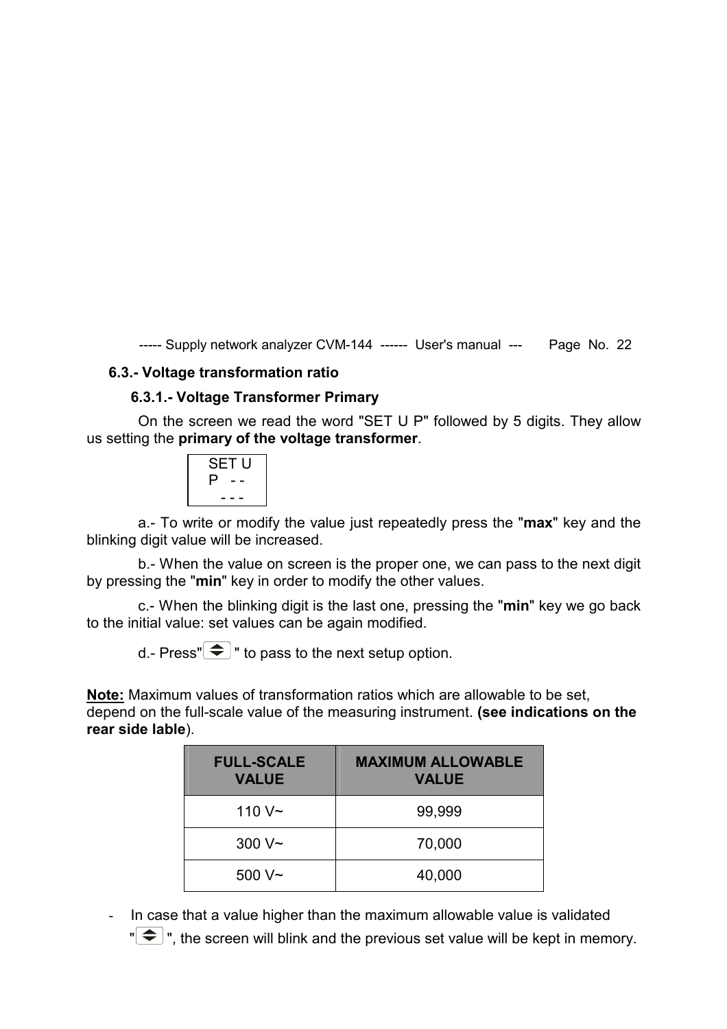## 6.3.- Voltage transformation ratio

### 6.3.1.- Voltage Transformer Primary

On the screen we read the word "SET U P" followed by 5 digits. They allow us setting the **primary of the voltage transformer**.

```
SET U
P  - -
  - - -
```

a.- To write or modify the value just repeatedly press the "**max**" key and the blinking digit value will be increased.

b.- When the value on screen is the proper one, we can pass to the next digit by pressing the "**min**" key in order to modify the other values.

c.- When the blinking digit is the last one, pressing the "**min**" key we go back to the initial value: set values can be again modified.

d.- Press" ⬍ " to pass to the next setup option.

**Note:** Maximum values of transformation ratios which are allowable to be set, depend on the full-scale value of the measuring instrument. **(see indications on the rear side lable)**.

| FULL-SCALE VALUE | MAXIMUM ALLOWABLE VALUE |
| --- | --- |
| 110 V~ | 99,999 |
| 300 V~ | 70,000 |
| 500 V~ | 40,000 |

- In case that a value higher than the maximum allowable value is validated " ⬍ ", the screen will blink and the previous set value will be kept in memory.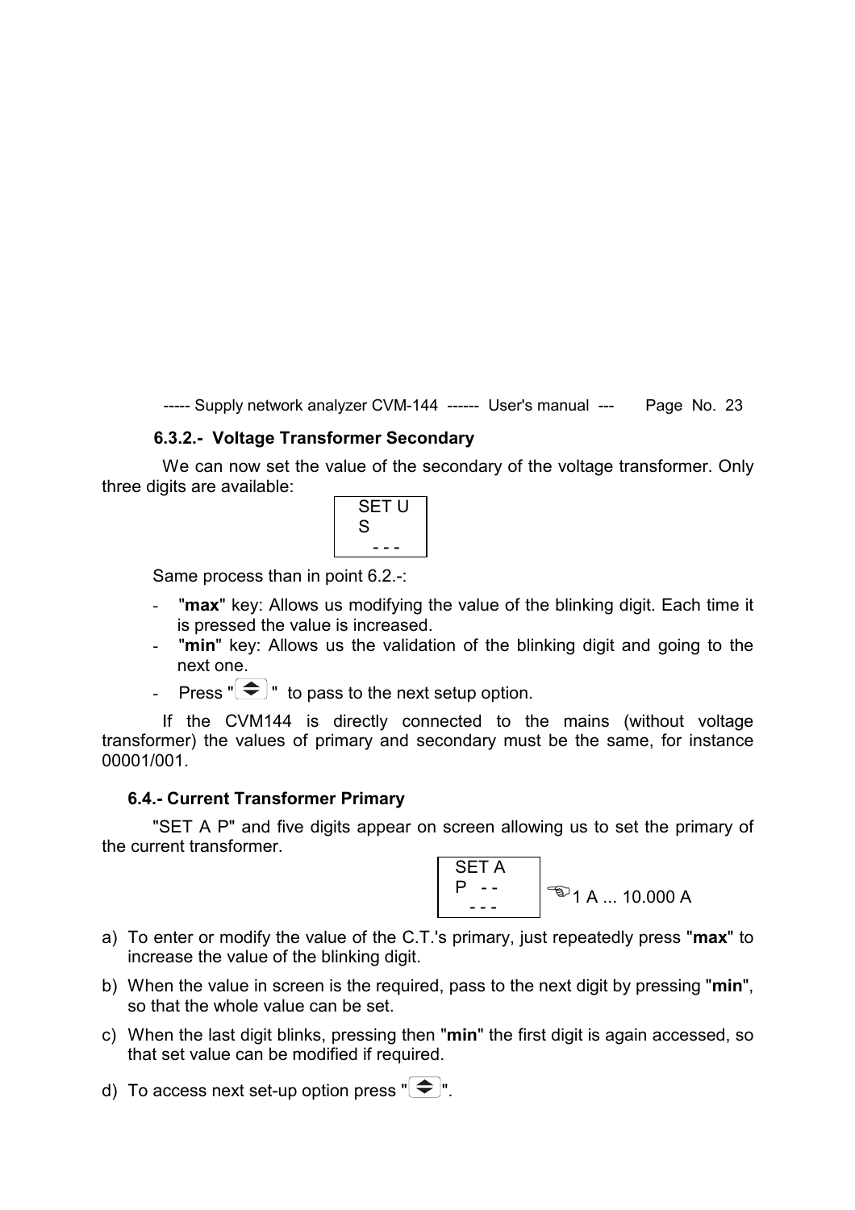### 6.3.2.- Voltage Transformer Secondary

We can now set the value of the secondary of the voltage transformer. Only three digits are available:

```
SET U
S
  - - -
```

Same process than in point 6.2.-:

- "**max**" key: Allows us modifying the value of the blinking digit. Each time it is pressed the value is increased.
- "**min**" key: Allows us the validation of the blinking digit and going to the next one.
- Press "⬍" to pass to the next setup option.

If the CVM144 is directly connected to the mains (without voltage transformer) the values of primary and secondary must be the same, for instance 00001/001.

### 6.4.- Current Transformer Primary

"SET A P" and five digits appear on screen allowing us to set the primary of the current transformer.

```
SET A
P  - -
  - - -
```

☜1 A ... 10.000 A

a) To enter or modify the value of the C.T.'s primary, just repeatedly press "**max**" to increase the value of the blinking digit.

b) When the value in screen is the required, pass to the next digit by pressing "**min**", so that the whole value can be set.

c) When the last digit blinks, pressing then "**min**" the first digit is again accessed, so that set value can be modified if required.

d) To access next set-up option press "⬍".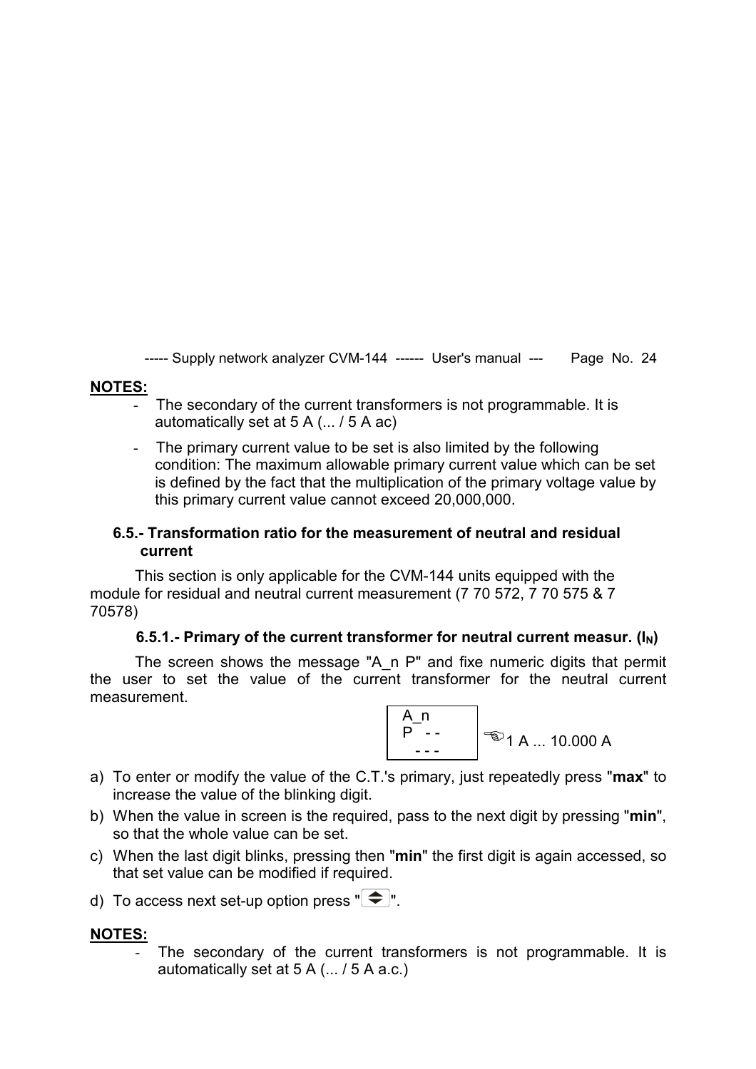**NOTES:**

- The secondary of the current transformers is not programmable. It is automatically set at 5 A (... / 5 A ac)
- The primary current value to be set is also limited by the following condition: The maximum allowable primary current value which can be set is defined by the fact that the multiplication of the primary voltage value by this primary current value cannot exceed 20,000,000.

### 6.5.- Transformation ratio for the measurement of neutral and residual current

This section is only applicable for the CVM-144 units equipped with the module for residual and neutral current measurement (7 70 572, 7 70 575 & 7 70578)

#### 6.5.1.- Primary of the current transformer for neutral current measur. ($I_N$)

The screen shows the message "A_n P" and fixe numeric digits that permit the user to set the value of the current transformer for the neutral current measurement.

```
A_n
P  - -
  - - -
```

☜ 1 A ... 10.000 A

a) To enter or modify the value of the C.T.'s primary, just repeatedly press "**max**" to increase the value of the blinking digit.
b) When the value in screen is the required, pass to the next digit by pressing "**min**", so that the whole value can be set.
c) When the last digit blinks, pressing then "**min**" the first digit is again accessed, so that set value can be modified if required.
d) To access next set-up option press "⬍".

**NOTES:**

- The secondary of the current transformers is not programmable. It is automatically set at 5 A (... / 5 A a.c.)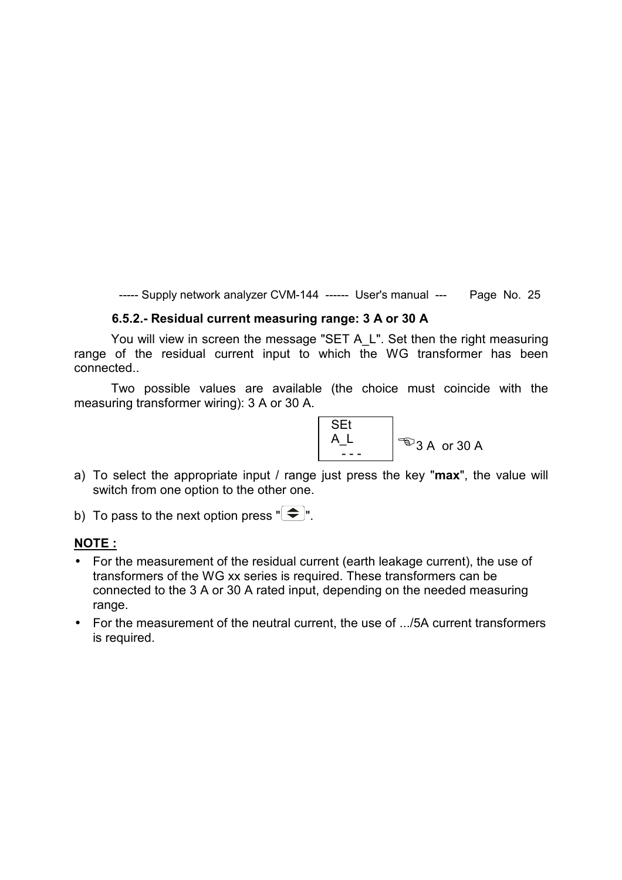### 6.5.2.- Residual current measuring range: 3 A or 30 A

You will view in screen the message "SET A_L". Set then the right measuring range of the residual current input to which the WG transformer has been connected..

Two possible values are available (the choice must coincide with the measuring transformer wiring): 3 A or 30 A.

```
SEt
A_L
 - - -
```

☞3 A or 30 A

a) To select the appropriate input / range just press the key "**max**", the value will switch from one option to the other one.

b) To pass to the next option press "⬍".

**NOTE :**

- For the measurement of the residual current (earth leakage current), the use of transformers of the WG xx series is required. These transformers can be connected to the 3 A or 30 A rated input, depending on the needed measuring range.
- For the measurement of the neutral current, the use of .../5A current transformers is required.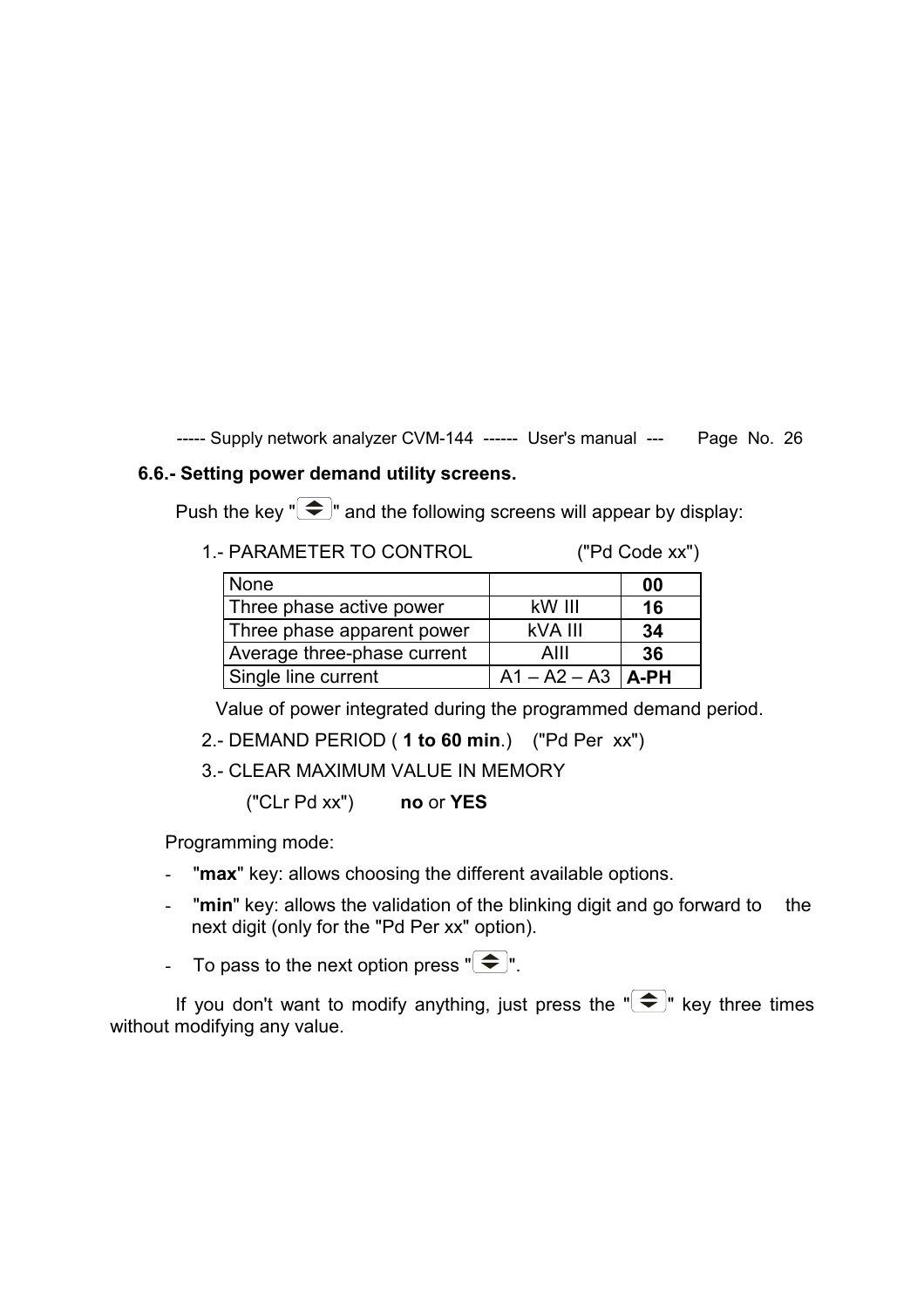### 6.6.- Setting power demand utility screens.

Push the key "⇕" and the following screens will appear by display:

1.- PARAMETER TO CONTROL ("Pd Code xx")

| None | | **00** |
|---|---|---|
| Three phase active power | kW III | **16** |
| Three phase apparent power | kVA III | **34** |
| Average three-phase current | AIII | **36** |
| Single line current | A1 – A2 – A3 | **A-PH** |

Value of power integrated during the programmed demand period.

2.- DEMAND PERIOD ( **1 to 60 min**.) ("Pd Per xx")

3.- CLEAR MAXIMUM VALUE IN MEMORY

("CLr Pd xx") **no** or **YES**

Programming mode:

- "**max**" key: allows choosing the different available options.
- "**min**" key: allows the validation of the blinking digit and go forward to the next digit (only for the "Pd Per xx" option).
- To pass to the next option press "⇕".

If you don't want to modify anything, just press the "⇕" key three times without modifying any value.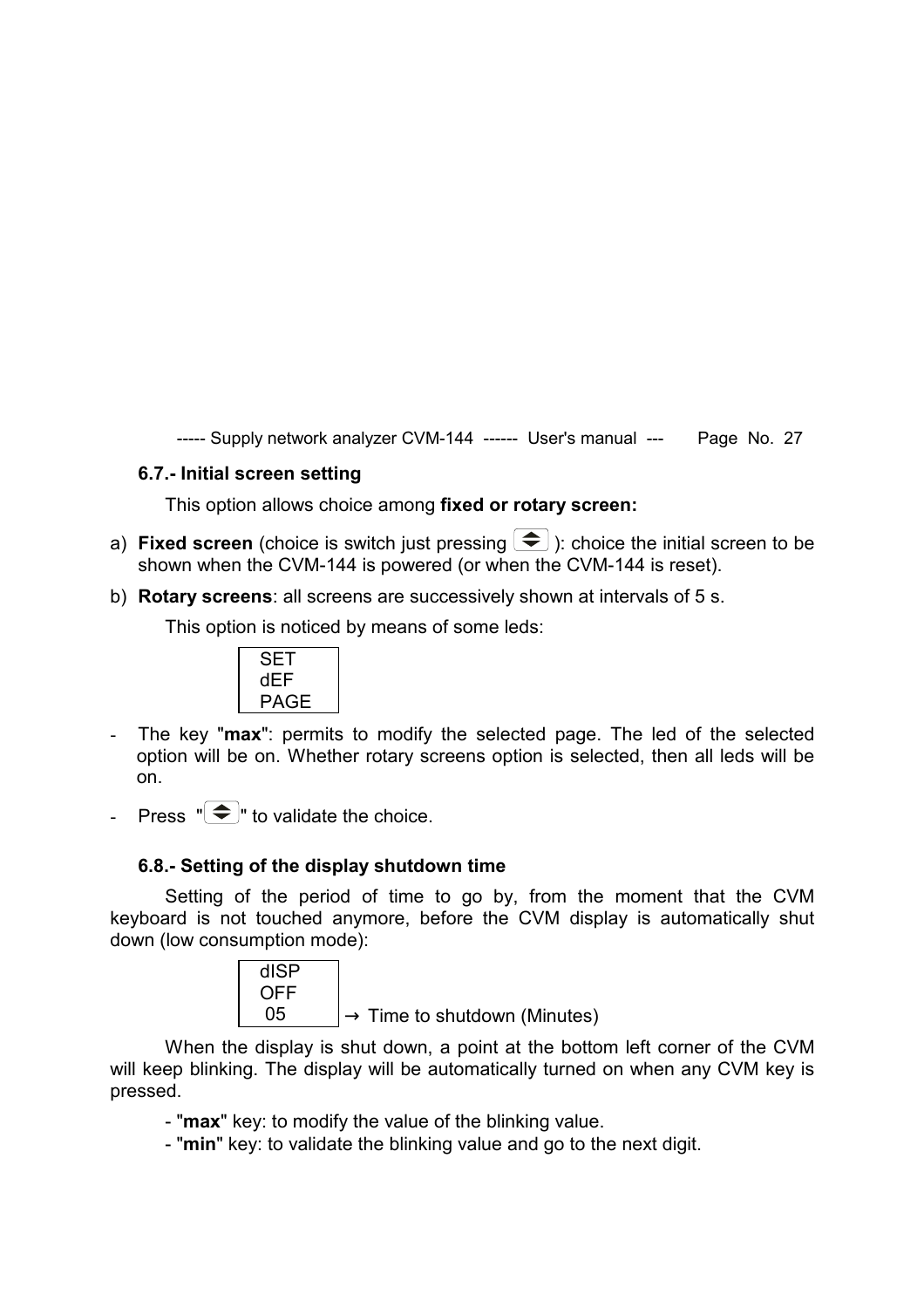### 6.7.- Initial screen setting

This option allows choice among **fixed or rotary screen:**

a) **Fixed screen** (choice is switch just pressing [⇕]): choice the initial screen to be shown when the CVM-144 is powered (or when the CVM-144 is reset).

b) **Rotary screens**: all screens are successively shown at intervals of 5 s.

This option is noticed by means of some leds:

```
SET
dEF
PAGE
```

- The key "**max**": permits to modify the selected page. The led of the selected option will be on. Whether rotary screens option is selected, then all leds will be on.
- Press "[⇕]" to validate the choice.

### 6.8.- Setting of the display shutdown time

Setting of the period of time to go by, from the moment that the CVM keyboard is not touched anymore, before the CVM display is automatically shut down (low consumption mode):

```
dISP
OFF
 05    → Time to shutdown (Minutes)
```

When the display is shut down, a point at the bottom left corner of the CVM will keep blinking. The display will be automatically turned on when any CVM key is pressed.

- "**max**" key: to modify the value of the blinking value.
- "**min**" key: to validate the blinking value and go to the next digit.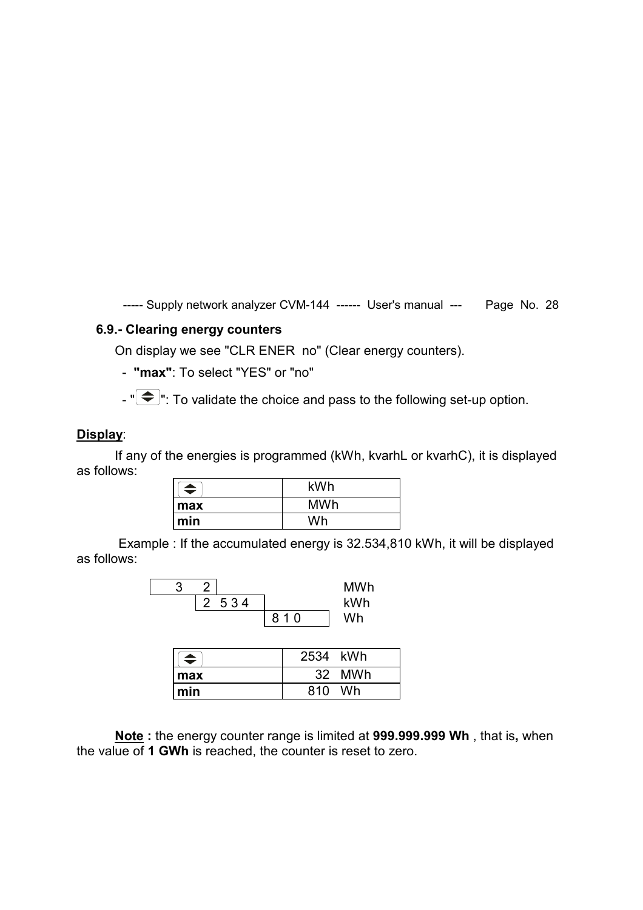### 6.9.- Clearing energy counters

On display we see "CLR ENER no" (Clear energy counters).

- **"max"**: To select "YES" or "no"
- "⇕": To validate the choice and pass to the following set-up option.

**Display**:

If any of the energies is programmed (kWh, kvarhL or kvarhC), it is displayed as follows:

| ⇕ | kWh |
|---|---|
| **max** | MWh |
| **min** | Wh |

Example : If the accumulated energy is 32.534,810 kWh, it will be displayed as follows:

| | | | |
|---|---|---|---|
| 3 2 | | | MWh |
| | 2 5 3 4 | | kWh |
| | | 8 1 0 | Wh |

| ⇕ | 2534 kWh |
|---|---|
| **max** | 32 MWh |
| **min** | 810 Wh |

**Note :** the energy counter range is limited at **999.999.999 Wh** , that is**,** when the value of **1 GWh** is reached, the counter is reset to zero.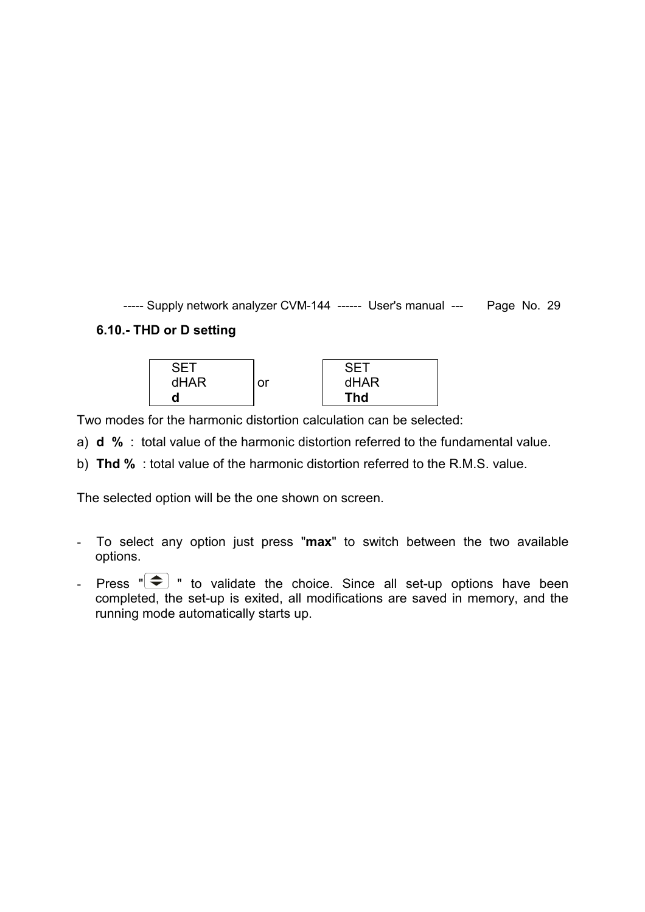### 6.10.- THD or D setting

| SET<br>dHAR<br>**d** | or | SET<br>dHAR<br>**Thd** |
|---|---|---|

Two modes for the harmonic distortion calculation can be selected:

a) **d %** : total value of the harmonic distortion referred to the fundamental value.

b) **Thd %** : total value of the harmonic distortion referred to the R.M.S. value.

The selected option will be the one shown on screen.

- To select any option just press "**max**" to switch between the two available options.
- Press "⬍" to validate the choice. Since all set-up options have been completed, the set-up is exited, all modifications are saved in memory, and the running mode automatically starts up.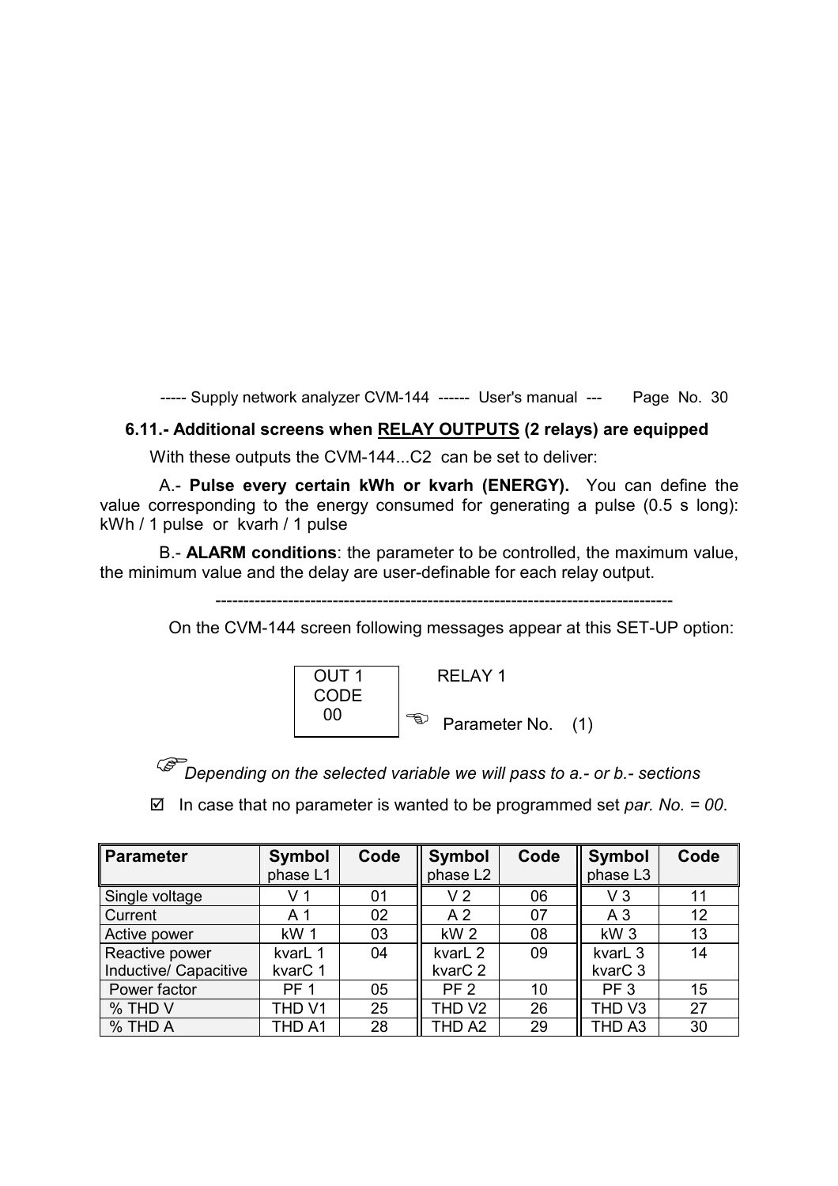## 6.11.- Additional screens when <u>RELAY OUTPUTS</u> (2 relays) are equipped

With these outputs the CVM-144...C2 can be set to deliver:

A.- **Pulse every certain kWh or kvarh (ENERGY).** You can define the value corresponding to the energy consumed for generating a pulse (0.5 s long): kWh / 1 pulse or kvarh / 1 pulse

B.- **ALARM conditions**: the parameter to be controlled, the maximum value, the minimum value and the delay are user-definable for each relay output.

--------------------------------------------------------------------------------

On the CVM-144 screen following messages appear at this SET-UP option:

```
OUT 1       RELAY 1
CODE
  00        ☜ Parameter No.   (1)
```

☞ *Depending on the selected variable we will pass to a.- or b.- sections*

☑ In case that no parameter is wanted to be programmed set *par. No. = 00*.

| Parameter | Symbol phase L1 | Code | Symbol phase L2 | Code | Symbol phase L3 | Code |
|---|---|---|---|---|---|---|
| Single voltage | V 1 | 01 | V 2 | 06 | V 3 | 11 |
| Current | A 1 | 02 | A 2 | 07 | A 3 | 12 |
| Active power | kW 1 | 03 | kW 2 | 08 | kW 3 | 13 |
| Reactive power Inductive/ Capacitive | kvarL 1 kvarC 1 | 04 | kvarL 2 kvarC 2 | 09 | kvarL 3 kvarC 3 | 14 |
| Power factor | PF 1 | 05 | PF 2 | 10 | PF 3 | 15 |
| % THD V | THD V1 | 25 | THD V2 | 26 | THD V3 | 27 |
| % THD A | THD A1 | 28 | THD A2 | 29 | THD A3 | 30 |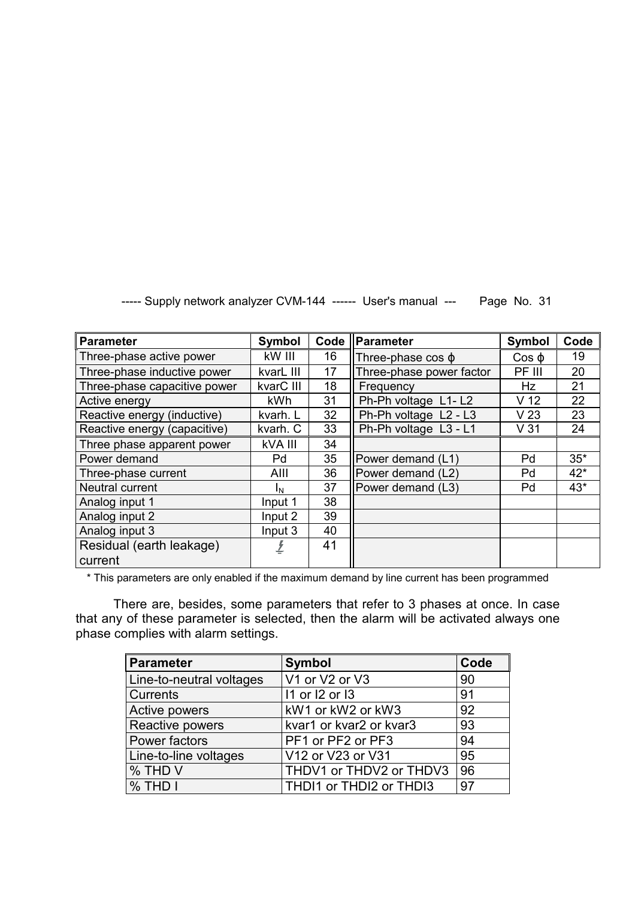| Parameter | Symbol | Code | Parameter | Symbol | Code |
|---|---|---|---|---|---|
| Three-phase active power | kW III | 16 | Three-phase cos ϕ | Cos ϕ | 19 |
| Three-phase inductive power | kvarL III | 17 | Three-phase power factor | PF III | 20 |
| Three-phase capacitive power | kvarC III | 18 | Frequency | Hz | 21 |
| Active energy | kWh | 31 | Ph-Ph voltage L1- L2 | V 12 | 22 |
| Reactive energy (inductive) | kvarh. L | 32 | Ph-Ph voltage L2 - L3 | V 23 | 23 |
| Reactive energy (capacitive) | kvarh. C | 33 | Ph-Ph voltage L3 - L1 | V 31 | 24 |
| Three phase apparent power | kVA III | 34 | | | |
| Power demand | Pd | 35 | Power demand (L1) | Pd | 35* |
| Three-phase current | AIII | 36 | Power demand (L2) | Pd | 42* |
| Neutral current | $I_N$ | 37 | Power demand (L3) | Pd | 43* |
| Analog input 1 | Input 1 | 38 | | | |
| Analog input 2 | Input 2 | 39 | | | |
| Analog input 3 | Input 3 | 40 | | | |
| Residual (earth leakage) current | ⏚ | 41 | | | |

* This parameters are only enabled if the maximum demand by line current has been programmed

There are, besides, some parameters that refer to 3 phases at once. In case that any of these parameter is selected, then the alarm will be activated always one phase complies with alarm settings.

| Parameter | Symbol | Code |
|---|---|---|
| Line-to-neutral voltages | V1 or V2 or V3 | 90 |
| Currents | I1 or I2 or I3 | 91 |
| Active powers | kW1 or kW2 or kW3 | 92 |
| Reactive powers | kvar1 or kvar2 or kvar3 | 93 |
| Power factors | PF1 or PF2 or PF3 | 94 |
| Line-to-line voltages | V12 or V23 or V31 | 95 |
| % THD V | THDV1 or THDV2 or THDV3 | 96 |
| % THD I | THDI1 or THDI2 or THDI3 | 97 |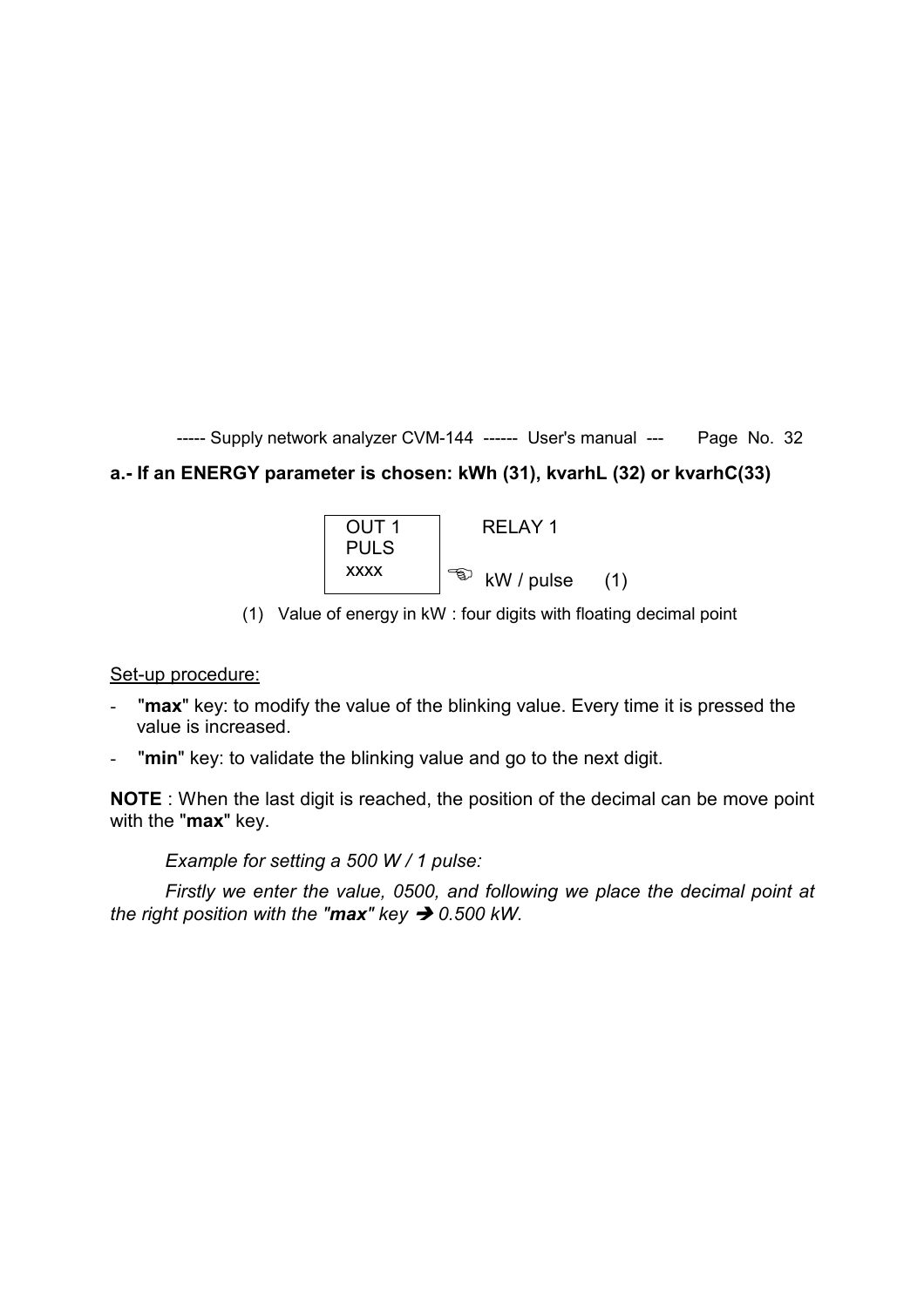**a.- If an ENERGY parameter is chosen: kWh (31), kvarhL (32) or kvarhC(33)**

```
OUT 1          RELAY 1
PULS
xxxx        ☜  kW / pulse     (1)
```

(1) Value of energy in kW : four digits with floating decimal point

<u>Set-up procedure:</u>

- "**max**" key: to modify the value of the blinking value. Every time it is pressed the value is increased.
- "**min**" key: to validate the blinking value and go to the next digit.

**NOTE** : When the last digit is reached, the position of the decimal can be move point with the "**max**" key.

*Example for setting a 500 W / 1 pulse:*

*Firstly we enter the value, 0500, and following we place the decimal point at the right position with the "**max**" key ➔ 0.500 kW.*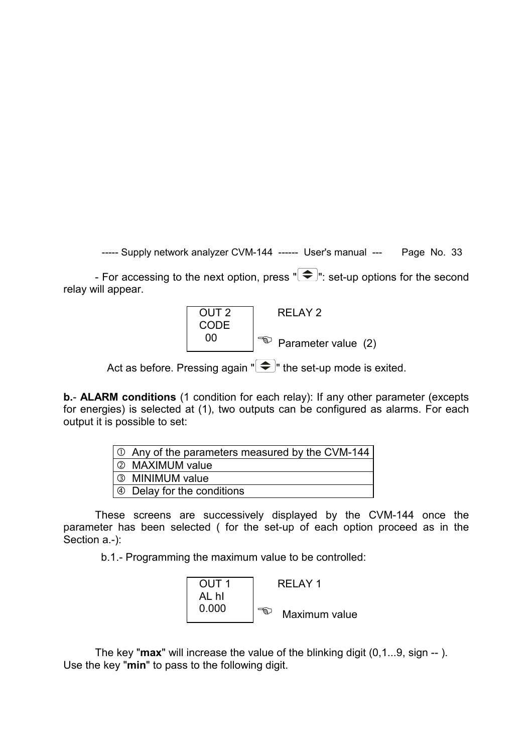- For accessing to the next option, press "⬍": set-up options for the second relay will appear.

```
OUT 2        RELAY 2
CODE
  00         ☜ Parameter value (2)
```

Act as before. Pressing again "⬍" the set-up mode is exited.

**b.- ALARM conditions** (1 condition for each relay): If any other parameter (excepts for energies) is selected at (1), two outputs can be configured as alarms. For each output it is possible to set:

| |
|---|
| ① Any of the parameters measured by the CVM-144 |
| ② MAXIMUM value |
| ③ MINIMUM value |
| ④ Delay for the conditions |

These screens are successively displayed by the CVM-144 once the parameter has been selected ( for the set-up of each option proceed as in the Section a.-):

b.1.- Programming the maximum value to be controlled:

```
OUT 1        RELAY 1
AL hI
0.000        ☜ Maximum value
```

The key "**max**" will increase the value of the blinking digit (0,1...9, sign -- ).
Use the key "**min**" to pass to the following digit.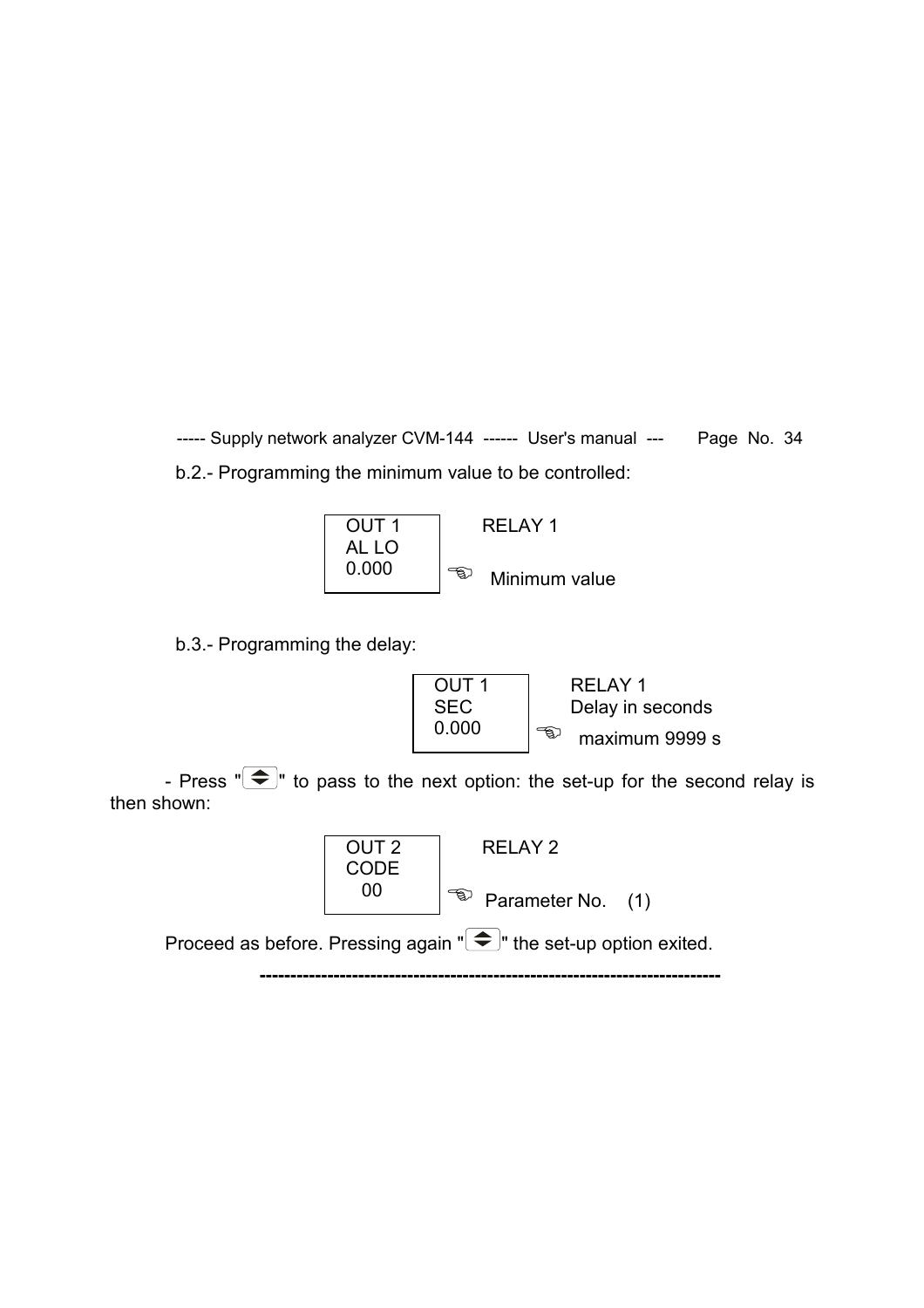b.2.- Programming the minimum value to be controlled:

```
OUT 1        RELAY 1
AL LO
0.000        ☜  Minimum value
```

b.3.- Programming the delay:

```
OUT 1        RELAY 1
SEC          Delay in seconds
0.000        ☜  maximum 9999 s
```

- Press "⇕" to pass to the next option: the set-up for the second relay is then shown:

```
OUT 2        RELAY 2
CODE
  00         ☜  Parameter No.    (1)
```

Proceed as before. Pressing again "⇕" the set-up option exited.

---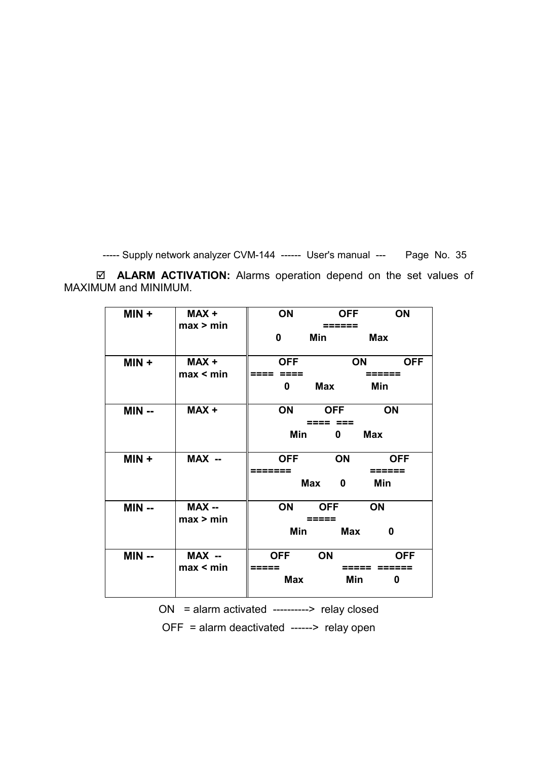☑ **ALARM ACTIVATION:** Alarms operation depend on the set values of MAXIMUM and MINIMUM.

| | | |
|---|---|---|
| **MIN +** | **MAX +** **max > min** | **ON OFF ON** **======** **0 Min Max** |
| **MIN +** | **MAX +** **max < min** | **OFF ON OFF** **==== ==== ======** **0 Max Min** |
| **MIN --** | **MAX +** | **ON OFF ON** **==== ===** **Min 0 Max** |
| **MIN +** | **MAX --** | **OFF ON OFF** **======= ======** **Max 0 Min** |
| **MIN --** | **MAX --** **max > min** | **ON OFF ON** **=====** **Min Max 0** |
| **MIN --** | **MAX --** **max < min** | **OFF ON OFF** **===== ===== ======** **Max Min 0** |

ON = alarm activated ----------> relay closed

OFF = alarm deactivated ------> relay open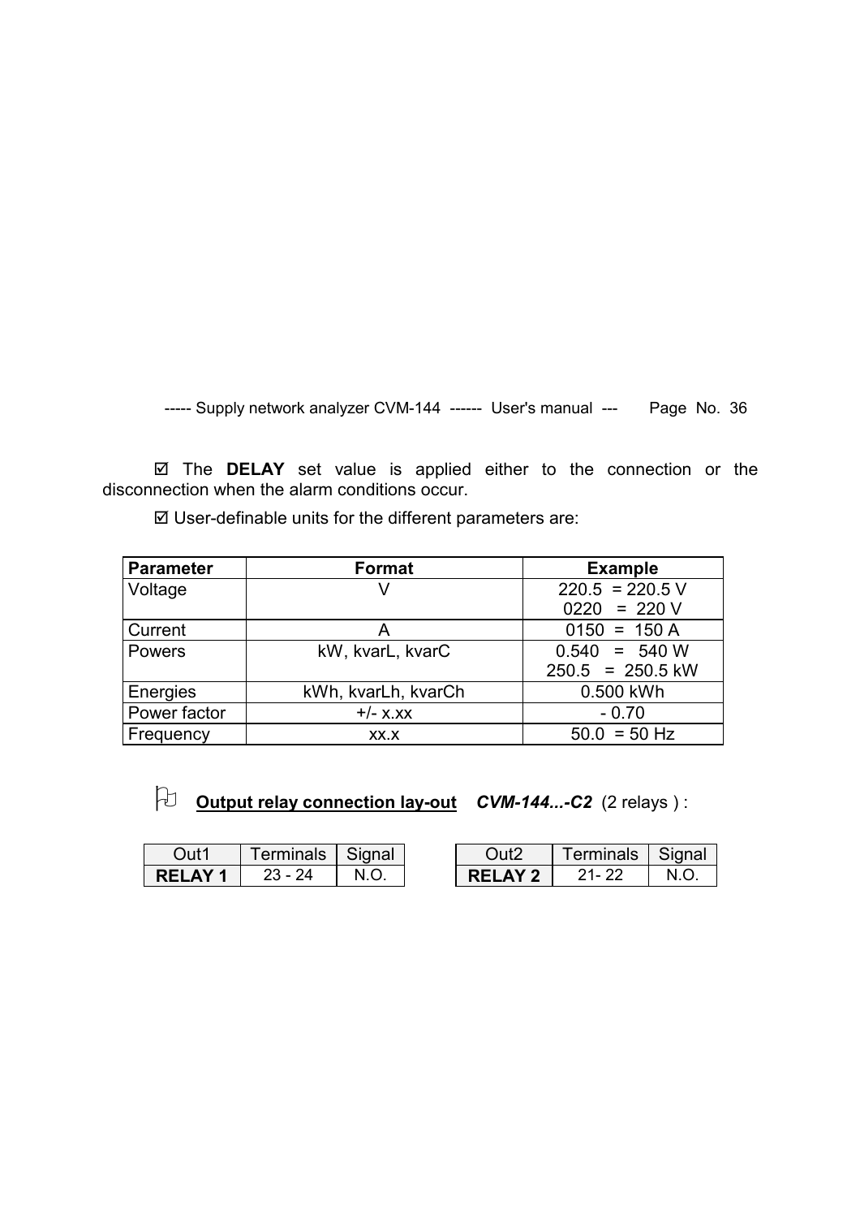☑ The **DELAY** set value is applied either to the connection or the disconnection when the alarm conditions occur.

☑ User-definable units for the different parameters are:

| Parameter | Format | Example |
|---|---|---|
| Voltage | V | 220.5 = 220.5 V<br>0220 = 220 V |
| Current | A | 0150 = 150 A |
| Powers | kW, kvarL, kvarC | 0.540 = 540 W<br>250.5 = 250.5 kW |
| Energies | kWh, kvarLh, kvarCh | 0.500 kWh |
| Power factor | +/- x.xx | - 0.70 |
| Frequency | xx.x | 50.0 = 50 Hz |

## **Output relay connection lay-out** ***CVM-144...-C2*** (2 relays ) :

| Out1 | Terminals | Signal |
|---|---|---|
| **RELAY 1** | 23 - 24 | N.O. |

| Out2 | Terminals | Signal |
|---|---|---|
| **RELAY 2** | 21- 22 | N.O. |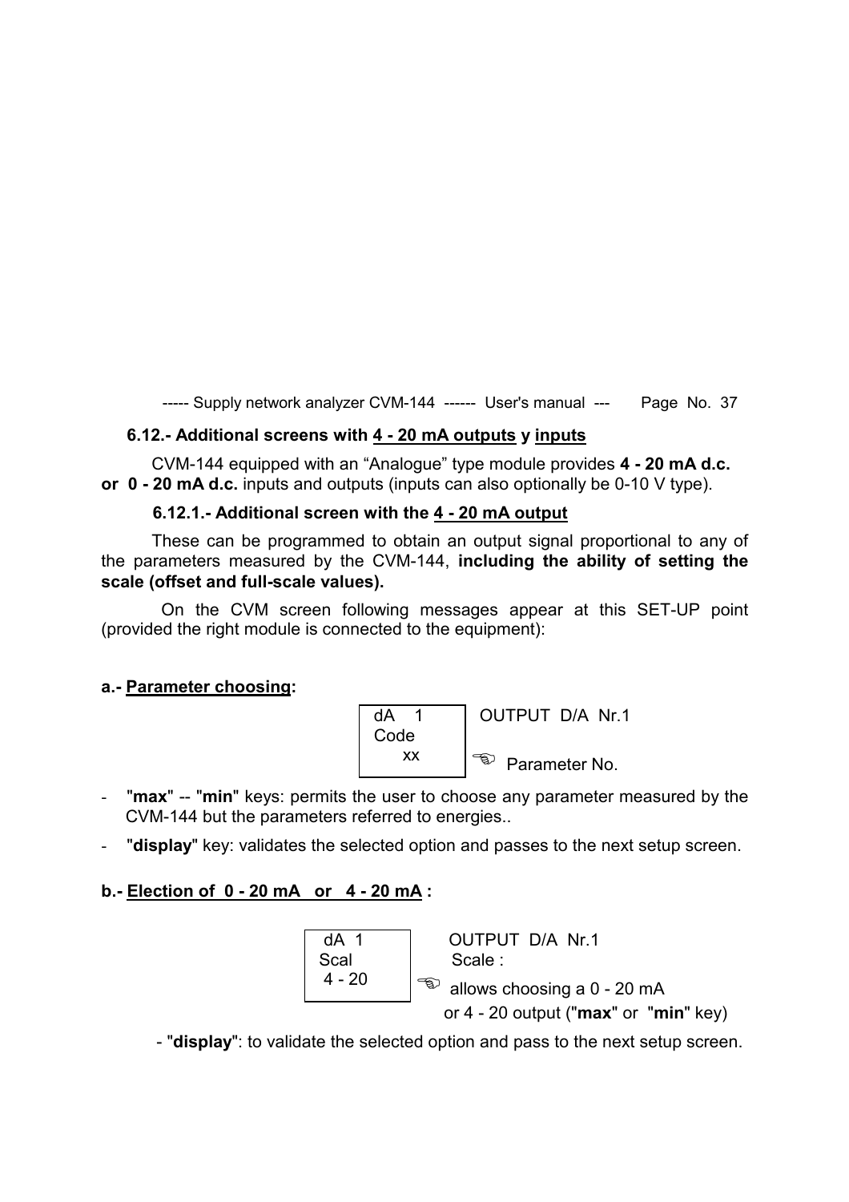## 6.12.- Additional screens with 4 - 20 mA outputs y inputs

CVM-144 equipped with an “Analogue” type module provides **4 - 20 mA d.c. or 0 - 20 mA d.c.** inputs and outputs (inputs can also optionally be 0-10 V type).

### 6.12.1.- Additional screen with the 4 - 20 mA output

These can be programmed to obtain an output signal proportional to any of the parameters measured by the CVM-144, **including the ability of setting the scale (offset and full-scale values).**

On the CVM screen following messages appear at this SET-UP point (provided the right module is connected to the equipment):

**a.- Parameter choosing:**

```
dA   1
Code
    xx
```

OUTPUT D/A Nr.1

☞ Parameter No.

- "**max**" -- "**min**" keys: permits the user to choose any parameter measured by the CVM-144 but the parameters referred to energies..
- "**display**" key: validates the selected option and passes to the next setup screen.

**b.- Election of 0 - 20 mA or 4 - 20 mA :**

```
dA 1
Scal
4 - 20
```

OUTPUT D/A Nr.1

Scale :

☞ allows choosing a 0 - 20 mA or 4 - 20 output ("**max**" or "**min**" key)

- "**display**": to validate the selected option and pass to the next setup screen.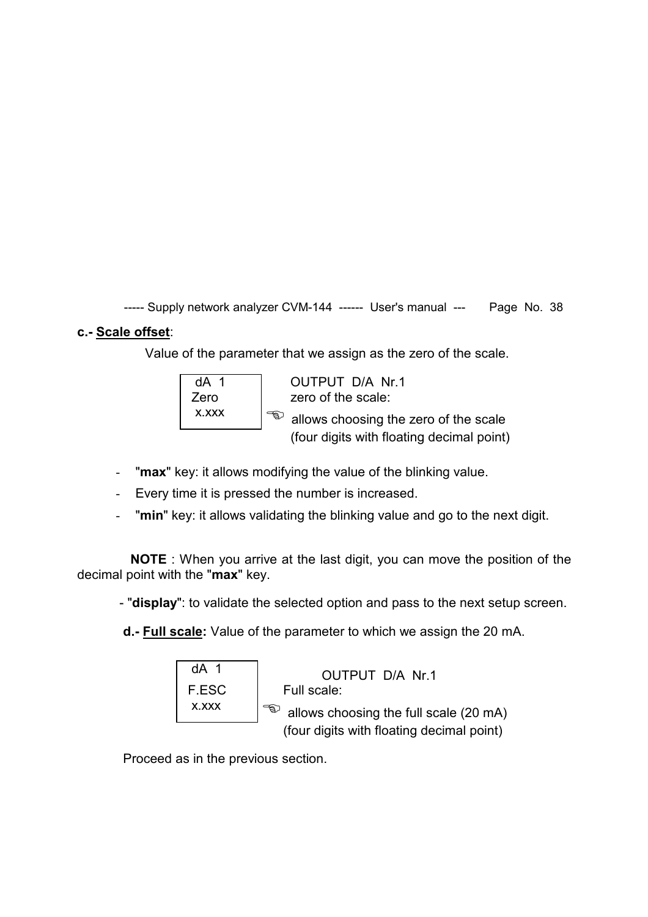**c.- Scale offset**:

Value of the parameter that we assign as the zero of the scale.

| dA 1<br>Zero<br>x.xxx | OUTPUT D/A Nr.1<br>zero of the scale:<br>☜ allows choosing the zero of the scale<br>(four digits with floating decimal point) |
|---|---|

- "**max**" key: it allows modifying the value of the blinking value.
- Every time it is pressed the number is increased.
- "**min**" key: it allows validating the blinking value and go to the next digit.

**NOTE** : When you arrive at the last digit, you can move the position of the decimal point with the "**max**" key.

- "**display**": to validate the selected option and pass to the next setup screen.

**d.- Full scale:** Value of the parameter to which we assign the 20 mA.

| dA 1<br>F.ESC<br>x.xxx | OUTPUT D/A Nr.1<br>Full scale:<br>☜ allows choosing the full scale (20 mA)<br>(four digits with floating decimal point) |
|---|---|

Proceed as in the previous section.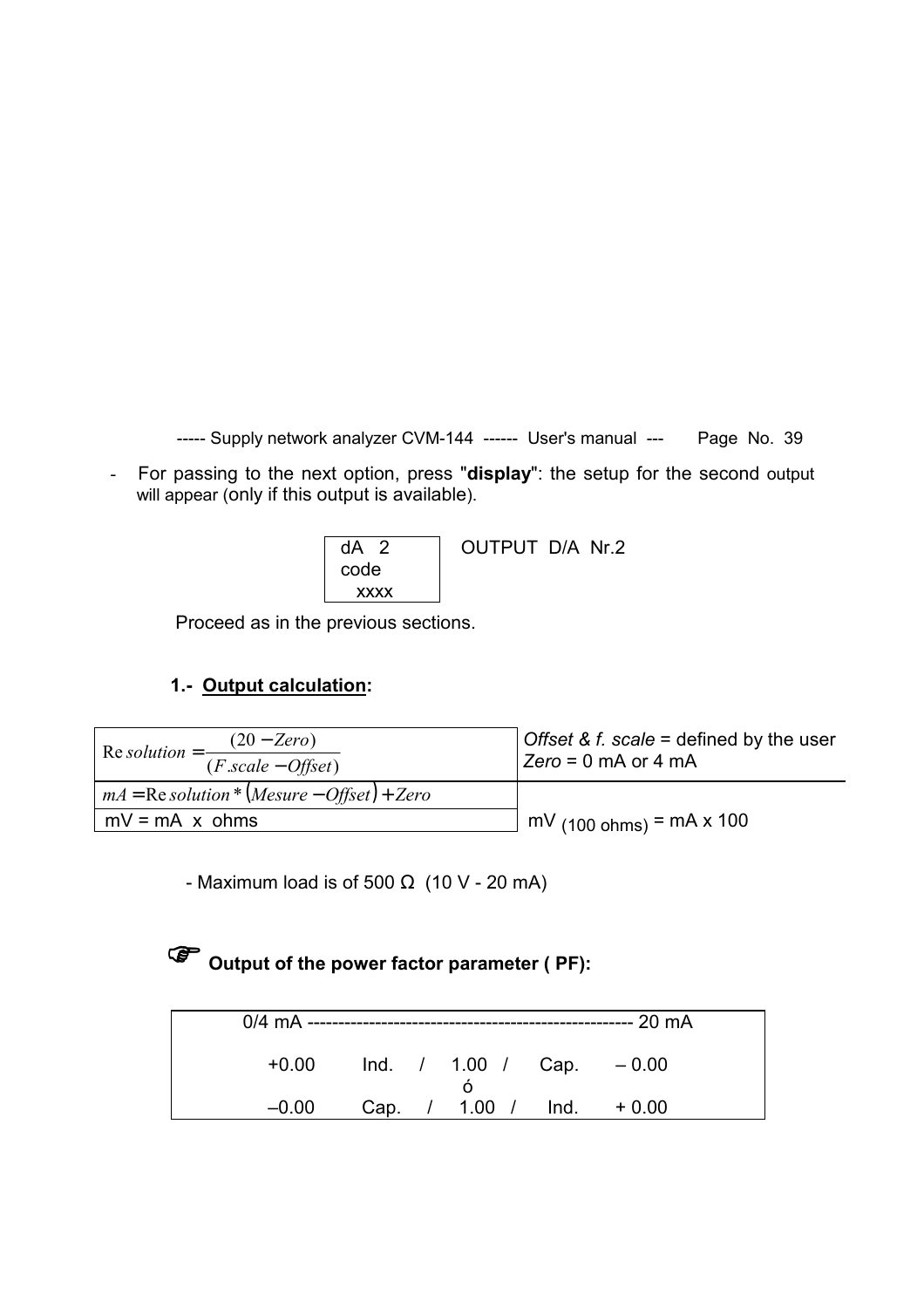- For passing to the next option, press "**display**": the setup for the second output will appear (only if this output is available).

```
dA  2
code
  xxxx
```

OUTPUT D/A Nr.2

Proceed as in the previous sections.

### 1.- <u>Output calculation</u>:

| | |
|---|---|
| $\mathrm{Re}\,solution = \dfrac{(20 - Zero)}{(F.scale - Offset)}$ | *Offset & f. scale* = defined by the user <br> *Zero* = 0 mA or 4 mA |
| $mA = \mathrm{Re}\,solution * (Mesure - Offset) + Zero$ | |
| mV = mA x ohms | mV $_{(100\ ohms)}$ = mA x 100 |

- Maximum load is of 500 Ω (10 V - 20 mA)

### ☞ Output of the power factor parameter ( PF):

| 0/4 mA | ------------------------------------------------------ | | | 20 mA |
|---|---|---|---|---|
| +0.00 | Ind. / | 1.00 / | Cap. | – 0.00 |
| | | ó | | |
| –0.00 | Cap. / | 1.00 / | Ind. | + 0.00 |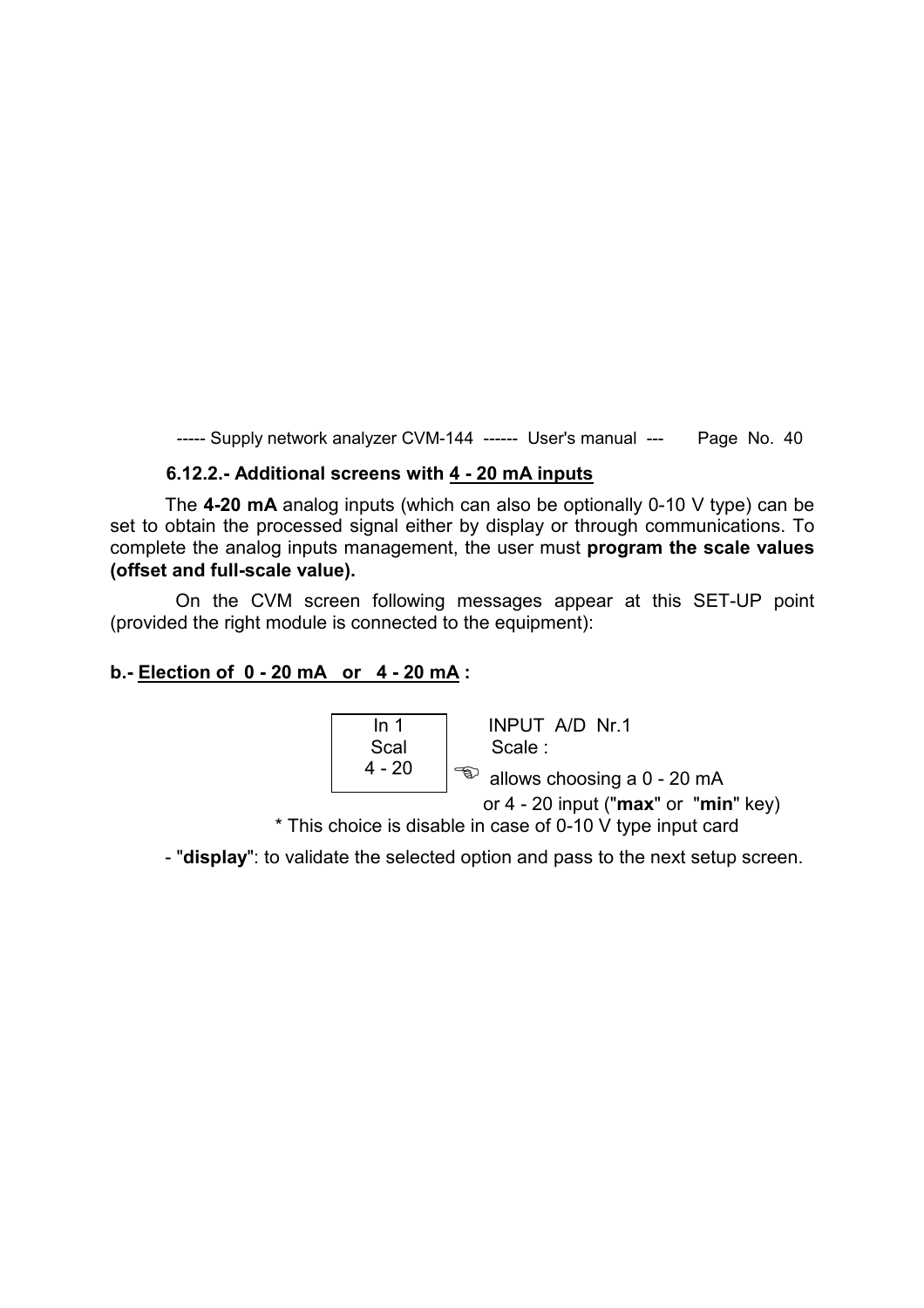### 6.12.2.- Additional screens with 4 - 20 mA inputs

The **4-20 mA** analog inputs (which can also be optionally 0-10 V type) can be set to obtain the processed signal either by display or through communications. To complete the analog inputs management, the user must **program the scale values (offset and full-scale value).**

On the CVM screen following messages appear at this SET-UP point (provided the right module is connected to the equipment):

**b.- Election of 0 - 20 mA or 4 - 20 mA :**

| In 1<br>Scal<br>4 - 20 |
|---|

INPUT A/D Nr.1
Scale :
☜ allows choosing a 0 - 20 mA or 4 - 20 input ("**max**" or "**min**" key)

\* This choice is disable in case of 0-10 V type input card

- "**display**": to validate the selected option and pass to the next setup screen.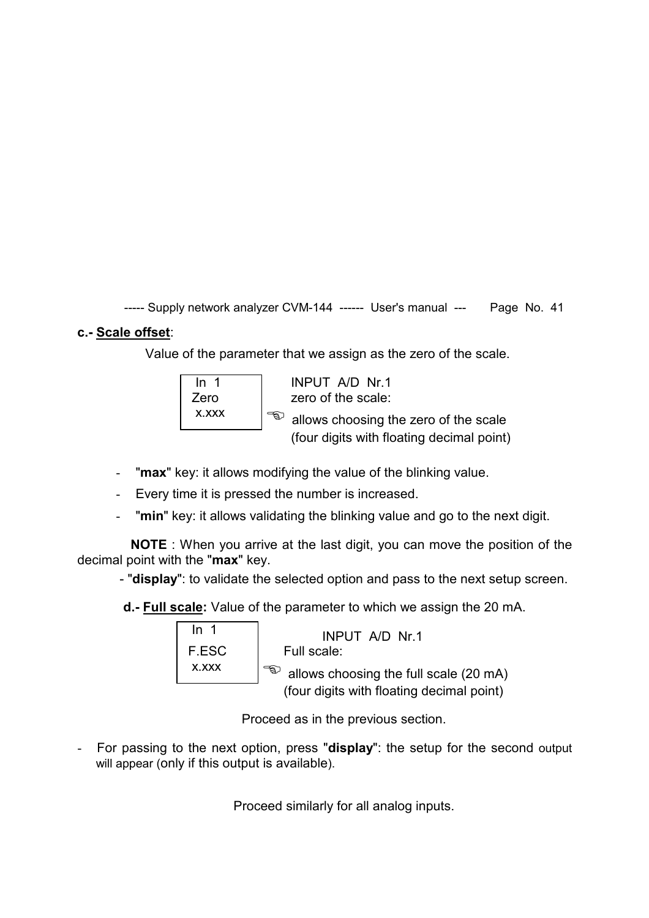**c.- Scale offset**:

Value of the parameter that we assign as the zero of the scale.

```
In  1
Zero
 x.xxx
```

INPUT A/D Nr.1
zero of the scale:
☜ allows choosing the zero of the scale
(four digits with floating decimal point)

- "**max**" key: it allows modifying the value of the blinking value.
- Every time it is pressed the number is increased.
- "**min**" key: it allows validating the blinking value and go to the next digit.

**NOTE** : When you arrive at the last digit, you can move the position of the decimal point with the "**max**" key.

- "**display**": to validate the selected option and pass to the next setup screen.

**d.- Full scale:** Value of the parameter to which we assign the 20 mA.

```
In  1
F.ESC
 x.xxx
```

INPUT A/D Nr.1
Full scale:
☜ allows choosing the full scale (20 mA)
(four digits with floating decimal point)

Proceed as in the previous section.

- For passing to the next option, press "**display**": the setup for the second output will appear (only if this output is available).

Proceed similarly for all analog inputs.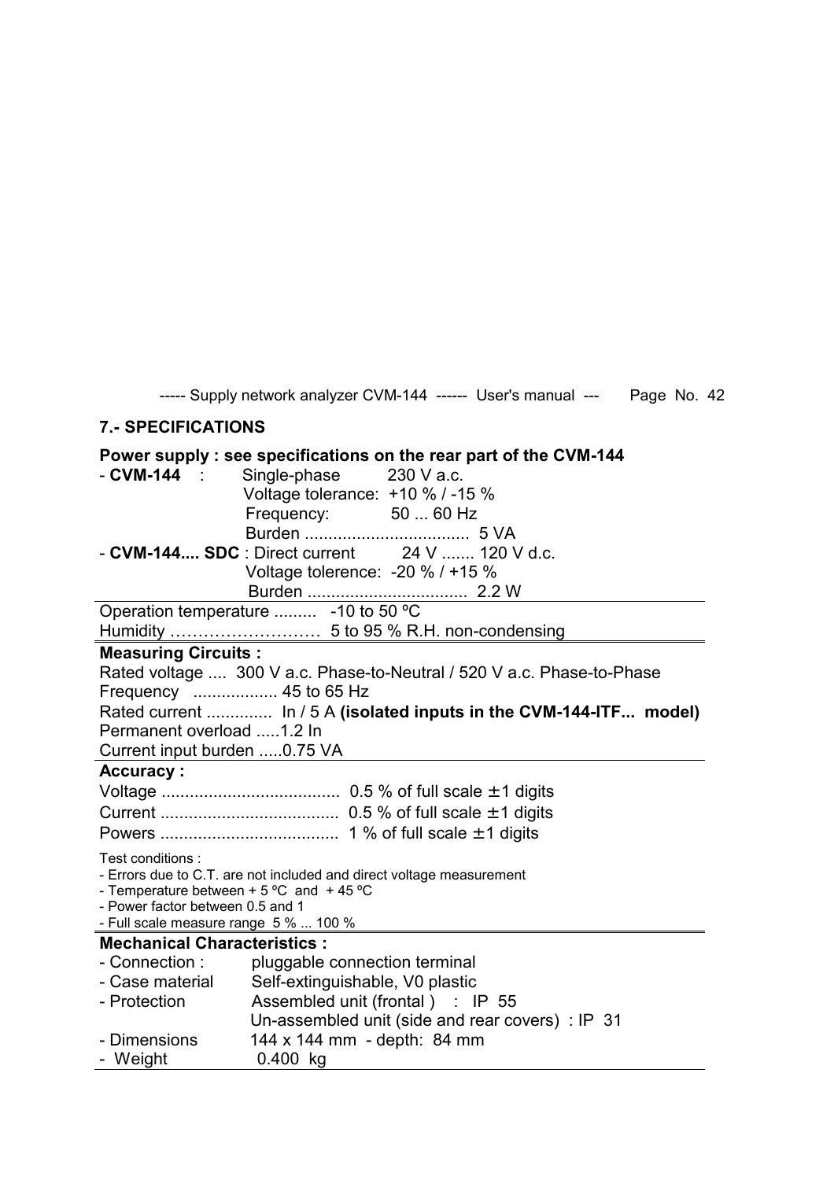## 7.- SPECIFICATIONS

**Power supply : see specifications on the rear part of the CVM-144**

- **CVM-144** : Single-phase 230 V a.c.
  Voltage tolerance: +10 % / -15 %
  Frequency: 50 ... 60 Hz
  Burden .................................. 5 VA
- **CVM-144.... SDC** : Direct current 24 V ....... 120 V d.c.
  Voltage tolerence: -20 % / +15 %
  Burden ................................. 2.2 W

Operation temperature ......... -10 to 50 ºC
Humidity ……………………… 5 to 95 % R.H. non-condensing

**Measuring Circuits :**

Rated voltage .... 300 V a.c. Phase-to-Neutral / 520 V a.c. Phase-to-Phase
Frequency .................. 45 to 65 Hz
Rated current .............. In / 5 A **(isolated inputs in the CVM-144-ITF... model)**
Permanent overload .....1.2 In
Current input burden .....0.75 VA

**Accuracy :**

Voltage ..................................... 0.5 % of full scale ±1 digits
Current ..................................... 0.5 % of full scale ±1 digits
Powers ..................................... 1 % of full scale ±1 digits

Test conditions :
- Errors due to C.T. are not included and direct voltage measurement
- Temperature between + 5 ºC and + 45 ºC
- Power factor between 0.5 and 1
- Full scale measure range 5 % ... 100 %

**Mechanical Characteristics :**

- Connection : pluggable connection terminal
- Case material Self-extinguishable, V0 plastic
- Protection Assembled unit (frontal ) : IP 55
  Un-assembled unit (side and rear covers) : IP 31
- Dimensions 144 x 144 mm - depth: 84 mm
- Weight 0.400 kg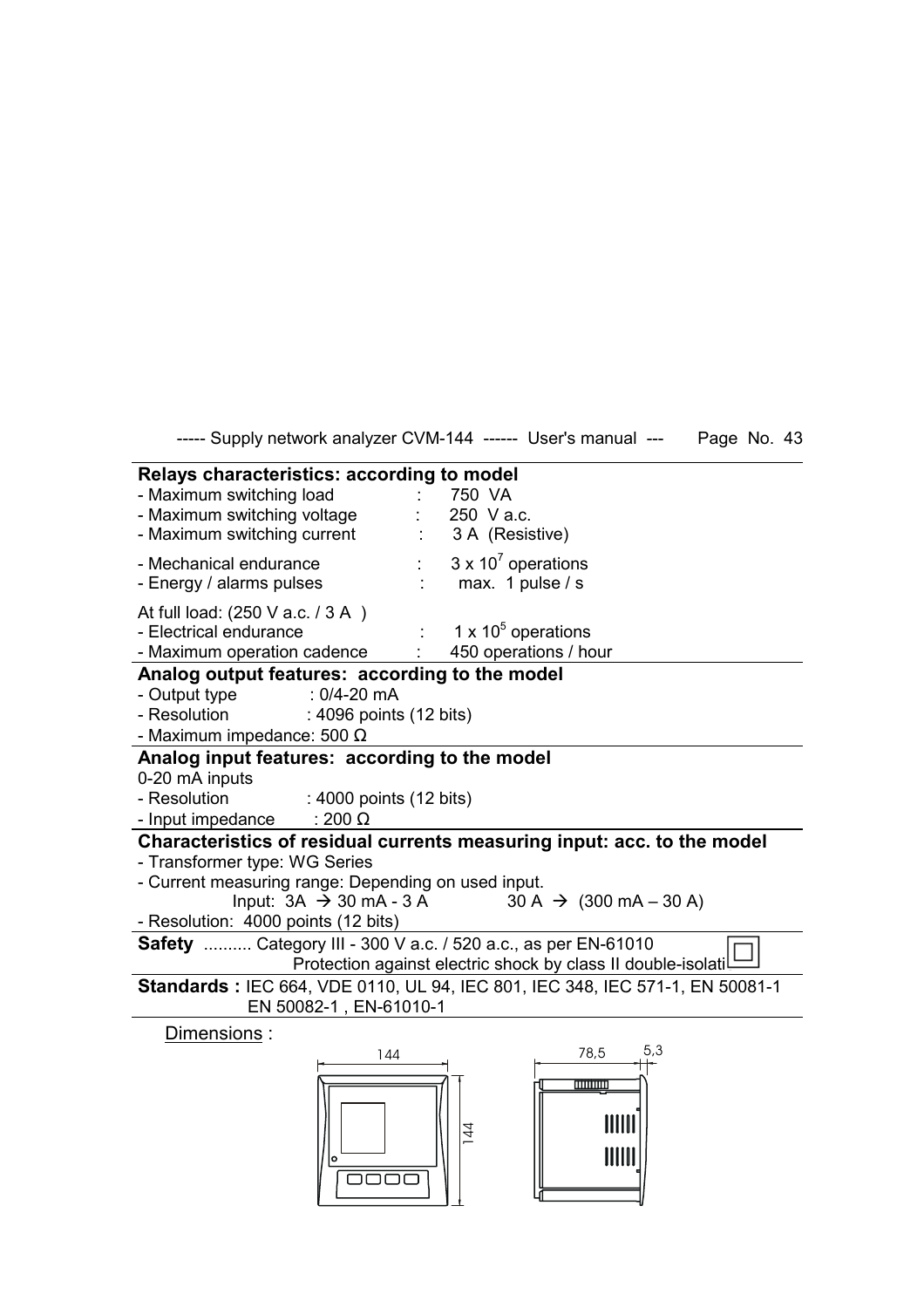**Relays characteristics: according to model**

- Maximum switching load : 750 VA
- Maximum switching voltage : 250 V a.c.
- Maximum switching current : 3 A (Resistive)
- Mechanical endurance : $3 \times 10^7$ operations
- Energy / alarms pulses : max. 1 pulse / s

At full load: (250 V a.c. / 3 A )

- Electrical endurance : $1 \times 10^5$ operations
- Maximum operation cadence : 450 operations / hour

**Analog output features: according to the model**

- Output type : 0/4-20 mA
- Resolution : 4096 points (12 bits)
- Maximum impedance: 500 Ω

**Analog input features: according to the model**

0-20 mA inputs

- Resolution : 4000 points (12 bits)
- Input impedance : 200 Ω

**Characteristics of residual currents measuring input: acc. to the model**

- Transformer type: WG Series
- Current measuring range: Depending on used input.
  Input: 3A → 30 mA - 3 A    30 A → (300 mA – 30 A)
- Resolution: 4000 points (12 bits)

**Safety** .......... Category III - 300 V a.c. / 520 a.c., as per EN-61010
Protection against electric shock by class II double-isolati

**Standards :** IEC 664, VDE 0110, UL 94, IEC 801, IEC 348, IEC 571-1, EN 50081-1
EN 50082-1 , EN-61010-1

Dimensions :

144 | 144 | 78,5 | 5,3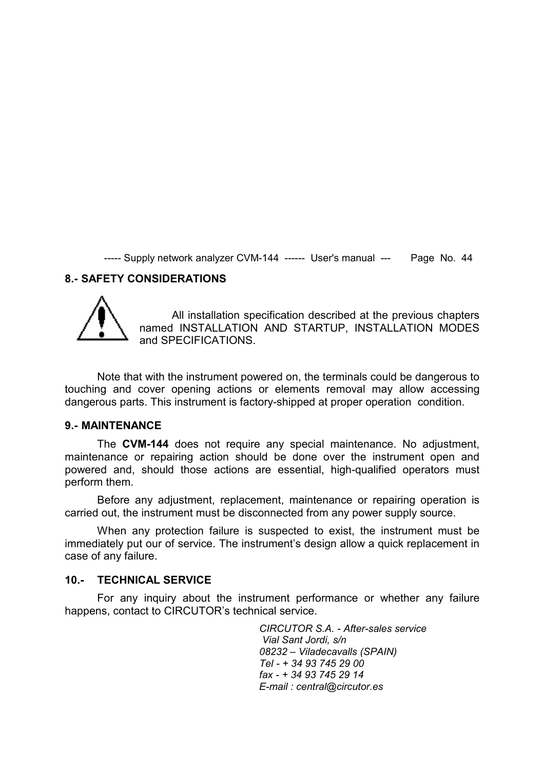## 8.- SAFETY CONSIDERATIONS

All installation specification described at the previous chapters named INSTALLATION AND STARTUP, INSTALLATION MODES and SPECIFICATIONS.

Note that with the instrument powered on, the terminals could be dangerous to touching and cover opening actions or elements removal may allow accessing dangerous parts. This instrument is factory-shipped at proper operation condition.

## 9.- MAINTENANCE

The **CVM-144** does not require any special maintenance. No adjustment, maintenance or repairing action should be done over the instrument open and powered and, should those actions are essential, high-qualified operators must perform them.

Before any adjustment, replacement, maintenance or repairing operation is carried out, the instrument must be disconnected from any power supply source.

When any protection failure is suspected to exist, the instrument must be immediately put our of service. The instrument's design allow a quick replacement in case of any failure.

## 10.- TECHNICAL SERVICE

For any inquiry about the instrument performance or whether any failure happens, contact to CIRCUTOR's technical service.

*CIRCUTOR S.A. - After-sales service*
*Vial Sant Jordi, s/n*
*08232 – Viladecavalls (SPAIN)*
*Tel - + 34 93 745 29 00*
*fax - + 34 93 745 29 14*
*E-mail : central@circutor.es*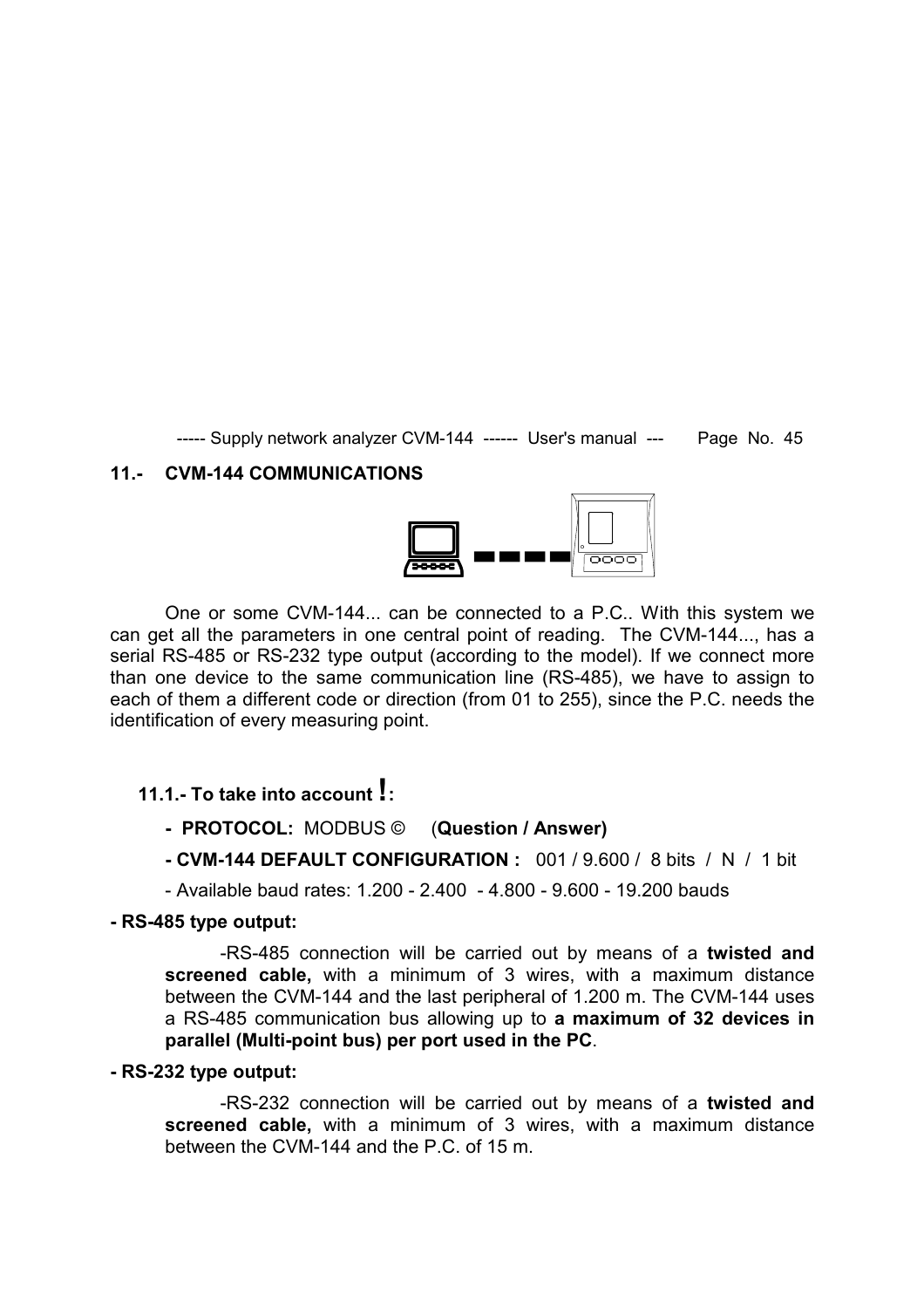## 11.- CVM-144 COMMUNICATIONS

One or some CVM-144... can be connected to a P.C.. With this system we can get all the parameters in one central point of reading. The CVM-144..., has a serial RS-485 or RS-232 type output (according to the model). If we connect more than one device to the same communication line (RS-485), we have to assign to each of them a different code or direction (from 01 to 255), since the P.C. needs the identification of every measuring point.

### 11.1.- To take into account !:

- **PROTOCOL:** MODBUS © (**Question / Answer)**
- **CVM-144 DEFAULT CONFIGURATION :** 001 / 9.600 / 8 bits / N / 1 bit
- Available baud rates: 1.200 - 2.400 - 4.800 - 9.600 - 19.200 bauds

**- RS-485 type output:**

-RS-485 connection will be carried out by means of a **twisted and screened cable,** with a minimum of 3 wires, with a maximum distance between the CVM-144 and the last peripheral of 1.200 m. The CVM-144 uses a RS-485 communication bus allowing up to **a maximum of 32 devices in parallel (Multi-point bus) per port used in the PC**.

**- RS-232 type output:**

-RS-232 connection will be carried out by means of a **twisted and screened cable,** with a minimum of 3 wires, with a maximum distance between the CVM-144 and the P.C. of 15 m.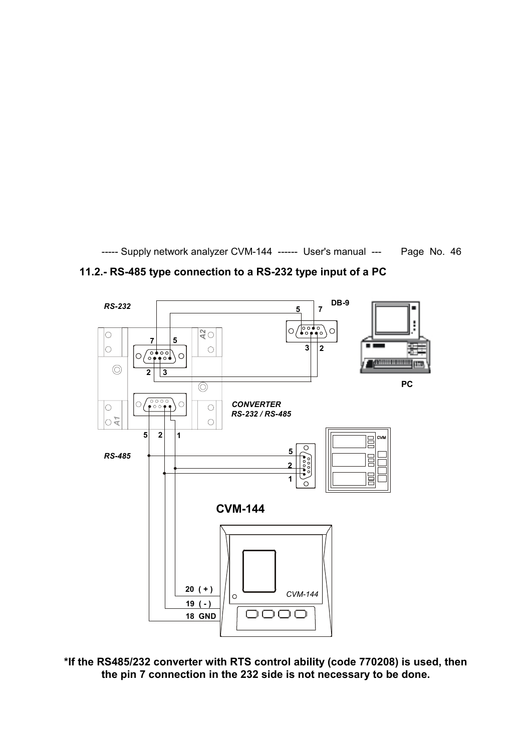## 11.2.- RS-485 type connection to a RS-232 type input of a PC

RS-232

DB-9

7 5

5 7

2 3

3 2

A2

A1

PC

CONVERTER
RS-232 / RS-485

5 2 1

RS-485

5

2

1

CVM

CVM-144

20 ( + )

19 ( - )

18 GND

CVM-144

**\*If the RS485/232 converter with RTS control ability (code 770208) is used, then the pin 7 connection in the 232 side is not necessary to be done.**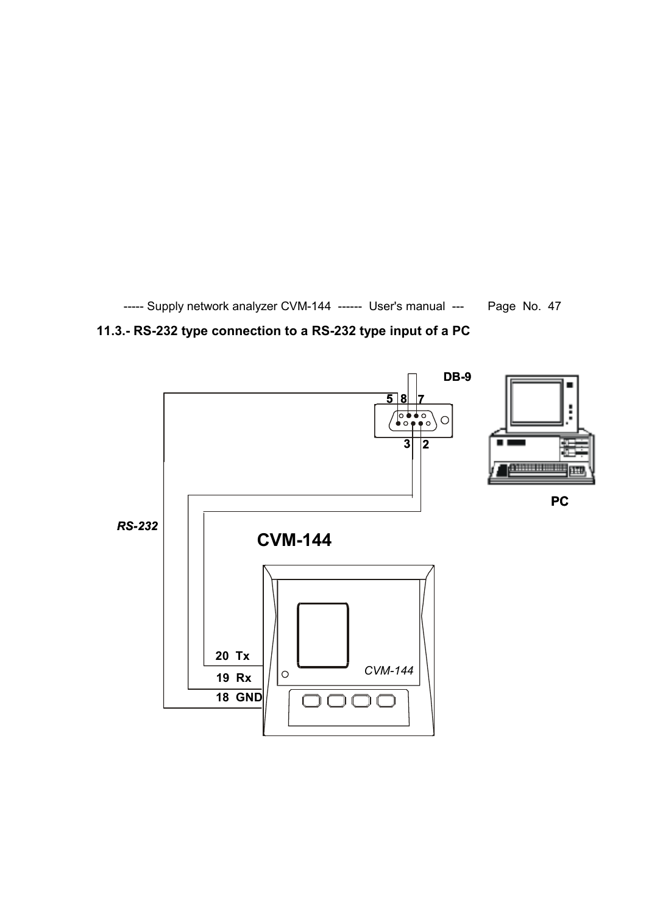## 11.3.- RS-232 type connection to a RS-232 type input of a PC

DB-9

5 8 7

3 2

PC

*RS-232*

**CVM-144**

20 Tx

19 Rx

18 GND

*CVM-144*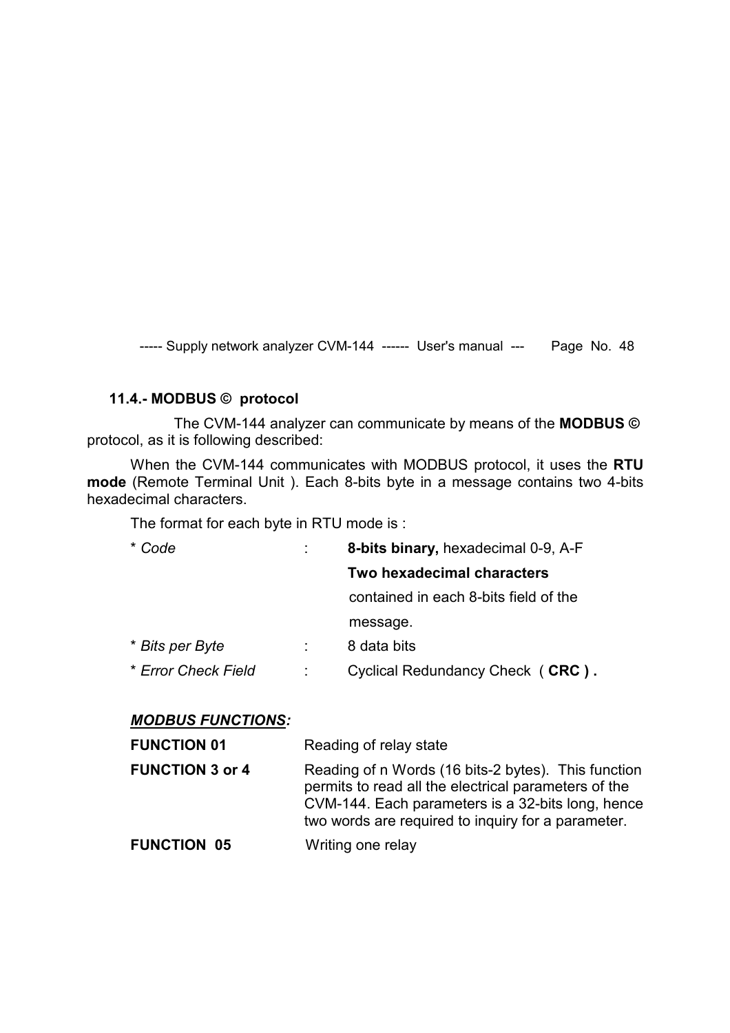## 11.4.- MODBUS © protocol

The CVM-144 analyzer can communicate by means of the **MODBUS ©** protocol, as it is following described:

When the CVM-144 communicates with MODBUS protocol, it uses the **RTU mode** (Remote Terminal Unit ). Each 8-bits byte in a message contains two 4-bits hexadecimal characters.

The format for each byte in RTU mode is :

| | | |
|---|---|---|
| * *Code* | : | **8-bits binary,** hexadecimal 0-9, A-F<br>**Two hexadecimal characters**<br>contained in each 8-bits field of the message. |
| * *Bits per Byte* | : | 8 data bits |
| * *Error Check Field* | : | Cyclical Redundancy Check ( **CRC ) .** |

***MODBUS FUNCTIONS:***

| | |
|---|---|
| **FUNCTION 01** | Reading of relay state |
| **FUNCTION 3 or 4** | Reading of n Words (16 bits-2 bytes). This function permits to read all the electrical parameters of the CVM-144. Each parameters is a 32-bits long, hence two words are required to inquiry for a parameter. |
| **FUNCTION 05** | Writing one relay |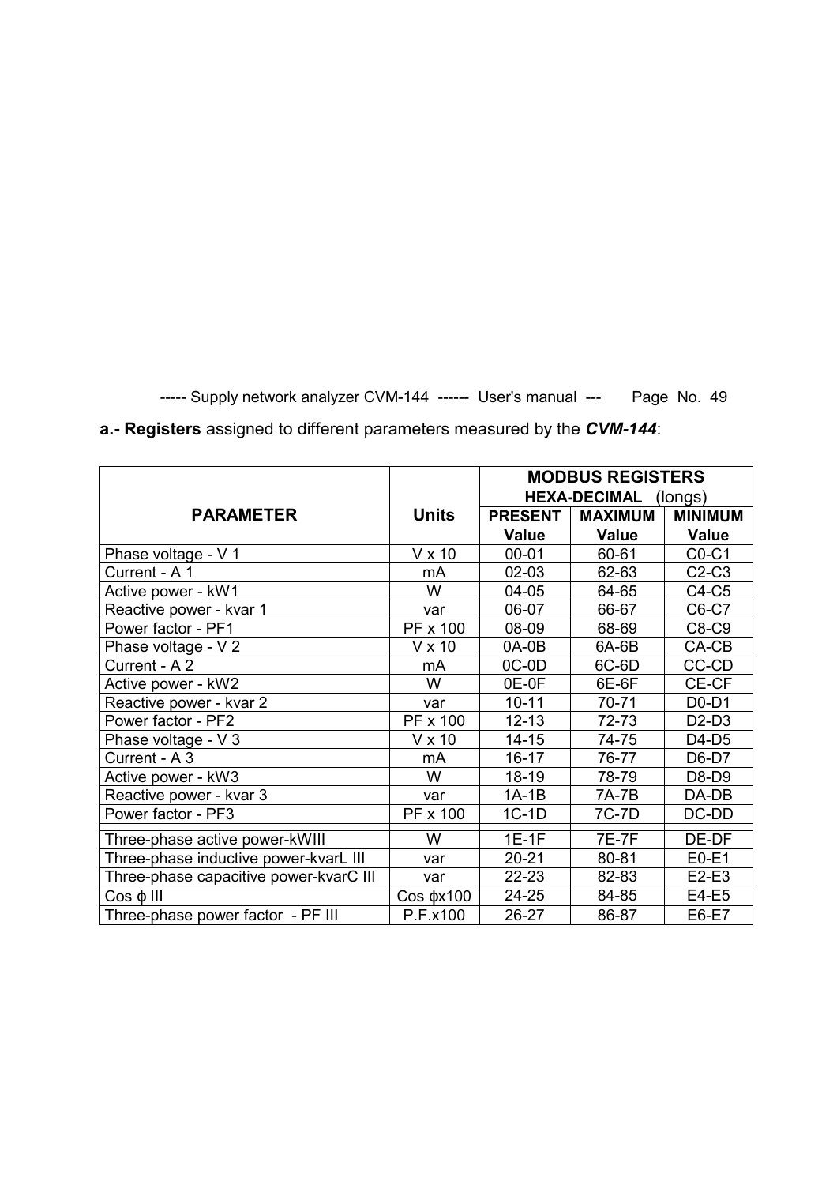**a.- Registers** assigned to different parameters measured by the ***CVM-144***:

| PARAMETER | Units | MODBUS REGISTERS HEXA-DECIMAL (longs) | | |
|---|---|---|---|---|
| | | PRESENT Value | MAXIMUM Value | MINIMUM Value |
| Phase voltage - V 1 | V x 10 | 00-01 | 60-61 | C0-C1 |
| Current - A 1 | mA | 02-03 | 62-63 | C2-C3 |
| Active power - kW1 | W | 04-05 | 64-65 | C4-C5 |
| Reactive power - kvar 1 | var | 06-07 | 66-67 | C6-C7 |
| Power factor - PF1 | PF x 100 | 08-09 | 68-69 | C8-C9 |
| Phase voltage - V 2 | V x 10 | 0A-0B | 6A-6B | CA-CB |
| Current - A 2 | mA | 0C-0D | 6C-6D | CC-CD |
| Active power - kW2 | W | 0E-0F | 6E-6F | CE-CF |
| Reactive power - kvar 2 | var | 10-11 | 70-71 | D0-D1 |
| Power factor - PF2 | PF x 100 | 12-13 | 72-73 | D2-D3 |
| Phase voltage - V 3 | V x 10 | 14-15 | 74-75 | D4-D5 |
| Current - A 3 | mA | 16-17 | 76-77 | D6-D7 |
| Active power - kW3 | W | 18-19 | 78-79 | D8-D9 |
| Reactive power - kvar 3 | var | 1A-1B | 7A-7B | DA-DB |
| Power factor - PF3 | PF x 100 | 1C-1D | 7C-7D | DC-DD |
| Three-phase active power-kWIII | W | 1E-1F | 7E-7F | DE-DF |
| Three-phase inductive power-kvarL III | var | 20-21 | 80-81 | E0-E1 |
| Three-phase capacitive power-kvarC III | var | 22-23 | 82-83 | E2-E3 |
| Cos ϕ III | Cos ϕx100 | 24-25 | 84-85 | E4-E5 |
| Three-phase power factor - PF III | P.F.x100 | 26-27 | 86-87 | E6-E7 |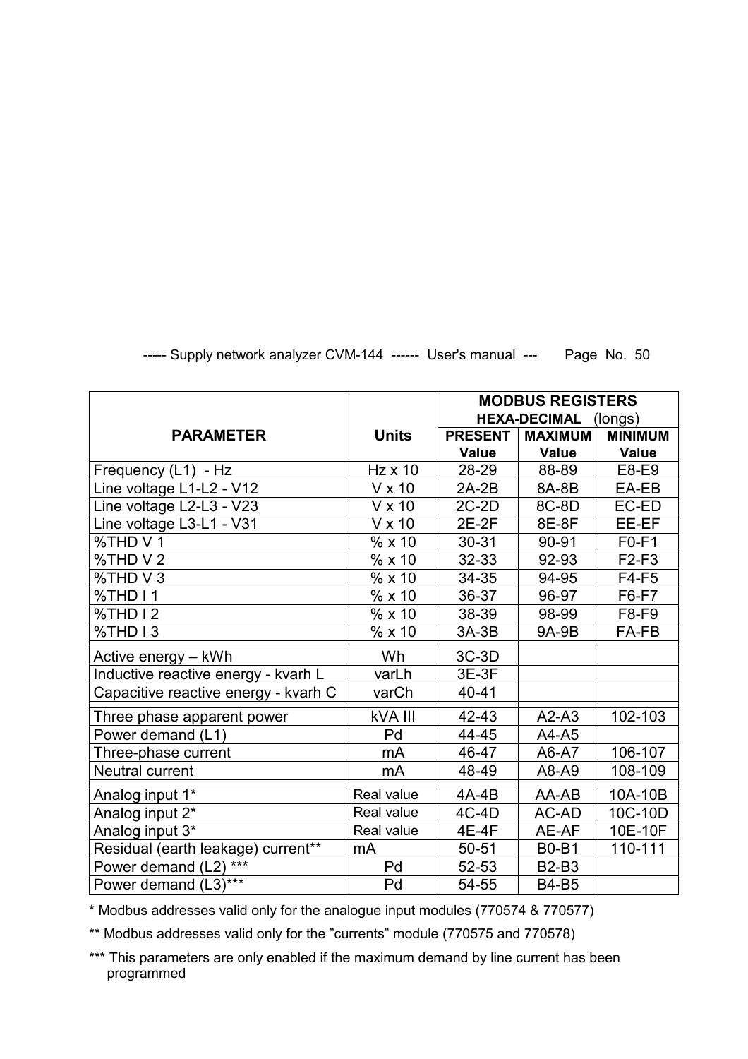| PARAMETER | Units | MODBUS REGISTERS HEXA-DECIMAL (longs) | | |
|---|---|---|---|---|
| | | PRESENT Value | MAXIMUM Value | MINIMUM Value |
| Frequency (L1) - Hz | Hz x 10 | 28-29 | 88-89 | E8-E9 |
| Line voltage L1-L2 - V12 | V x 10 | 2A-2B | 8A-8B | EA-EB |
| Line voltage L2-L3 - V23 | V x 10 | 2C-2D | 8C-8D | EC-ED |
| Line voltage L3-L1 - V31 | V x 10 | 2E-2F | 8E-8F | EE-EF |
| %THD V 1 | % x 10 | 30-31 | 90-91 | F0-F1 |
| %THD V 2 | % x 10 | 32-33 | 92-93 | F2-F3 |
| %THD V 3 | % x 10 | 34-35 | 94-95 | F4-F5 |
| %THD I 1 | % x 10 | 36-37 | 96-97 | F6-F7 |
| %THD I 2 | % x 10 | 38-39 | 98-99 | F8-F9 |
| %THD I 3 | % x 10 | 3A-3B | 9A-9B | FA-FB |
| | | | | |
| Active energy – kWh | Wh | 3C-3D | | |
| Inductive reactive energy - kvarh L | varLh | 3E-3F | | |
| Capacitive reactive energy - kvarh C | varCh | 40-41 | | |
| | | | | |
| Three phase apparent power | kVA III | 42-43 | A2-A3 | 102-103 |
| Power demand (L1) | Pd | 44-45 | A4-A5 | |
| Three-phase current | mA | 46-47 | A6-A7 | 106-107 |
| Neutral current | mA | 48-49 | A8-A9 | 108-109 |
| | | | | |
| Analog input 1* | Real value | 4A-4B | AA-AB | 10A-10B |
| Analog input 2* | Real value | 4C-4D | AC-AD | 10C-10D |
| Analog input 3* | Real value | 4E-4F | AE-AF | 10E-10F |
| Residual (earth leakage) current** | mA | 50-51 | B0-B1 | 110-111 |
| Power demand (L2) *** | Pd | 52-53 | B2-B3 | |
| Power demand (L3)*** | Pd | 54-55 | B4-B5 | |

**\*** Modbus addresses valid only for the analogue input modules (770574 & 770577)

** Modbus addresses valid only for the "currents" module (770575 and 770578)

*** This parameters are only enabled if the maximum demand by line current has been programmed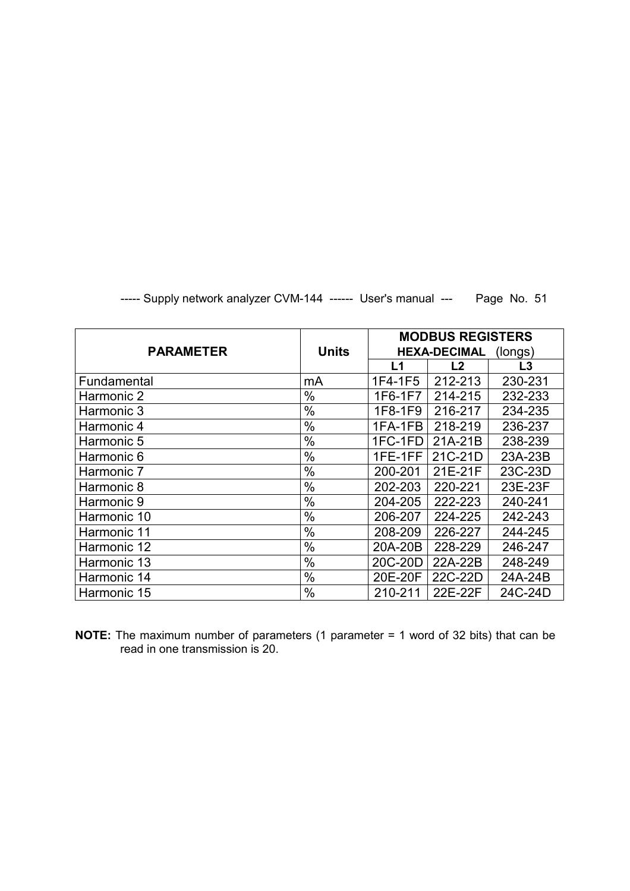| PARAMETER | Units | MODBUS REGISTERS HEXA-DECIMAL (longs) | | |
|---|---|---|---|---|
| | | L1 | L2 | L3 |
| Fundamental | mA | 1F4-1F5 | 212-213 | 230-231 |
| Harmonic 2 | % | 1F6-1F7 | 214-215 | 232-233 |
| Harmonic 3 | % | 1F8-1F9 | 216-217 | 234-235 |
| Harmonic 4 | % | 1FA-1FB | 218-219 | 236-237 |
| Harmonic 5 | % | 1FC-1FD | 21A-21B | 238-239 |
| Harmonic 6 | % | 1FE-1FF | 21C-21D | 23A-23B |
| Harmonic 7 | % | 200-201 | 21E-21F | 23C-23D |
| Harmonic 8 | % | 202-203 | 220-221 | 23E-23F |
| Harmonic 9 | % | 204-205 | 222-223 | 240-241 |
| Harmonic 10 | % | 206-207 | 224-225 | 242-243 |
| Harmonic 11 | % | 208-209 | 226-227 | 244-245 |
| Harmonic 12 | % | 20A-20B | 228-229 | 246-247 |
| Harmonic 13 | % | 20C-20D | 22A-22B | 248-249 |
| Harmonic 14 | % | 20E-20F | 22C-22D | 24A-24B |
| Harmonic 15 | % | 210-211 | 22E-22F | 24C-24D |

**NOTE:** The maximum number of parameters (1 parameter = 1 word of 32 bits) that can be read in one transmission is 20.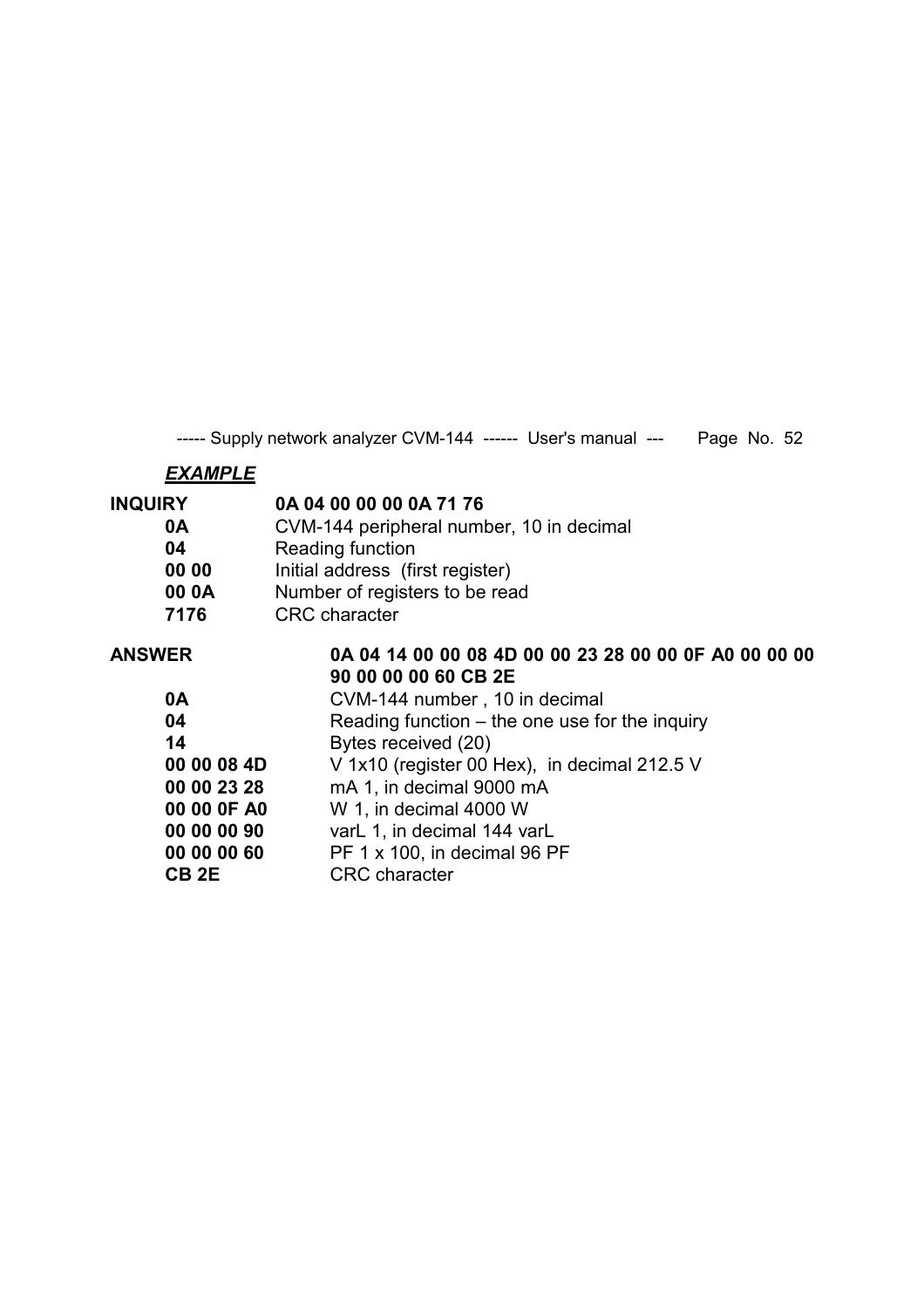***EXAMPLE***

**INQUIRY** **0A 04 00 00 00 0A 71 76**

| | |
|---|---|
| **0A** | CVM-144 peripheral number, 10 in decimal |
| **04** | Reading function |
| **00 00** | Initial address (first register) |
| **00 0A** | Number of registers to be read |
| **7176** | CRC character |

**ANSWER** **0A 04 14 00 00 08 4D 00 00 23 28 00 00 0F A0 00 00 00 90 00 00 00 60 CB 2E**

| | |
|---|---|
| **0A** | CVM-144 number , 10 in decimal |
| **04** | Reading function – the one use for the inquiry |
| **14** | Bytes received (20) |
| **00 00 08 4D** | V 1x10 (register 00 Hex), in decimal 212.5 V |
| **00 00 23 28** | mA 1, in decimal 9000 mA |
| **00 00 0F A0** | W 1, in decimal 4000 W |
| **00 00 00 90** | varL 1, in decimal 144 varL |
| **00 00 00 60** | PF 1 x 100, in decimal 96 PF |
| **CB 2E** | CRC character |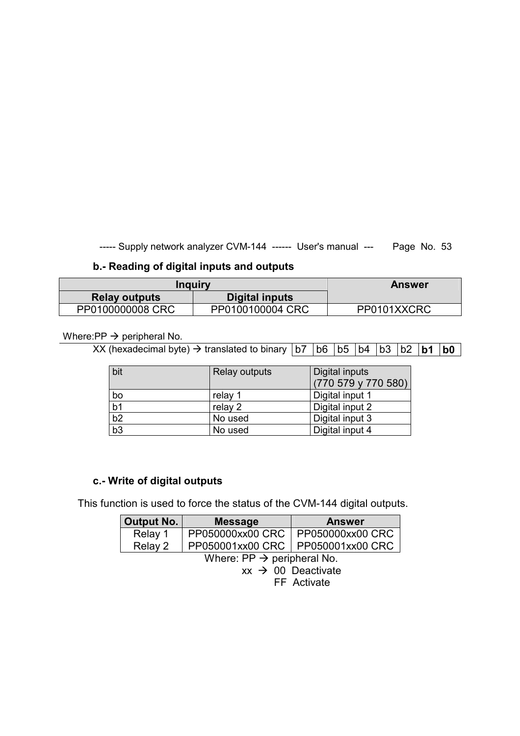**b.- Reading of digital inputs and outputs**

| Inquiry | | Answer |
|---|---|---|
| Relay outputs | Digital inputs | |
| PP0100000008 CRC | PP0100100004 CRC | PP0101XXCRC |

Where:PP → peripheral No.

| XX (hexadecimal byte) → translated to binary | b7 | b6 | b5 | b4 | b3 | b2 | **b1** | **b0** |
|---|---|---|---|---|---|---|---|---|

| bit | Relay outputs | Digital inputs (770 579 y 770 580) |
|---|---|---|
| bo | relay 1 | Digital input 1 |
| b1 | relay 2 | Digital input 2 |
| b2 | No used | Digital input 3 |
| b3 | No used | Digital input 4 |

**c.- Write of digital outputs**

This function is used to force the status of the CVM-144 digital outputs.

| Output No. | Message | Answer |
|---|---|---|
| Relay 1 | PP050000xx00 CRC | PP050000xx00 CRC |
| Relay 2 | PP050001xx00 CRC | PP050001xx00 CRC |

Where: PP → peripheral No.
xx → 00 Deactivate
FF Activate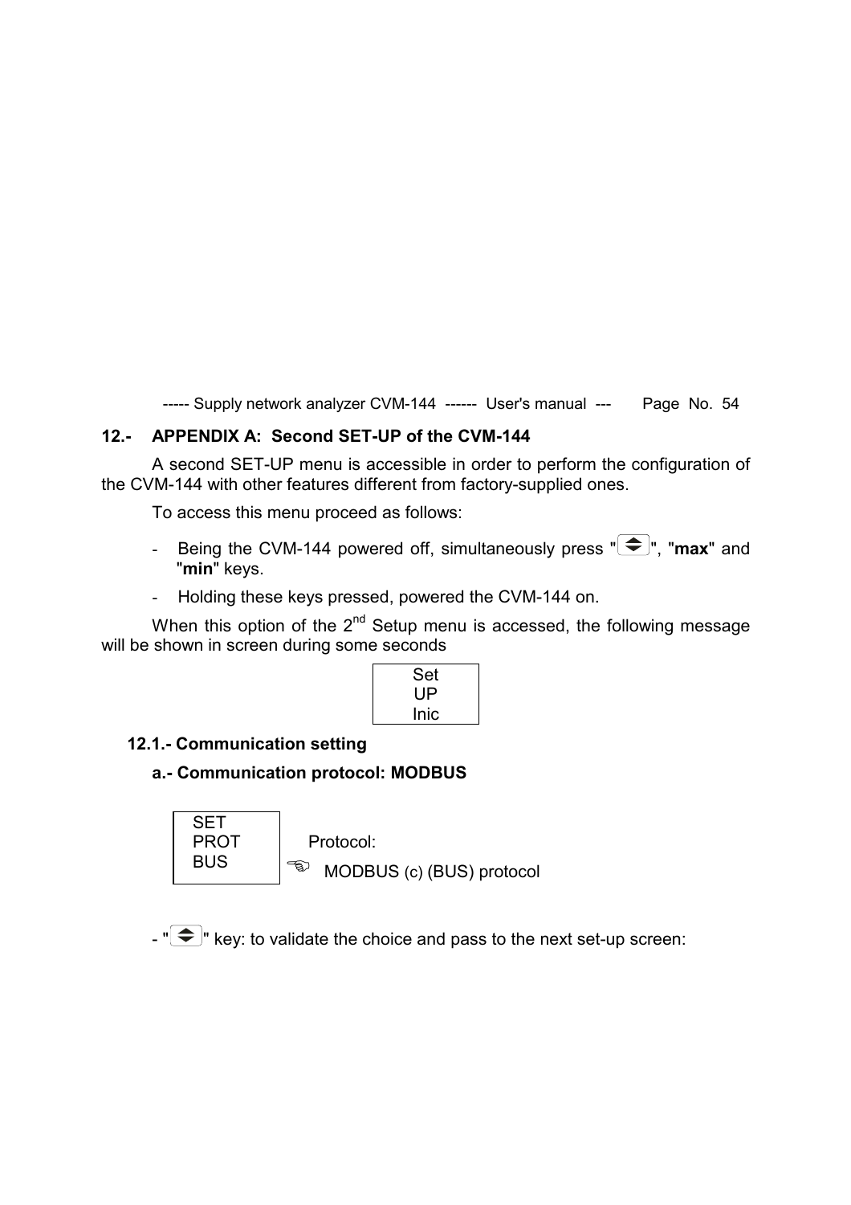## 12.- APPENDIX A: Second SET-UP of the CVM-144

A second SET-UP menu is accessible in order to perform the configuration of the CVM-144 with other features different from factory-supplied ones.

To access this menu proceed as follows:

- Being the CVM-144 powered off, simultaneously press "⇕", "**max**" and "**min**" keys.
- Holding these keys pressed, powered the CVM-144 on.

When this option of the 2nd Setup menu is accessed, the following message will be shown in screen during some seconds

```
Set
UP
Inic
```

### 12.1.- Communication setting

#### a.- Communication protocol: MODBUS

```
SET
PROT
BUS
```

Protocol:

☞ MODBUS (c) (BUS) protocol

- "⇕" key: to validate the choice and pass to the next set-up screen: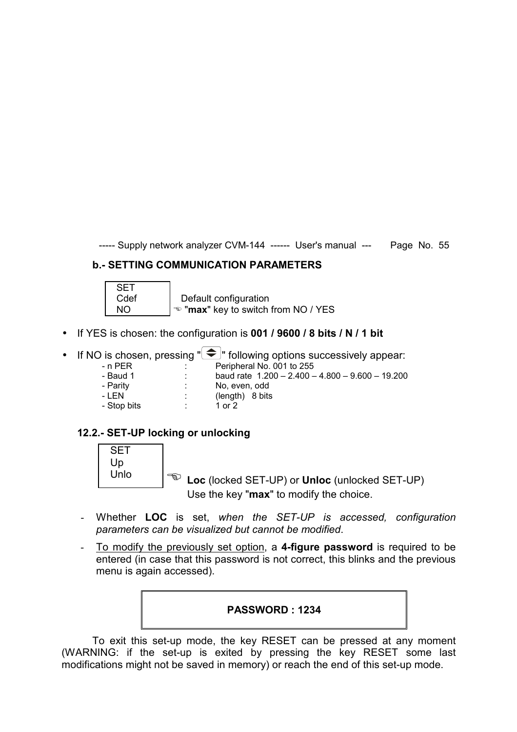### b.- SETTING COMMUNICATION PARAMETERS

```
SET
Cdef      Default configuration
NO        ☜ "max" key to switch from NO / YES
```

- If YES is chosen: the configuration is **001 / 9600 / 8 bits / N / 1 bit**
- If NO is chosen, pressing "⬍" following options successively appear:

| | | |
|---|---|---|
| - n PER | : | Peripheral No. 001 to 255 |
| - Baud 1 | : | baud rate 1.200 – 2.400 – 4.800 – 9.600 – 19.200 |
| - Parity | : | No, even, odd |
| - LEN | : | (length) 8 bits |
| - Stop bits | : | 1 or 2 |

### 12.2.- SET-UP locking or unlocking

```
SET
Up
Unlo
```

☜ **Loc** (locked SET-UP) or **Unloc** (unlocked SET-UP)
Use the key "**max**" to modify the choice.

- Whether **LOC** is set, *when the SET-UP is accessed, configuration parameters can be visualized but cannot be modified*.
- To modify the previously set option, a **4-figure password** is required to be entered (in case that this password is not correct, this blinks and the previous menu is again accessed).

**PASSWORD : 1234**

To exit this set-up mode, the key RESET can be pressed at any moment (WARNING: if the set-up is exited by pressing the key RESET some last modifications might not be saved in memory) or reach the end of this set-up mode.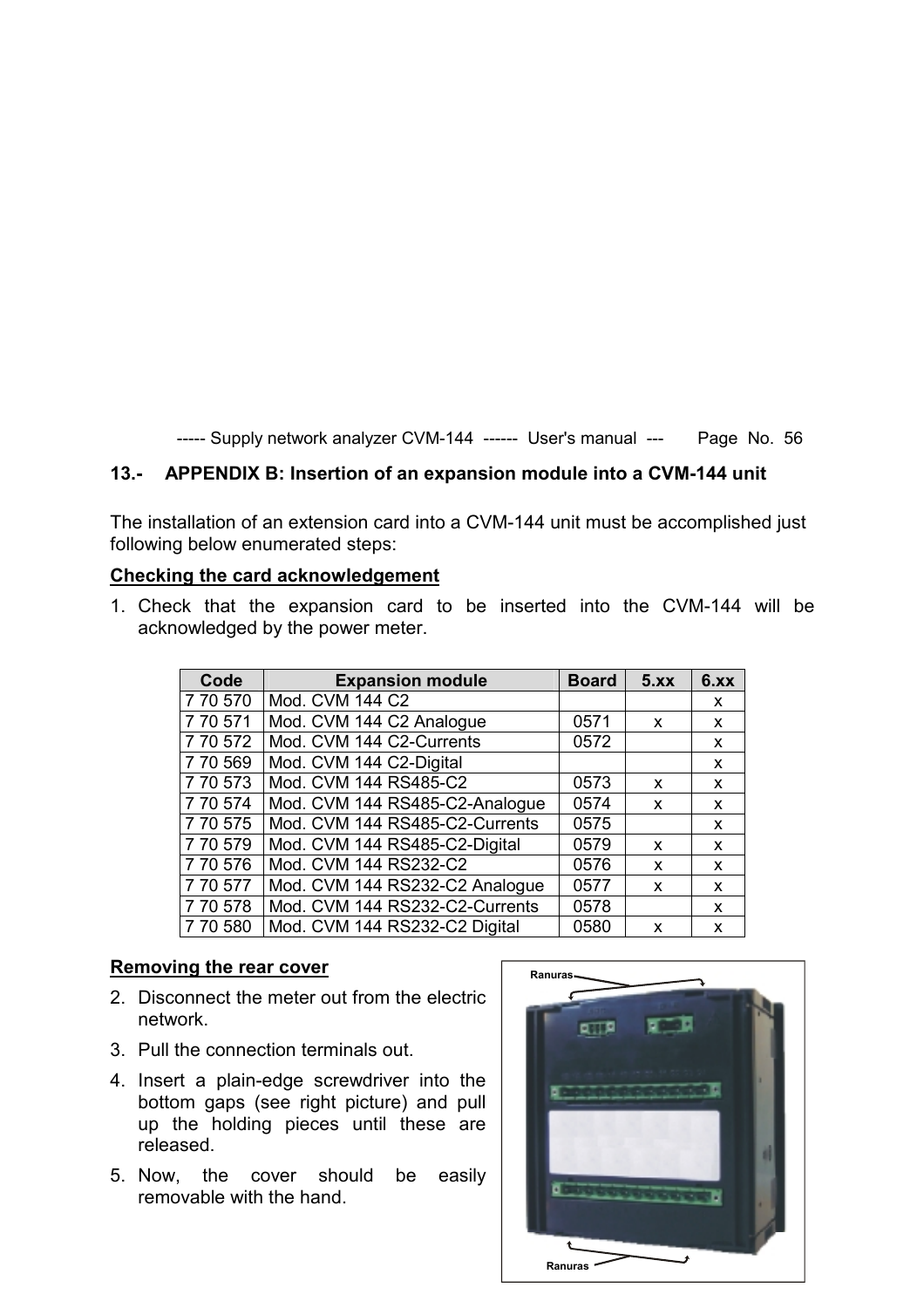## 13.- APPENDIX B: Insertion of an expansion module into a CVM-144 unit

The installation of an extension card into a CVM-144 unit must be accomplished just following below enumerated steps:

**Checking the card acknowledgement**

1. Check that the expansion card to be inserted into the CVM-144 will be acknowledged by the power meter.

| Code | Expansion module | Board | 5.xx | 6.xx |
|---|---|---|---|---|
| 7 70 570 | Mod. CVM 144 C2 | | | x |
| 7 70 571 | Mod. CVM 144 C2 Analogue | 0571 | x | x |
| 7 70 572 | Mod. CVM 144 C2-Currents | 0572 | | x |
| 7 70 569 | Mod. CVM 144 C2-Digital | | | x |
| 7 70 573 | Mod. CVM 144 RS485-C2 | 0573 | x | x |
| 7 70 574 | Mod. CVM 144 RS485-C2-Analogue | 0574 | x | x |
| 7 70 575 | Mod. CVM 144 RS485-C2-Currents | 0575 | | x |
| 7 70 579 | Mod. CVM 144 RS485-C2-Digital | 0579 | x | x |
| 7 70 576 | Mod. CVM 144 RS232-C2 | 0576 | x | x |
| 7 70 577 | Mod. CVM 144 RS232-C2 Analogue | 0577 | x | x |
| 7 70 578 | Mod. CVM 144 RS232-C2-Currents | 0578 | | x |
| 7 70 580 | Mod. CVM 144 RS232-C2 Digital | 0580 | x | x |

**Removing the rear cover**

2. Disconnect the meter out from the electric network.
3. Pull the connection terminals out.
4. Insert a plain-edge screwdriver into the bottom gaps (see right picture) and pull up the holding pieces until these are released.
5. Now, the cover should be easily removable with the hand.

Ranuras

Ranuras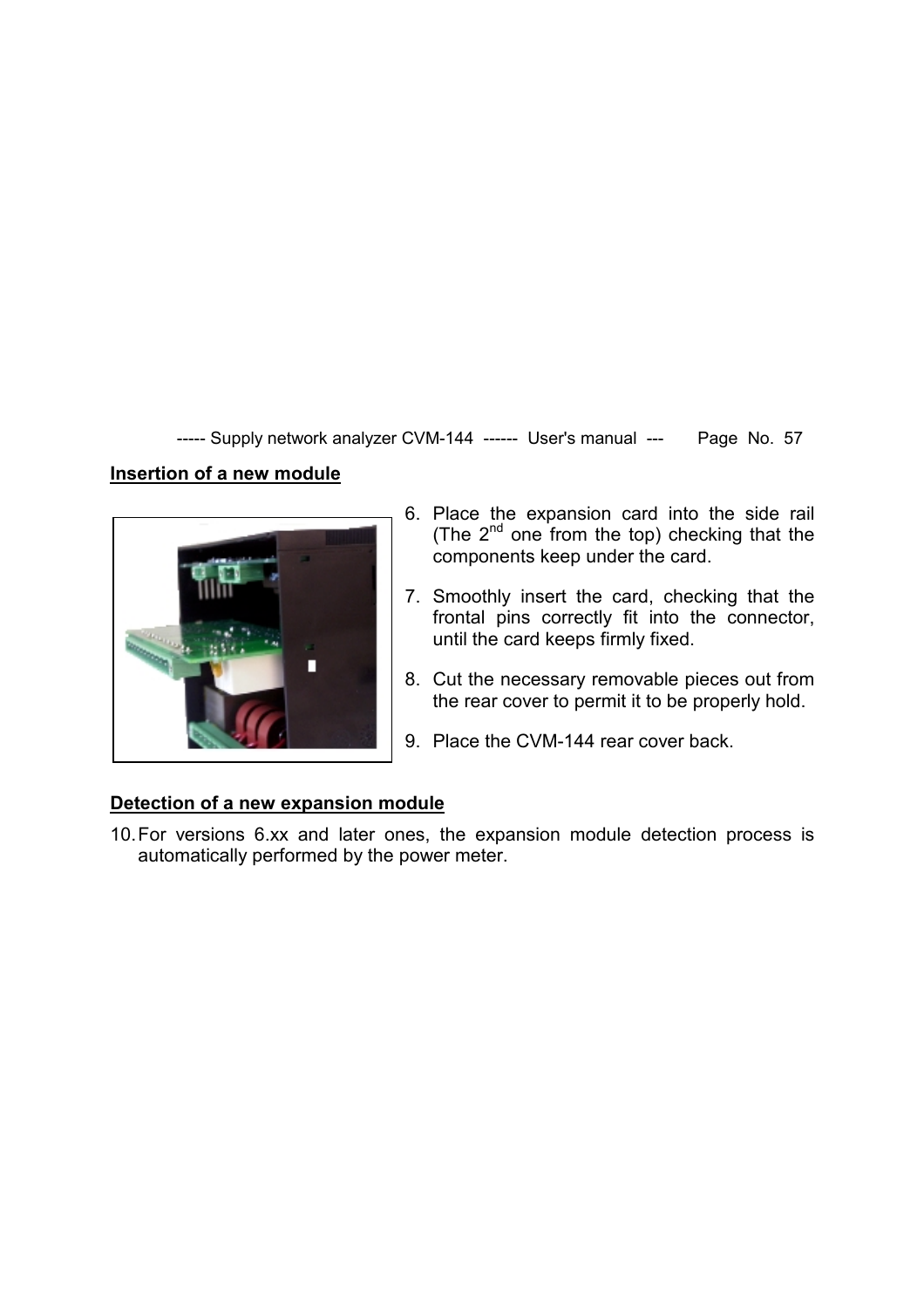## Insertion of a new module

6. Place the expansion card into the side rail (The 2nd one from the top) checking that the components keep under the card.

7. Smoothly insert the card, checking that the frontal pins correctly fit into the connector, until the card keeps firmly fixed.

8. Cut the necessary removable pieces out from the rear cover to permit it to be properly hold.

9. Place the CVM-144 rear cover back.

## Detection of a new expansion module

10. For versions 6.xx and later ones, the expansion module detection process is automatically performed by the power meter.